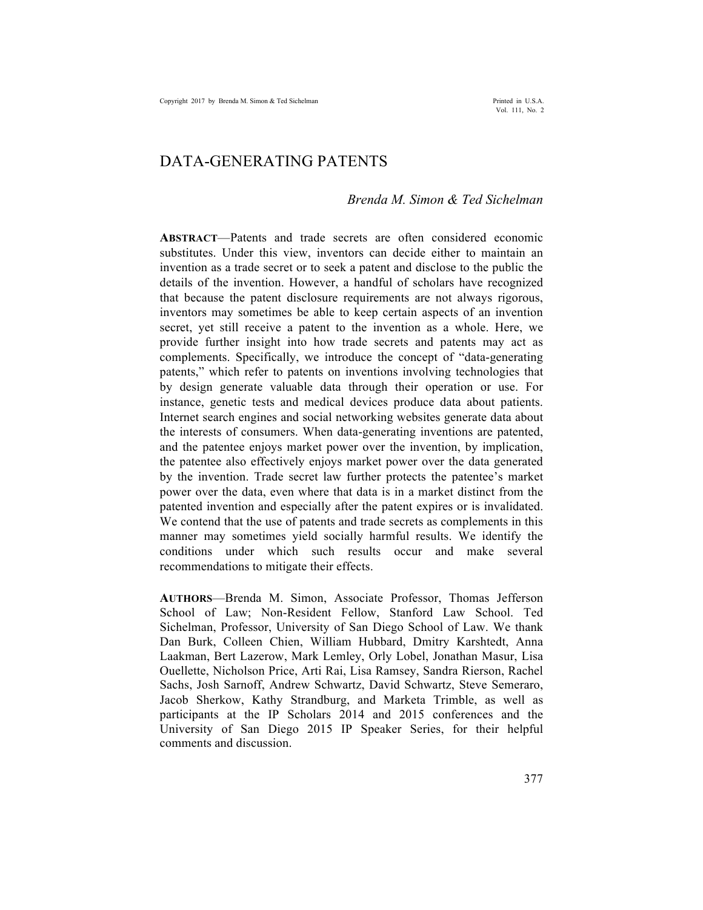# DATA-GENERATING PATENTS

*Brenda M. Simon & Ted Sichelman*

**ABSTRACT**—Patents and trade secrets are often considered economic substitutes. Under this view, inventors can decide either to maintain an invention as a trade secret or to seek a patent and disclose to the public the details of the invention. However, a handful of scholars have recognized that because the patent disclosure requirements are not always rigorous, inventors may sometimes be able to keep certain aspects of an invention secret, yet still receive a patent to the invention as a whole. Here, we provide further insight into how trade secrets and patents may act as complements. Specifically, we introduce the concept of "data-generating patents," which refer to patents on inventions involving technologies that by design generate valuable data through their operation or use. For instance, genetic tests and medical devices produce data about patients. Internet search engines and social networking websites generate data about the interests of consumers. When data-generating inventions are patented, and the patentee enjoys market power over the invention, by implication, the patentee also effectively enjoys market power over the data generated by the invention. Trade secret law further protects the patentee's market power over the data, even where that data is in a market distinct from the patented invention and especially after the patent expires or is invalidated. We contend that the use of patents and trade secrets as complements in this manner may sometimes yield socially harmful results. We identify the conditions under which such results occur and make several recommendations to mitigate their effects.

**AUTHORS**—Brenda M. Simon, Associate Professor, Thomas Jefferson School of Law; Non-Resident Fellow, Stanford Law School. Ted Sichelman, Professor, University of San Diego School of Law. We thank Dan Burk, Colleen Chien, William Hubbard, Dmitry Karshtedt, Anna Laakman, Bert Lazerow, Mark Lemley, Orly Lobel, Jonathan Masur, Lisa Ouellette, Nicholson Price, Arti Rai, Lisa Ramsey, Sandra Rierson, Rachel Sachs, Josh Sarnoff, Andrew Schwartz, David Schwartz, Steve Semeraro, Jacob Sherkow, Kathy Strandburg, and Marketa Trimble, as well as participants at the IP Scholars 2014 and 2015 conferences and the University of San Diego 2015 IP Speaker Series, for their helpful comments and discussion.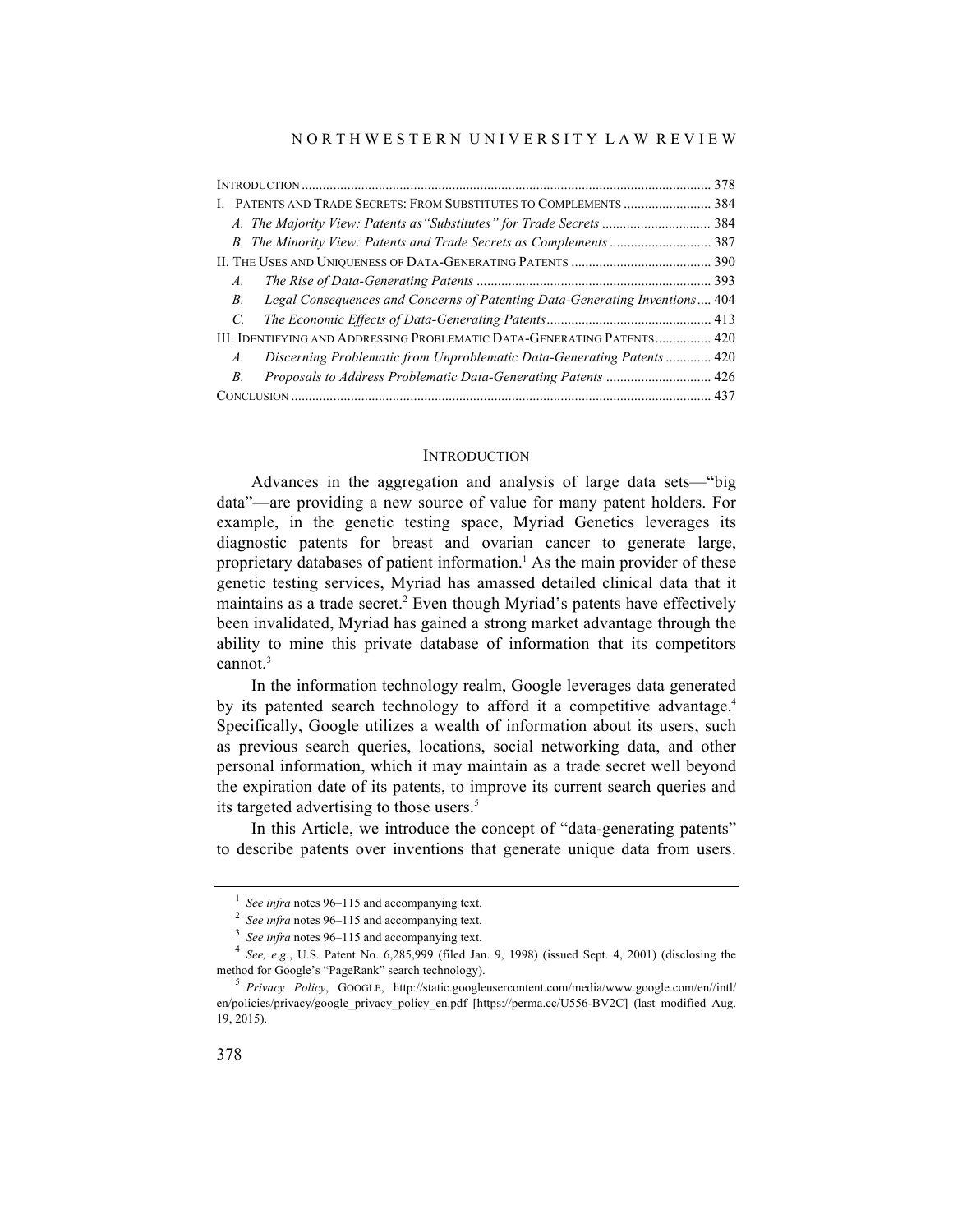| | |
|---|---|
| INTRODUCTION | 378 |
| I. PATENTS AND TRADE SECRETS: FROM SUBSTITUTES TO COMPLEMENTS | 384 |
| *A. The Majority View: Patents as "Substitutes" for Trade Secrets* | 384 |
| *B. The Minority View: Patents and Trade Secrets as Complements* | 387 |
| II. THE USES AND UNIQUENESS OF DATA-GENERATING PATENTS | 390 |
| *A. The Rise of Data-Generating Patents* | 393 |
| *B. Legal Consequences and Concerns of Patenting Data-Generating Inventions* | 404 |
| *C. The Economic Effects of Data-Generating Patents* | 413 |
| III. IDENTIFYING AND ADDRESSING PROBLEMATIC DATA-GENERATING PATENTS | 420 |
| *A. Discerning Problematic from Unproblematic Data-Generating Patents* | 420 |
| *B. Proposals to Address Problematic Data-Generating Patents* | 426 |
| CONCLUSION | 437 |

## INTRODUCTION

Advances in the aggregation and analysis of large data sets—"big data"—are providing a new source of value for many patent holders. For example, in the genetic testing space, Myriad Genetics leverages its diagnostic patents for breast and ovarian cancer to generate large, proprietary databases of patient information.[1] As the main provider of these genetic testing services, Myriad has amassed detailed clinical data that it maintains as a trade secret.[2] Even though Myriad's patents have effectively been invalidated, Myriad has gained a strong market advantage through the ability to mine this private database of information that its competitors cannot.[3]

In the information technology realm, Google leverages data generated by its patented search technology to afford it a competitive advantage.[4] Specifically, Google utilizes a wealth of information about its users, such as previous search queries, locations, social networking data, and other personal information, which it may maintain as a trade secret well beyond the expiration date of its patents, to improve its current search queries and its targeted advertising to those users.[5]

In this Article, we introduce the concept of "data-generating patents" to describe patents over inventions that generate unique data from users.

---

[1] *See infra* notes 96–115 and accompanying text.

[2] *See infra* notes 96–115 and accompanying text.

[3] *See infra* notes 96–115 and accompanying text.

[4] *See, e.g.*, U.S. Patent No. 6,285,999 (filed Jan. 9, 1998) (issued Sept. 4, 2001) (disclosing the method for Google's "PageRank" search technology).

[5] *Privacy Policy*, GOOGLE, http://static.googleusercontent.com/media/www.google.com/en//intl/en/policies/privacy/google_privacy_policy_en.pdf [https://perma.cc/U556-BV2C] (last modified Aug. 19, 2015).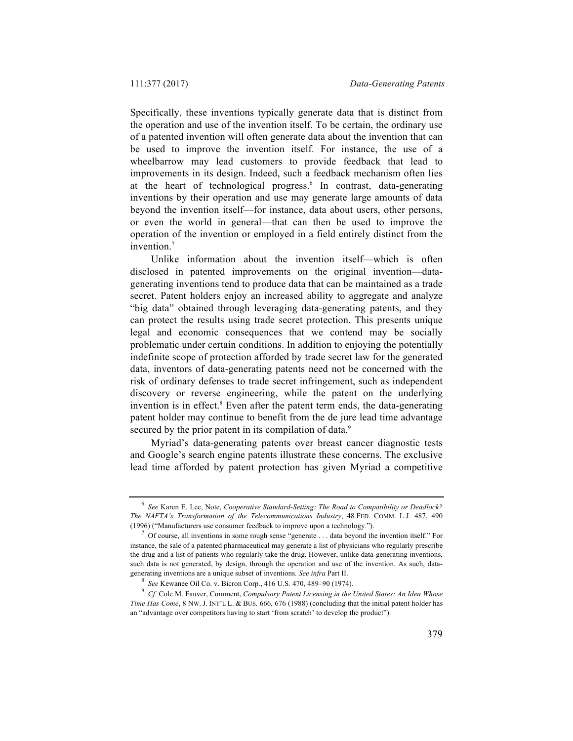Specifically, these inventions typically generate data that is distinct from the operation and use of the invention itself. To be certain, the ordinary use of a patented invention will often generate data about the invention that can be used to improve the invention itself. For instance, the use of a wheelbarrow may lead customers to provide feedback that lead to improvements in its design. Indeed, such a feedback mechanism often lies at the heart of technological progress.[6] In contrast, data-generating inventions by their operation and use may generate large amounts of data beyond the invention itself—for instance, data about users, other persons, or even the world in general—that can then be used to improve the operation of the invention or employed in a field entirely distinct from the invention.[7]

Unlike information about the invention itself—which is often disclosed in patented improvements on the original invention—data-generating inventions tend to produce data that can be maintained as a trade secret. Patent holders enjoy an increased ability to aggregate and analyze "big data" obtained through leveraging data-generating patents, and they can protect the results using trade secret protection. This presents unique legal and economic consequences that we contend may be socially problematic under certain conditions. In addition to enjoying the potentially indefinite scope of protection afforded by trade secret law for the generated data, inventors of data-generating patents need not be concerned with the risk of ordinary defenses to trade secret infringement, such as independent discovery or reverse engineering, while the patent on the underlying invention is in effect.[8] Even after the patent term ends, the data-generating patent holder may continue to benefit from the de jure lead time advantage secured by the prior patent in its compilation of data.[9]

Myriad's data-generating patents over breast cancer diagnostic tests and Google's search engine patents illustrate these concerns. The exclusive lead time afforded by patent protection has given Myriad a competitive

---

[6] *See* Karen E. Lee, Note, *Cooperative Standard-Setting: The Road to Compatibility or Deadlock? The NAFTA's Transformation of the Telecommunications Industry*, 48 FED. COMM. L.J. 487, 490 (1996) ("Manufacturers use consumer feedback to improve upon a technology.").

[7] Of course, all inventions in some rough sense "generate . . . data beyond the invention itself." For instance, the sale of a patented pharmaceutical may generate a list of physicians who regularly prescribe the drug and a list of patients who regularly take the drug. However, unlike data-generating inventions, such data is not generated, by design, through the operation and use of the invention. As such, data-generating inventions are a unique subset of inventions. *See infra* Part II.

[8] *See* Kewanee Oil Co. v. Bicron Corp., 416 U.S. 470, 489–90 (1974).

[9] *Cf.* Cole M. Fauver, Comment, *Compulsory Patent Licensing in the United States: An Idea Whose Time Has Come*, 8 NW. J. INT'L L. & BUS. 666, 676 (1988) (concluding that the initial patent holder has an "advantage over competitors having to start 'from scratch' to develop the product").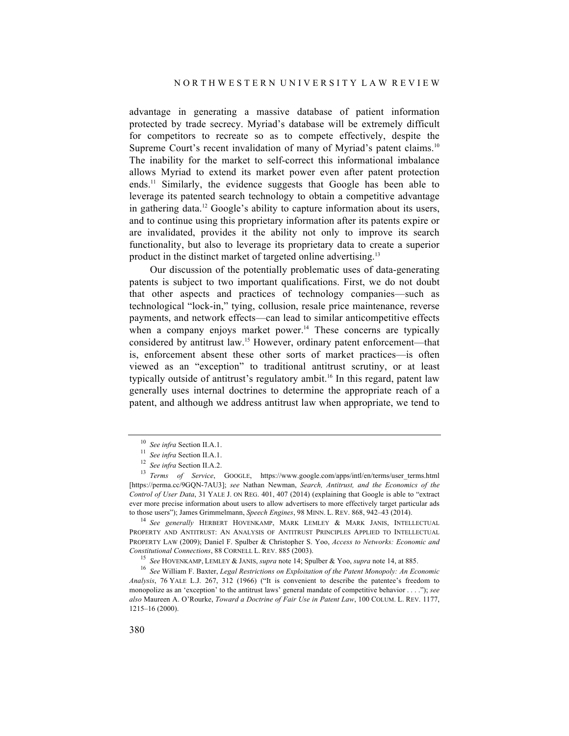advantage in generating a massive database of patient information protected by trade secrecy. Myriad's database will be extremely difficult for competitors to recreate so as to compete effectively, despite the Supreme Court's recent invalidation of many of Myriad's patent claims.[10] The inability for the market to self-correct this informational imbalance allows Myriad to extend its market power even after patent protection ends.[11] Similarly, the evidence suggests that Google has been able to leverage its patented search technology to obtain a competitive advantage in gathering data.[12] Google's ability to capture information about its users, and to continue using this proprietary information after its patents expire or are invalidated, provides it the ability not only to improve its search functionality, but also to leverage its proprietary data to create a superior product in the distinct market of targeted online advertising.[13]

Our discussion of the potentially problematic uses of data-generating patents is subject to two important qualifications. First, we do not doubt that other aspects and practices of technology companies—such as technological "lock-in," tying, collusion, resale price maintenance, reverse payments, and network effects—can lead to similar anticompetitive effects when a company enjoys market power.[14] These concerns are typically considered by antitrust law.[15] However, ordinary patent enforcement—that is, enforcement absent these other sorts of market practices—is often viewed as an "exception" to traditional antitrust scrutiny, or at least typically outside of antitrust's regulatory ambit.[16] In this regard, patent law generally uses internal doctrines to determine the appropriate reach of a patent, and although we address antitrust law when appropriate, we tend to

---

[10] *See infra* Section II.A.1.

[11] *See infra* Section II.A.1.

[12] *See infra* Section II.A.2.

[13] *Terms of Service*, GOOGLE, https://www.google.com/apps/intl/en/terms/user_terms.html [https://perma.cc/9GQN-7AU3]; *see* Nathan Newman, *Search, Antitrust, and the Economics of the Control of User Data*, 31 YALE J. ON REG. 401, 407 (2014) (explaining that Google is able to "extract ever more precise information about users to allow advertisers to more effectively target particular ads to those users"); James Grimmelmann, *Speech Engines*, 98 MINN. L. REV. 868, 942–43 (2014).

[14] *See generally* HERBERT HOVENKAMP, MARK LEMLEY & MARK JANIS, INTELLECTUAL PROPERTY AND ANTITRUST: AN ANALYSIS OF ANTITRUST PRINCIPLES APPLIED TO INTELLECTUAL PROPERTY LAW (2009); Daniel F. Spulber & Christopher S. Yoo, *Access to Networks: Economic and Constitutional Connections*, 88 CORNELL L. REV. 885 (2003).

[15] *See* HOVENKAMP, LEMLEY & JANIS, *supra* note 14; Spulber & Yoo, *supra* note 14, at 885.

[16] *See* William F. Baxter, *Legal Restrictions on Exploitation of the Patent Monopoly: An Economic Analysis*, 76 YALE L.J. 267, 312 (1966) ("It is convenient to describe the patentee's freedom to monopolize as an 'exception' to the antitrust laws' general mandate of competitive behavior . . . ."); *see also* Maureen A. O'Rourke, *Toward a Doctrine of Fair Use in Patent Law*, 100 COLUM. L. REV. 1177, 1215–16 (2000).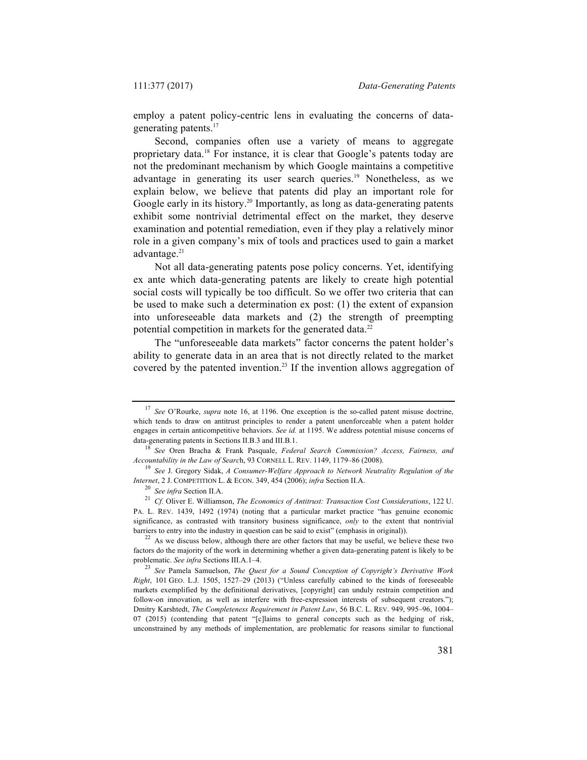employ a patent policy-centric lens in evaluating the concerns of data-generating patents.[17]

Second, companies often use a variety of means to aggregate proprietary data.[18] For instance, it is clear that Google's patents today are not the predominant mechanism by which Google maintains a competitive advantage in generating its user search queries.[19] Nonetheless, as we explain below, we believe that patents did play an important role for Google early in its history.[20] Importantly, as long as data-generating patents exhibit some nontrivial detrimental effect on the market, they deserve examination and potential remediation, even if they play a relatively minor role in a given company's mix of tools and practices used to gain a market advantage.[21]

Not all data-generating patents pose policy concerns. Yet, identifying ex ante which data-generating patents are likely to create high potential social costs will typically be too difficult. So we offer two criteria that can be used to make such a determination ex post: (1) the extent of expansion into unforeseeable data markets and (2) the strength of preempting potential competition in markets for the generated data.[22]

The "unforeseeable data markets" factor concerns the patent holder's ability to generate data in an area that is not directly related to the market covered by the patented invention.[23] If the invention allows aggregation of

---

[17] *See* O'Rourke, *supra* note 16, at 1196. One exception is the so-called patent misuse doctrine, which tends to draw on antitrust principles to render a patent unenforceable when a patent holder engages in certain anticompetitive behaviors. *See id.* at 1195. We address potential misuse concerns of data-generating patents in Sections II.B.3 and III.B.1.

[18] *See* Oren Bracha & Frank Pasquale, *Federal Search Commission? Access, Fairness, and Accountability in the Law of Search*, 93 CORNELL L. REV. 1149, 1179–86 (2008).

[19] *See* J. Gregory Sidak, *A Consumer-Welfare Approach to Network Neutrality Regulation of the Internet*, 2 J. COMPETITION L. & ECON. 349, 454 (2006); *infra* Section II.A.

[20] *See infra* Section II.A.

[21] *Cf.* Oliver E. Williamson, *The Economics of Antitrust: Transaction Cost Considerations*, 122 U. PA. L. REV. 1439, 1492 (1974) (noting that a particular market practice "has genuine economic significance, as contrasted with transitory business significance, *only* to the extent that nontrivial barriers to entry into the industry in question can be said to exist" (emphasis in original)).

[22] As we discuss below, although there are other factors that may be useful, we believe these two factors do the majority of the work in determining whether a given data-generating patent is likely to be problematic. *See infra* Sections III.A.1–4.

[23] *See* Pamela Samuelson, *The Quest for a Sound Conception of Copyright's Derivative Work Right*, 101 GEO. L.J. 1505, 1527–29 (2013) ("Unless carefully cabined to the kinds of foreseeable markets exemplified by the definitional derivatives, [copyright] can unduly restrain competition and follow-on innovation, as well as interfere with free-expression interests of subsequent creators."); Dmitry Karshtedt, *The Completeness Requirement in Patent Law*, 56 B.C. L. REV. 949, 995–96, 1004–07 (2015) (contending that patent "[c]laims to general concepts such as the hedging of risk, unconstrained by any methods of implementation, are problematic for reasons similar to functional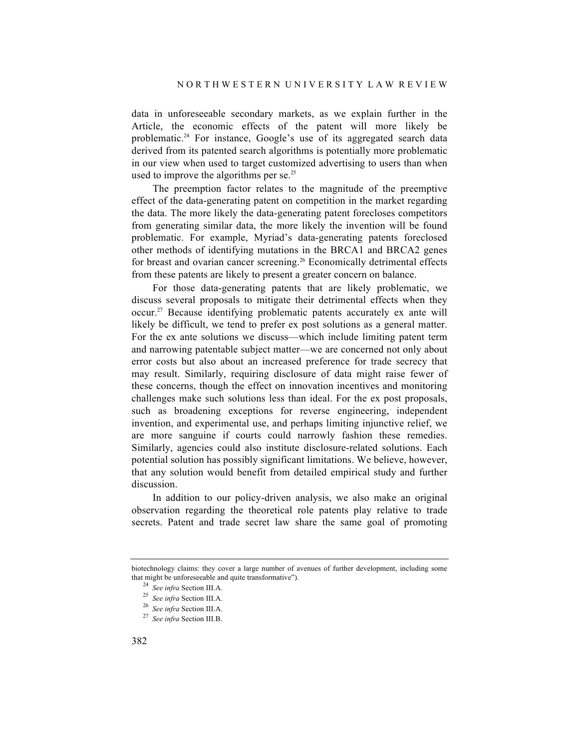data in unforeseeable secondary markets, as we explain further in the Article, the economic effects of the patent will more likely be problematic.[24] For instance, Google's use of its aggregated search data derived from its patented search algorithms is potentially more problematic in our view when used to target customized advertising to users than when used to improve the algorithms per se.[25]

The preemption factor relates to the magnitude of the preemptive effect of the data-generating patent on competition in the market regarding the data. The more likely the data-generating patent forecloses competitors from generating similar data, the more likely the invention will be found problematic. For example, Myriad's data-generating patents foreclosed other methods of identifying mutations in the BRCA1 and BRCA2 genes for breast and ovarian cancer screening.[26] Economically detrimental effects from these patents are likely to present a greater concern on balance.

For those data-generating patents that are likely problematic, we discuss several proposals to mitigate their detrimental effects when they occur.[27] Because identifying problematic patents accurately ex ante will likely be difficult, we tend to prefer ex post solutions as a general matter. For the ex ante solutions we discuss—which include limiting patent term and narrowing patentable subject matter—we are concerned not only about error costs but also about an increased preference for trade secrecy that may result. Similarly, requiring disclosure of data might raise fewer of these concerns, though the effect on innovation incentives and monitoring challenges make such solutions less than ideal. For the ex post proposals, such as broadening exceptions for reverse engineering, independent invention, and experimental use, and perhaps limiting injunctive relief, we are more sanguine if courts could narrowly fashion these remedies. Similarly, agencies could also institute disclosure-related solutions. Each potential solution has possibly significant limitations. We believe, however, that any solution would benefit from detailed empirical study and further discussion.

In addition to our policy-driven analysis, we also make an original observation regarding the theoretical role patents play relative to trade secrets. Patent and trade secret law share the same goal of promoting

---

biotechnology claims: they cover a large number of avenues of further development, including some that might be unforeseeable and quite transformative").

[24] *See infra* Section III.A.

[25] *See infra* Section III.A.

[26] *See infra* Section III.A.

[27] *See infra* Section III.B.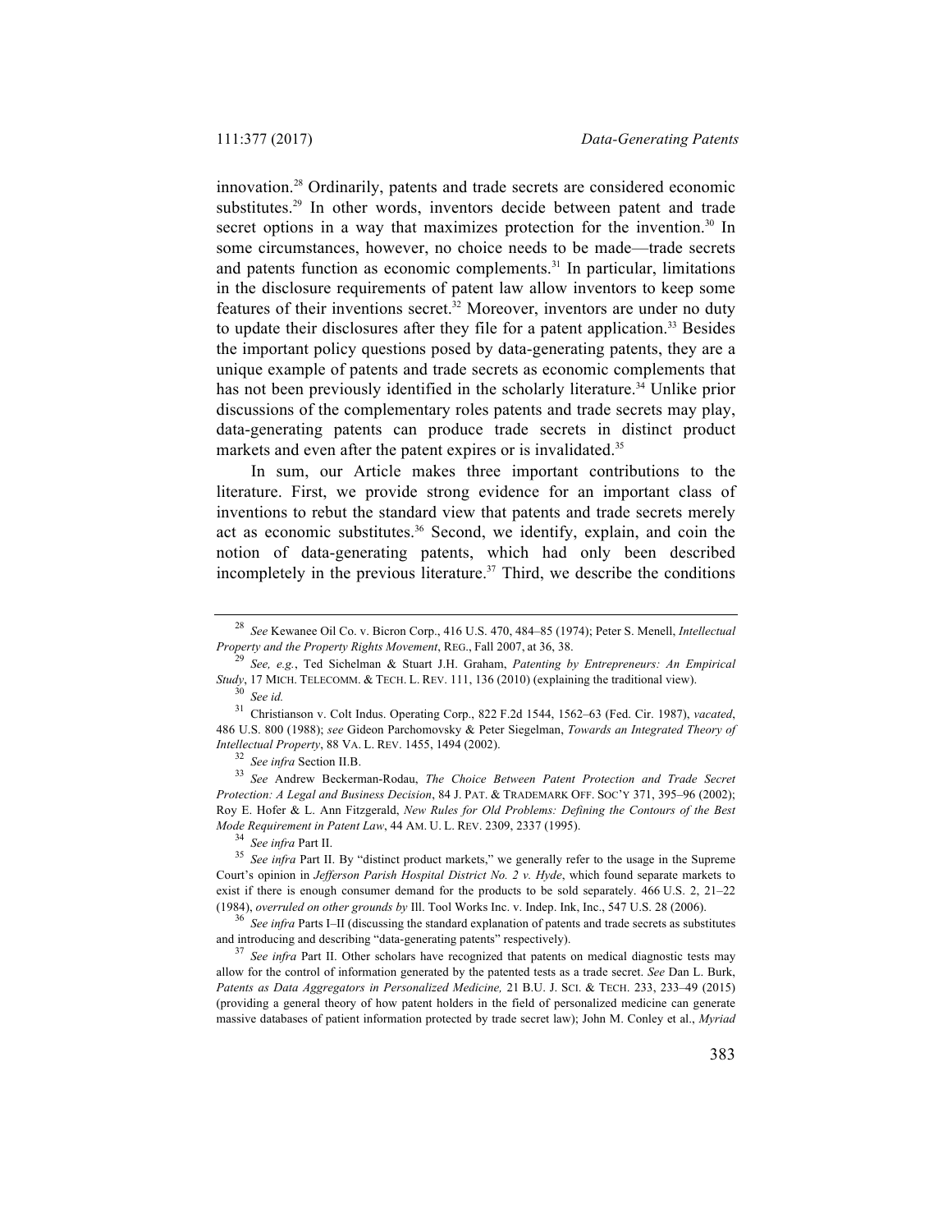innovation.[28] Ordinarily, patents and trade secrets are considered economic substitutes.[29] In other words, inventors decide between patent and trade secret options in a way that maximizes protection for the invention.[30] In some circumstances, however, no choice needs to be made—trade secrets and patents function as economic complements.[31] In particular, limitations in the disclosure requirements of patent law allow inventors to keep some features of their inventions secret.[32] Moreover, inventors are under no duty to update their disclosures after they file for a patent application.[33] Besides the important policy questions posed by data-generating patents, they are a unique example of patents and trade secrets as economic complements that has not been previously identified in the scholarly literature.[34] Unlike prior discussions of the complementary roles patents and trade secrets may play, data-generating patents can produce trade secrets in distinct product markets and even after the patent expires or is invalidated.[35]

In sum, our Article makes three important contributions to the literature. First, we provide strong evidence for an important class of inventions to rebut the standard view that patents and trade secrets merely act as economic substitutes.[36] Second, we identify, explain, and coin the notion of data-generating patents, which had only been described incompletely in the previous literature.[37] Third, we describe the conditions

---

[28] *See* Kewanee Oil Co. v. Bicron Corp., 416 U.S. 470, 484–85 (1974); Peter S. Menell, *Intellectual Property and the Property Rights Movement*, REG., Fall 2007, at 36, 38.

[29] *See, e.g.*, Ted Sichelman & Stuart J.H. Graham, *Patenting by Entrepreneurs: An Empirical Study*, 17 MICH. TELECOMM. & TECH. L. REV. 111, 136 (2010) (explaining the traditional view).

[30] *See id.*

[31] Christianson v. Colt Indus. Operating Corp., 822 F.2d 1544, 1562–63 (Fed. Cir. 1987), *vacated*, 486 U.S. 800 (1988); *see* Gideon Parchomovsky & Peter Siegelman, *Towards an Integrated Theory of Intellectual Property*, 88 VA. L. REV. 1455, 1494 (2002).

[32] *See infra* Section II.B.

[33] *See* Andrew Beckerman-Rodau, *The Choice Between Patent Protection and Trade Secret Protection: A Legal and Business Decision*, 84 J. PAT. & TRADEMARK OFF. SOC'Y 371, 395–96 (2002); Roy E. Hofer & L. Ann Fitzgerald, *New Rules for Old Problems: Defining the Contours of the Best Mode Requirement in Patent Law*, 44 AM. U. L. REV. 2309, 2337 (1995).

[34] *See infra* Part II.

[35] *See infra* Part II. By "distinct product markets," we generally refer to the usage in the Supreme Court's opinion in *Jefferson Parish Hospital District No. 2 v. Hyde*, which found separate markets to exist if there is enough consumer demand for the products to be sold separately. 466 U.S. 2, 21–22 (1984), *overruled on other grounds by* Ill. Tool Works Inc. v. Indep. Ink, Inc., 547 U.S. 28 (2006).

[36] *See infra* Parts I–II (discussing the standard explanation of patents and trade secrets as substitutes and introducing and describing "data-generating patents" respectively).

[37] *See infra* Part II. Other scholars have recognized that patents on medical diagnostic tests may allow for the control of information generated by the patented tests as a trade secret. *See* Dan L. Burk, *Patents as Data Aggregators in Personalized Medicine*, 21 B.U. J. SCI. & TECH. 233, 233–49 (2015) (providing a general theory of how patent holders in the field of personalized medicine can generate massive databases of patient information protected by trade secret law); John M. Conley et al., *Myriad*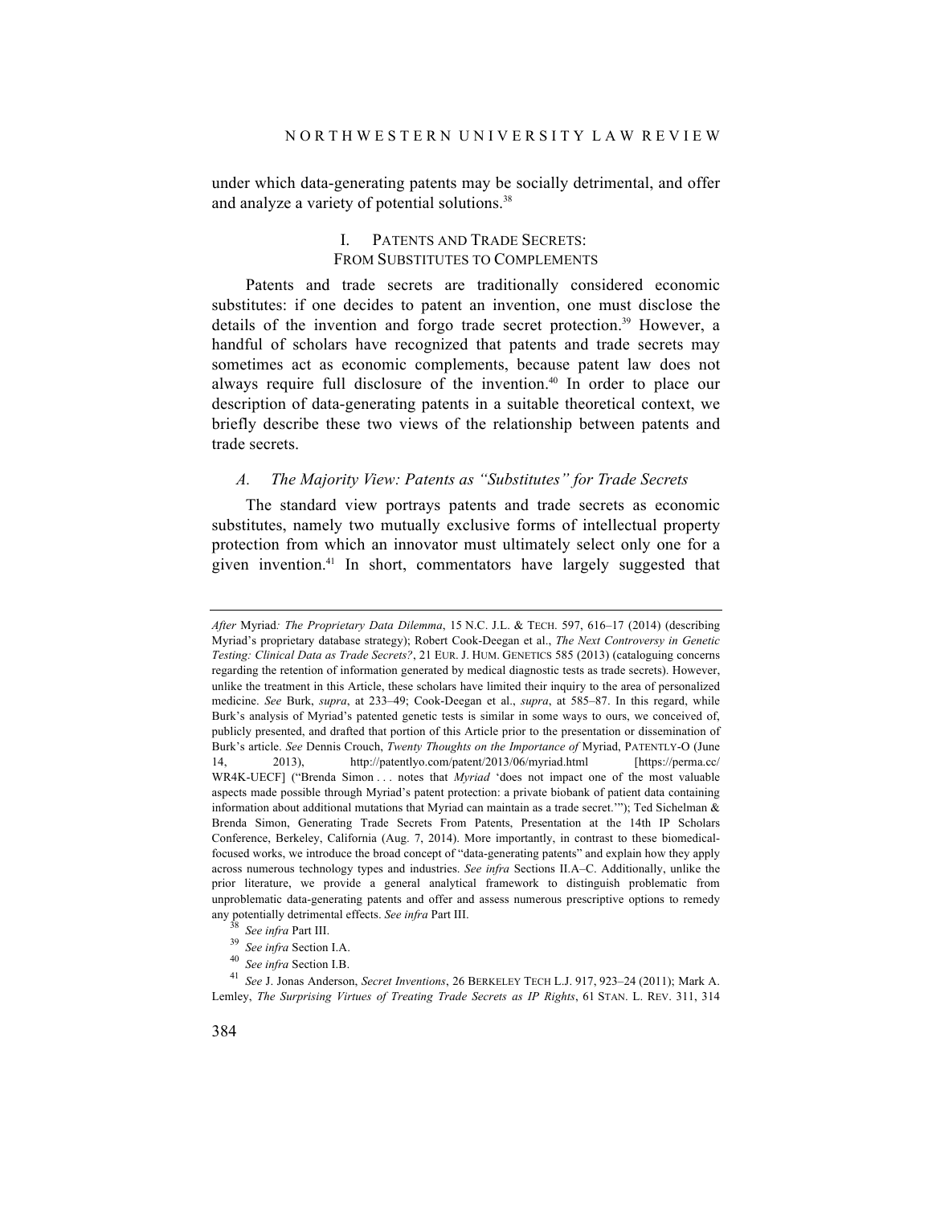under which data-generating patents may be socially detrimental, and offer and analyze a variety of potential solutions.[38]

## I. PATENTS AND TRADE SECRETS: FROM SUBSTITUTES TO COMPLEMENTS

Patents and trade secrets are traditionally considered economic substitutes: if one decides to patent an invention, one must disclose the details of the invention and forgo trade secret protection.[39] However, a handful of scholars have recognized that patents and trade secrets may sometimes act as economic complements, because patent law does not always require full disclosure of the invention.[40] In order to place our description of data-generating patents in a suitable theoretical context, we briefly describe these two views of the relationship between patents and trade secrets.

### *A. The Majority View: Patents as "Substitutes" for Trade Secrets*

The standard view portrays patents and trade secrets as economic substitutes, namely two mutually exclusive forms of intellectual property protection from which an innovator must ultimately select only one for a given invention.[41] In short, commentators have largely suggested that

---

*After* Myriad*: The Proprietary Data Dilemma*, 15 N.C. J.L. & TECH. 597, 616–17 (2014) (describing Myriad's proprietary database strategy); Robert Cook-Deegan et al., *The Next Controversy in Genetic Testing: Clinical Data as Trade Secrets?*, 21 EUR. J. HUM. GENETICS 585 (2013) (cataloguing concerns regarding the retention of information generated by medical diagnostic tests as trade secrets). However, unlike the treatment in this Article, these scholars have limited their inquiry to the area of personalized medicine. *See* Burk, *supra*, at 233–49; Cook-Deegan et al., *supra*, at 585–87. In this regard, while Burk's analysis of Myriad's patented genetic tests is similar in some ways to ours, we conceived of, publicly presented, and drafted that portion of this Article prior to the presentation or dissemination of Burk's article. *See* Dennis Crouch, *Twenty Thoughts on the Importance of* Myriad, PATENTLY-O (June 14, 2013), http://patentlyo.com/patent/2013/06/myriad.html [https://perma.cc/WR4K-UECF] ("Brenda Simon . . . notes that *Myriad* 'does not impact one of the most valuable aspects made possible through Myriad's patent protection: a private biobank of patient data containing information about additional mutations that Myriad can maintain as a trade secret.'"); Ted Sichelman & Brenda Simon, Generating Trade Secrets From Patents, Presentation at the 14th IP Scholars Conference, Berkeley, California (Aug. 7, 2014). More importantly, in contrast to these biomedical-focused works, we introduce the broad concept of "data-generating patents" and explain how they apply across numerous technology types and industries. *See infra* Sections II.A–C. Additionally, unlike the prior literature, we provide a general analytical framework to distinguish problematic from unproblematic data-generating patents and offer and assess numerous prescriptive options to remedy any potentially detrimental effects. *See infra* Part III.

[38] *See infra* Part III.

[39] *See infra* Section I.A.

[40] *See infra* Section I.B.

[41] *See* J. Jonas Anderson, *Secret Inventions*, 26 BERKELEY TECH L.J. 917, 923–24 (2011); Mark A. Lemley, *The Surprising Virtues of Treating Trade Secrets as IP Rights*, 61 STAN. L. REV. 311, 314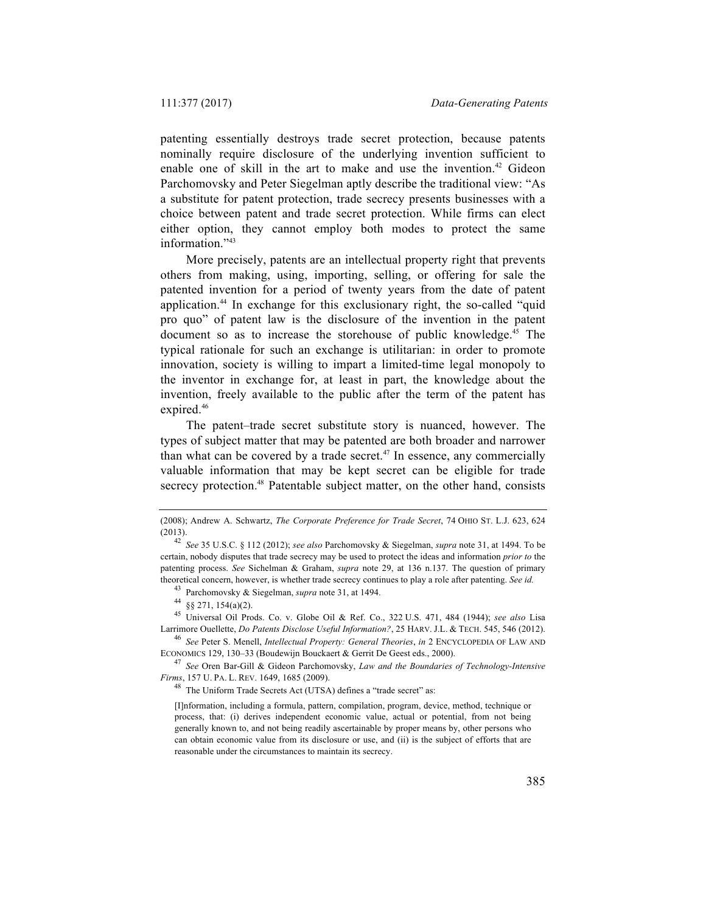patenting essentially destroys trade secret protection, because patents nominally require disclosure of the underlying invention sufficient to enable one of skill in the art to make and use the invention.[42] Gideon Parchomovsky and Peter Siegelman aptly describe the traditional view: "As a substitute for patent protection, trade secrecy presents businesses with a choice between patent and trade secret protection. While firms can elect either option, they cannot employ both modes to protect the same information."[43]

More precisely, patents are an intellectual property right that prevents others from making, using, importing, selling, or offering for sale the patented invention for a period of twenty years from the date of patent application.[44] In exchange for this exclusionary right, the so-called "quid pro quo" of patent law is the disclosure of the invention in the patent document so as to increase the storehouse of public knowledge.[45] The typical rationale for such an exchange is utilitarian: in order to promote innovation, society is willing to impart a limited-time legal monopoly to the inventor in exchange for, at least in part, the knowledge about the invention, freely available to the public after the term of the patent has expired.[46]

The patent–trade secret substitute story is nuanced, however. The types of subject matter that may be patented are both broader and narrower than what can be covered by a trade secret.[47] In essence, any commercially valuable information that may be kept secret can be eligible for trade secrecy protection.[48] Patentable subject matter, on the other hand, consists

---

(2008); Andrew A. Schwartz, *The Corporate Preference for Trade Secret*, 74 OHIO ST. L.J. 623, 624 (2013).

[42] *See* 35 U.S.C. § 112 (2012); *see also* Parchomovsky & Siegelman, *supra* note 31, at 1494. To be certain, nobody disputes that trade secrecy may be used to protect the ideas and information *prior to* the patenting process. *See* Sichelman & Graham, *supra* note 29, at 136 n.137. The question of primary theoretical concern, however, is whether trade secrecy continues to play a role after patenting. *See id.*

[43] Parchomovsky & Siegelman, *supra* note 31, at 1494.

[44] §§ 271, 154(a)(2).

[45] Universal Oil Prods. Co. v. Globe Oil & Ref. Co., 322 U.S. 471, 484 (1944); *see also* Lisa Larrimore Ouellette, *Do Patents Disclose Useful Information?*, 25 HARV. J.L. & TECH. 545, 546 (2012).

[46] *See* Peter S. Menell, *Intellectual Property: General Theories*, *in* 2 ENCYCLOPEDIA OF LAW AND ECONOMICS 129, 130–33 (Boudewijn Bouckaert & Gerrit De Geest eds., 2000).

[47] *See* Oren Bar-Gill & Gideon Parchomovsky, *Law and the Boundaries of Technology-Intensive Firms*, 157 U. PA. L. REV. 1649, 1685 (2009).

[48] The Uniform Trade Secrets Act (UTSA) defines a "trade secret" as:

> [I]nformation, including a formula, pattern, compilation, program, device, method, technique or process, that: (i) derives independent economic value, actual or potential, from not being generally known to, and not being readily ascertainable by proper means by, other persons who can obtain economic value from its disclosure or use, and (ii) is the subject of efforts that are reasonable under the circumstances to maintain its secrecy.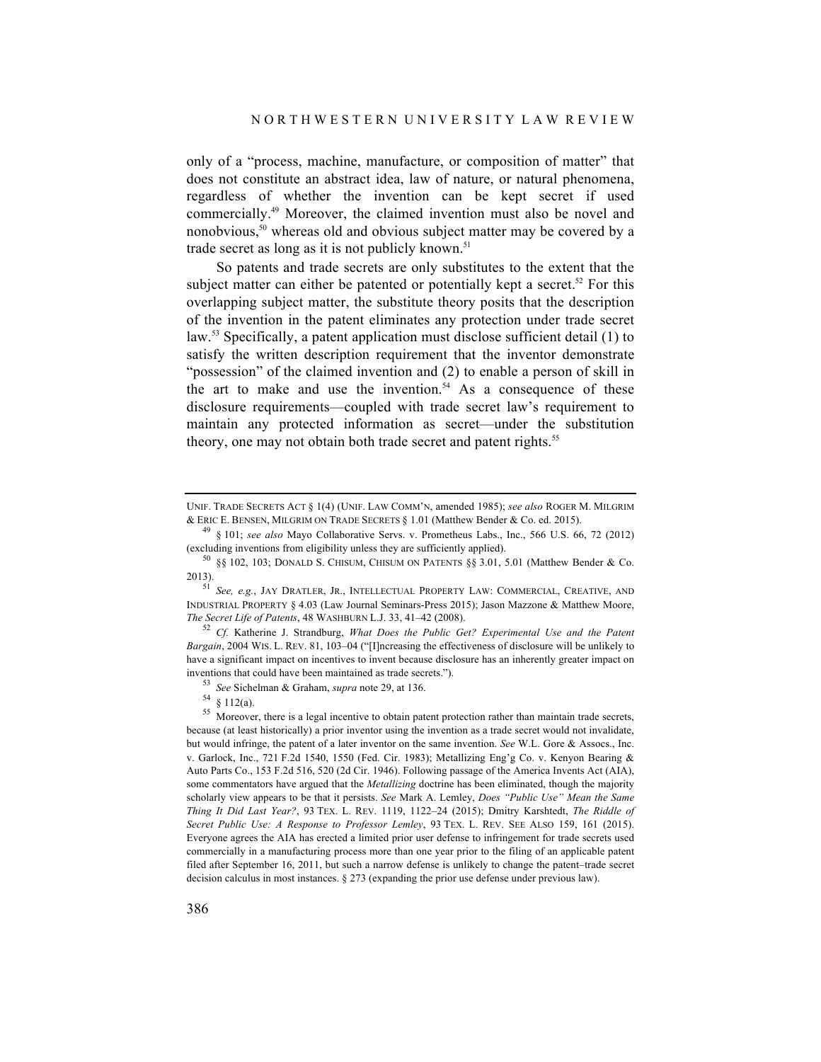only of a "process, machine, manufacture, or composition of matter" that does not constitute an abstract idea, law of nature, or natural phenomena, regardless of whether the invention can be kept secret if used commercially.[49] Moreover, the claimed invention must also be novel and nonobvious,[50] whereas old and obvious subject matter may be covered by a trade secret as long as it is not publicly known.[51]

So patents and trade secrets are only substitutes to the extent that the subject matter can either be patented or potentially kept a secret.[52] For this overlapping subject matter, the substitute theory posits that the description of the invention in the patent eliminates any protection under trade secret law.[53] Specifically, a patent application must disclose sufficient detail (1) to satisfy the written description requirement that the inventor demonstrate "possession" of the claimed invention and (2) to enable a person of skill in the art to make and use the invention.[54] As a consequence of these disclosure requirements—coupled with trade secret law's requirement to maintain any protected information as secret—under the substitution theory, one may not obtain both trade secret and patent rights.[55]

---

UNIF. TRADE SECRETS ACT § 1(4) (UNIF. LAW COMM'N, amended 1985); *see also* ROGER M. MILGRIM & ERIC E. BENSEN, MILGRIM ON TRADE SECRETS § 1.01 (Matthew Bender & Co. ed. 2015).

[49] § 101; *see also* Mayo Collaborative Servs. v. Prometheus Labs., Inc., 566 U.S. 66, 72 (2012) (excluding inventions from eligibility unless they are sufficiently applied).

[50] §§ 102, 103; DONALD S. CHISUM, CHISUM ON PATENTS §§ 3.01, 5.01 (Matthew Bender & Co. 2013).

[51] *See, e.g.*, JAY DRATLER, JR., INTELLECTUAL PROPERTY LAW: COMMERCIAL, CREATIVE, AND INDUSTRIAL PROPERTY § 4.03 (Law Journal Seminars-Press 2015); Jason Mazzone & Matthew Moore, *The Secret Life of Patents*, 48 WASHBURN L.J. 33, 41–42 (2008).

[52] *Cf.* Katherine J. Strandburg, *What Does the Public Get? Experimental Use and the Patent Bargain*, 2004 WIS. L. REV. 81, 103–04 ("[I]ncreasing the effectiveness of disclosure will be unlikely to have a significant impact on incentives to invent because disclosure has an inherently greater impact on inventions that could have been maintained as trade secrets.").

[53] *See* Sichelman & Graham, *supra* note 29, at 136.

[54] § 112(a).

[55] Moreover, there is a legal incentive to obtain patent protection rather than maintain trade secrets, because (at least historically) a prior inventor using the invention as a trade secret would not invalidate, but would infringe, the patent of a later inventor on the same invention. *See* W.L. Gore & Assocs., Inc. v. Garlock, Inc., 721 F.2d 1540, 1550 (Fed. Cir. 1983); Metallizing Eng'g Co. v. Kenyon Bearing & Auto Parts Co., 153 F.2d 516, 520 (2d Cir. 1946). Following passage of the America Invents Act (AIA), some commentators have argued that the *Metallizing* doctrine has been eliminated, though the majority scholarly view appears to be that it persists. *See* Mark A. Lemley, *Does "Public Use" Mean the Same Thing It Did Last Year?*, 93 TEX. L. REV. 1119, 1122–24 (2015); Dmitry Karshtedt, *The Riddle of Secret Public Use: A Response to Professor Lemley*, 93 TEX. L. REV. SEE ALSO 159, 161 (2015). Everyone agrees the AIA has erected a limited prior user defense to infringement for trade secrets used commercially in a manufacturing process more than one year prior to the filing of an applicable patent filed after September 16, 2011, but such a narrow defense is unlikely to change the patent–trade secret decision calculus in most instances. § 273 (expanding the prior use defense under previous law).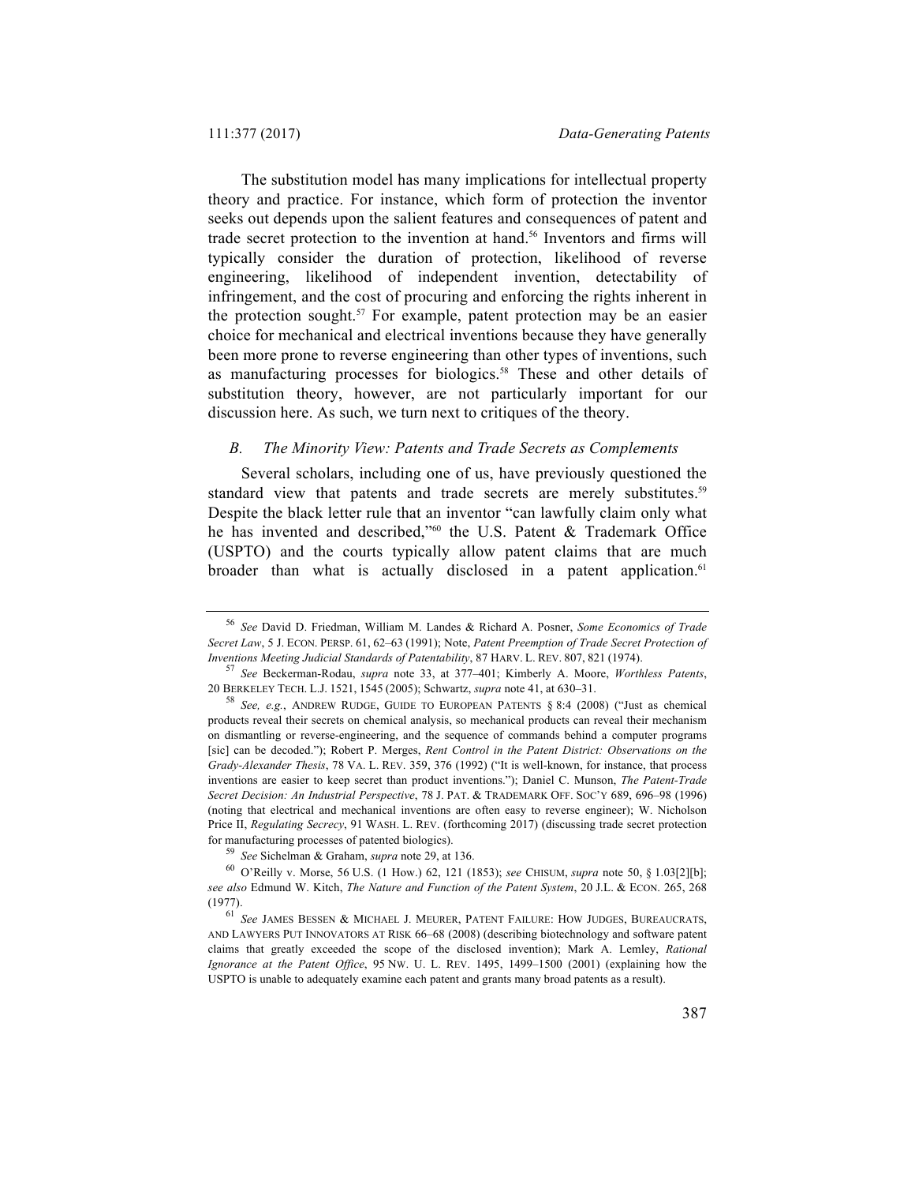The substitution model has many implications for intellectual property theory and practice. For instance, which form of protection the inventor seeks out depends upon the salient features and consequences of patent and trade secret protection to the invention at hand.[56] Inventors and firms will typically consider the duration of protection, likelihood of reverse engineering, likelihood of independent invention, detectability of infringement, and the cost of procuring and enforcing the rights inherent in the protection sought.[57] For example, patent protection may be an easier choice for mechanical and electrical inventions because they have generally been more prone to reverse engineering than other types of inventions, such as manufacturing processes for biologics.[58] These and other details of substitution theory, however, are not particularly important for our discussion here. As such, we turn next to critiques of the theory.

### *B. The Minority View: Patents and Trade Secrets as Complements*

Several scholars, including one of us, have previously questioned the standard view that patents and trade secrets are merely substitutes.[59] Despite the black letter rule that an inventor "can lawfully claim only what he has invented and described,"[60] the U.S. Patent & Trademark Office (USPTO) and the courts typically allow patent claims that are much broader than what is actually disclosed in a patent application.[61]

---

[56] *See* David D. Friedman, William M. Landes & Richard A. Posner, *Some Economics of Trade Secret Law*, 5 J. ECON. PERSP. 61, 62–63 (1991); Note, *Patent Preemption of Trade Secret Protection of Inventions Meeting Judicial Standards of Patentability*, 87 HARV. L. REV. 807, 821 (1974).

[57] *See* Beckerman-Rodau, *supra* note 33, at 377–401; Kimberly A. Moore, *Worthless Patents*, 20 BERKELEY TECH. L.J. 1521, 1545 (2005); Schwartz, *supra* note 41, at 630–31.

[58] *See, e.g.*, ANDREW RUDGE, GUIDE TO EUROPEAN PATENTS § 8:4 (2008) ("Just as chemical products reveal their secrets on chemical analysis, so mechanical products can reveal their mechanism on dismantling or reverse-engineering, and the sequence of commands behind a computer programs [sic] can be decoded."); Robert P. Merges, *Rent Control in the Patent District: Observations on the Grady-Alexander Thesis*, 78 VA. L. REV. 359, 376 (1992) ("It is well-known, for instance, that process inventions are easier to keep secret than product inventions."); Daniel C. Munson, *The Patent-Trade Secret Decision: An Industrial Perspective*, 78 J. PAT. & TRADEMARK OFF. SOC'Y 689, 696–98 (1996) (noting that electrical and mechanical inventions are often easy to reverse engineer); W. Nicholson Price II, *Regulating Secrecy*, 91 WASH. L. REV. (forthcoming 2017) (discussing trade secret protection for manufacturing processes of patented biologics).

[59] *See* Sichelman & Graham, *supra* note 29, at 136.

[60] O'Reilly v. Morse, 56 U.S. (1 How.) 62, 121 (1853); *see* CHISUM, *supra* note 50, § 1.03[2][b]; *see also* Edmund W. Kitch, *The Nature and Function of the Patent System*, 20 J.L. & ECON. 265, 268 (1977).

[61] *See* JAMES BESSEN & MICHAEL J. MEURER, PATENT FAILURE: HOW JUDGES, BUREAUCRATS, AND LAWYERS PUT INNOVATORS AT RISK 66–68 (2008) (describing biotechnology and software patent claims that greatly exceeded the scope of the disclosed invention); Mark A. Lemley, *Rational Ignorance at the Patent Office*, 95 NW. U. L. REV. 1495, 1499–1500 (2001) (explaining how the USPTO is unable to adequately examine each patent and grants many broad patents as a result).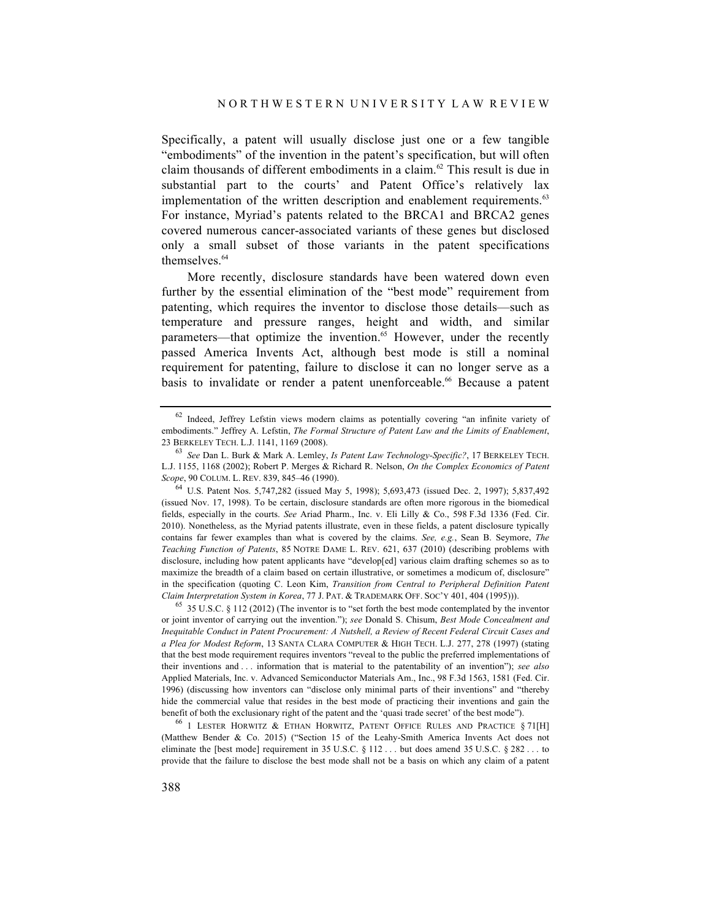Specifically, a patent will usually disclose just one or a few tangible "embodiments" of the invention in the patent's specification, but will often claim thousands of different embodiments in a claim.[62] This result is due in substantial part to the courts' and Patent Office's relatively lax implementation of the written description and enablement requirements.[63] For instance, Myriad's patents related to the BRCA1 and BRCA2 genes covered numerous cancer-associated variants of these genes but disclosed only a small subset of those variants in the patent specifications themselves.[64]

More recently, disclosure standards have been watered down even further by the essential elimination of the "best mode" requirement from patenting, which requires the inventor to disclose those details—such as temperature and pressure ranges, height and width, and similar parameters—that optimize the invention.[65] However, under the recently passed America Invents Act, although best mode is still a nominal requirement for patenting, failure to disclose it can no longer serve as a basis to invalidate or render a patent unenforceable.[66] Because a patent

---

[62] Indeed, Jeffrey Lefstin views modern claims as potentially covering "an infinite variety of embodiments." Jeffrey A. Lefstin, *The Formal Structure of Patent Law and the Limits of Enablement*, 23 BERKELEY TECH. L.J. 1141, 1169 (2008).

[63] *See* Dan L. Burk & Mark A. Lemley, *Is Patent Law Technology-Specific?*, 17 BERKELEY TECH. L.J. 1155, 1168 (2002); Robert P. Merges & Richard R. Nelson, *On the Complex Economics of Patent Scope*, 90 COLUM. L. REV. 839, 845–46 (1990).

[64] U.S. Patent Nos. 5,747,282 (issued May 5, 1998); 5,693,473 (issued Dec. 2, 1997); 5,837,492 (issued Nov. 17, 1998). To be certain, disclosure standards are often more rigorous in the biomedical fields, especially in the courts. *See* Ariad Pharm., Inc. v. Eli Lilly & Co., 598 F.3d 1336 (Fed. Cir. 2010). Nonetheless, as the Myriad patents illustrate, even in these fields, a patent disclosure typically contains far fewer examples than what is covered by the claims. *See, e.g.*, Sean B. Seymore, *The Teaching Function of Patents*, 85 NOTRE DAME L. REV. 621, 637 (2010) (describing problems with disclosure, including how patent applicants have "develop[ed] various claim drafting schemes so as to maximize the breadth of a claim based on certain illustrative, or sometimes a modicum of, disclosure" in the specification (quoting C. Leon Kim, *Transition from Central to Peripheral Definition Patent Claim Interpretation System in Korea*, 77 J. PAT. & TRADEMARK OFF. SOC'Y 401, 404 (1995))).

[65] 35 U.S.C. § 112 (2012) (The inventor is to "set forth the best mode contemplated by the inventor or joint inventor of carrying out the invention."); *see* Donald S. Chisum, *Best Mode Concealment and Inequitable Conduct in Patent Procurement: A Nutshell, a Review of Recent Federal Circuit Cases and a Plea for Modest Reform*, 13 SANTA CLARA COMPUTER & HIGH TECH. L.J. 277, 278 (1997) (stating that the best mode requirement requires inventors "reveal to the public the preferred implementations of their inventions and . . . information that is material to the patentability of an invention"); *see also* Applied Materials, Inc. v. Advanced Semiconductor Materials Am., Inc., 98 F.3d 1563, 1581 (Fed. Cir. 1996) (discussing how inventors can "disclose only minimal parts of their inventions" and "thereby hide the commercial value that resides in the best mode of practicing their inventions and gain the benefit of both the exclusionary right of the patent and the 'quasi trade secret' of the best mode").

[66] 1 LESTER HORWITZ & ETHAN HORWITZ, PATENT OFFICE RULES AND PRACTICE § 71[H] (Matthew Bender & Co. 2015) ("Section 15 of the Leahy-Smith America Invents Act does not eliminate the [best mode] requirement in 35 U.S.C. § 112 . . . but does amend 35 U.S.C. § 282 . . . to provide that the failure to disclose the best mode shall not be a basis on which any claim of a patent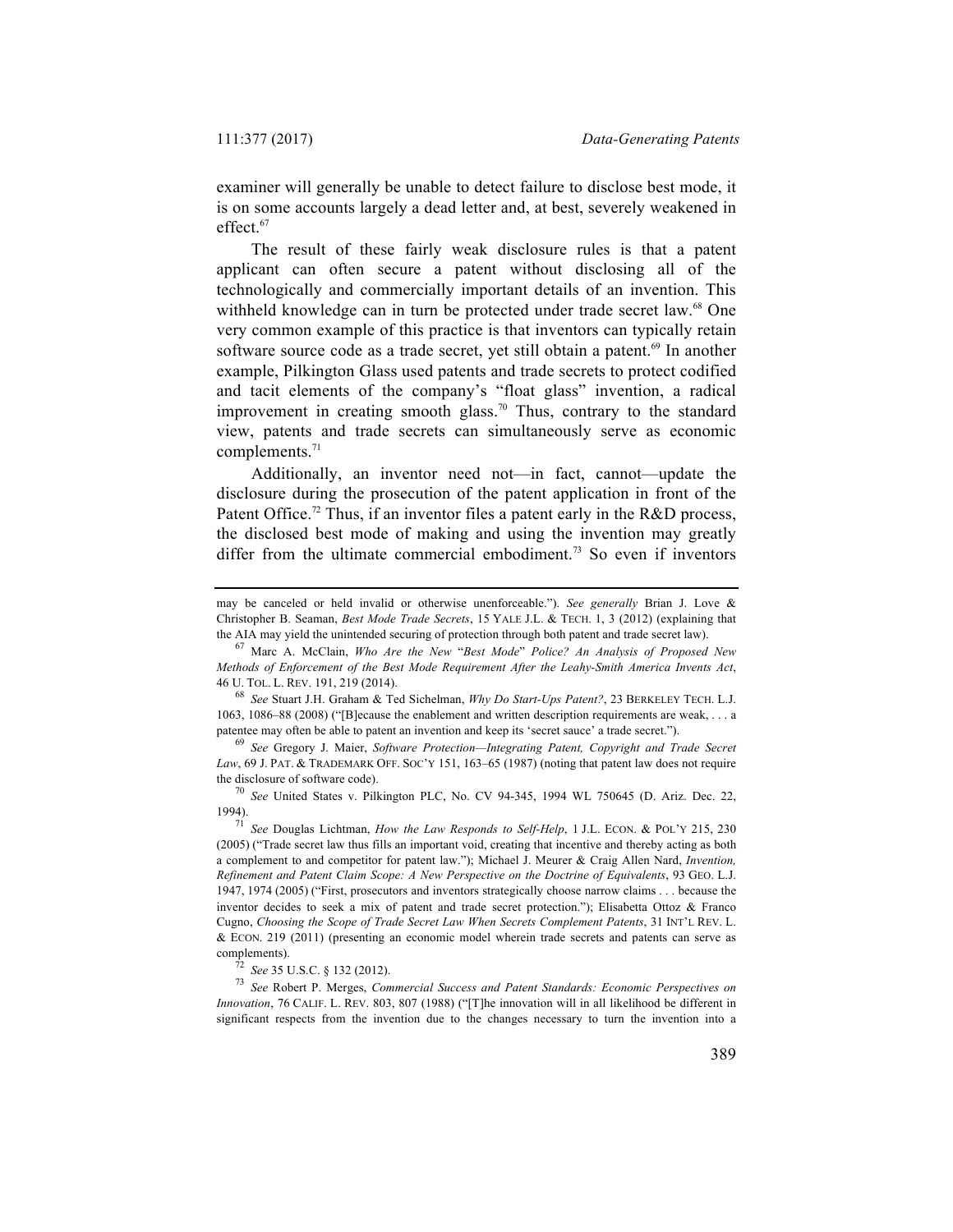examiner will generally be unable to detect failure to disclose best mode, it is on some accounts largely a dead letter and, at best, severely weakened in effect.[67]

The result of these fairly weak disclosure rules is that a patent applicant can often secure a patent without disclosing all of the technologically and commercially important details of an invention. This withheld knowledge can in turn be protected under trade secret law.[68] One very common example of this practice is that inventors can typically retain software source code as a trade secret, yet still obtain a patent.[69] In another example, Pilkington Glass used patents and trade secrets to protect codified and tacit elements of the company's "float glass" invention, a radical improvement in creating smooth glass.[70] Thus, contrary to the standard view, patents and trade secrets can simultaneously serve as economic complements.[71]

Additionally, an inventor need not—in fact, cannot—update the disclosure during the prosecution of the patent application in front of the Patent Office.[72] Thus, if an inventor files a patent early in the R&D process, the disclosed best mode of making and using the invention may greatly differ from the ultimate commercial embodiment.[73] So even if inventors

---

may be canceled or held invalid or otherwise unenforceable."). *See generally* Brian J. Love & Christopher B. Seaman, *Best Mode Trade Secrets*, 15 YALE J.L. & TECH. 1, 3 (2012) (explaining that the AIA may yield the unintended securing of protection through both patent and trade secret law).

[67] Marc A. McClain, *Who Are the New "Best Mode" Police? An Analysis of Proposed New Methods of Enforcement of the Best Mode Requirement After the Leahy-Smith America Invents Act*, 46 U. TOL. L. REV. 191, 219 (2014).

[68] *See* Stuart J.H. Graham & Ted Sichelman, *Why Do Start-Ups Patent?*, 23 BERKELEY TECH. L.J. 1063, 1086–88 (2008) ("[B]ecause the enablement and written description requirements are weak, . . . a patentee may often be able to patent an invention and keep its 'secret sauce' a trade secret.").

[69] *See* Gregory J. Maier, *Software Protection—Integrating Patent, Copyright and Trade Secret Law*, 69 J. PAT. & TRADEMARK OFF. SOC'Y 151, 163–65 (1987) (noting that patent law does not require the disclosure of software code).

[70] *See* United States v. Pilkington PLC, No. CV 94-345, 1994 WL 750645 (D. Ariz. Dec. 22, 1994).

[71] *See* Douglas Lichtman, *How the Law Responds to Self-Help*, 1 J.L. ECON. & POL'Y 215, 230 (2005) ("Trade secret law thus fills an important void, creating that incentive and thereby acting as both a complement to and competitor for patent law."); Michael J. Meurer & Craig Allen Nard, *Invention, Refinement and Patent Claim Scope: A New Perspective on the Doctrine of Equivalents*, 93 GEO. L.J. 1947, 1974 (2005) ("First, prosecutors and inventors strategically choose narrow claims . . . because the inventor decides to seek a mix of patent and trade secret protection."); Elisabetta Ottoz & Franco Cugno, *Choosing the Scope of Trade Secret Law When Secrets Complement Patents*, 31 INT'L REV. L. & ECON. 219 (2011) (presenting an economic model wherein trade secrets and patents can serve as complements).

[72] *See* 35 U.S.C. § 132 (2012).

[73] *See* Robert P. Merges, *Commercial Success and Patent Standards: Economic Perspectives on Innovation*, 76 CALIF. L. REV. 803, 807 (1988) ("[T]he innovation will in all likelihood be different in significant respects from the invention due to the changes necessary to turn the invention into a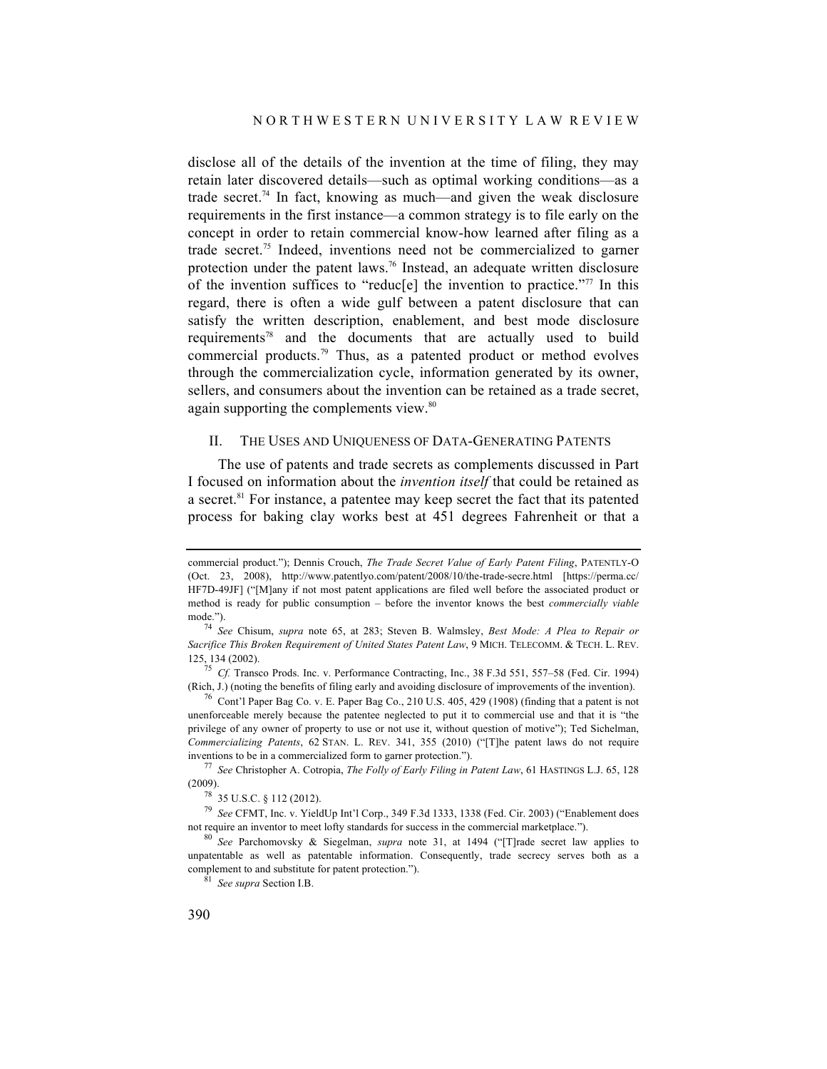disclose all of the details of the invention at the time of filing, they may retain later discovered details—such as optimal working conditions—as a trade secret.[74] In fact, knowing as much—and given the weak disclosure requirements in the first instance—a common strategy is to file early on the concept in order to retain commercial know-how learned after filing as a trade secret.[75] Indeed, inventions need not be commercialized to garner protection under the patent laws.[76] Instead, an adequate written disclosure of the invention suffices to "reduc[e] the invention to practice."[77] In this regard, there is often a wide gulf between a patent disclosure that can satisfy the written description, enablement, and best mode disclosure requirements[78] and the documents that are actually used to build commercial products.[79] Thus, as a patented product or method evolves through the commercialization cycle, information generated by its owner, sellers, and consumers about the invention can be retained as a trade secret, again supporting the complements view.[80]

## II. THE USES AND UNIQUENESS OF DATA-GENERATING PATENTS

The use of patents and trade secrets as complements discussed in Part I focused on information about the *invention itself* that could be retained as a secret.[81] For instance, a patentee may keep secret the fact that its patented process for baking clay works best at 451 degrees Fahrenheit or that a

---

commercial product."); Dennis Crouch, *The Trade Secret Value of Early Patent Filing*, PATENTLY-O (Oct. 23, 2008), http://www.patentlyo.com/patent/2008/10/the-trade-secre.html [https://perma.cc/HF7D-49JF] ("[M]any if not most patent applications are filed well before the associated product or method is ready for public consumption – before the inventor knows the best *commercially viable* mode.").

[74] *See* Chisum, *supra* note 65, at 283; Steven B. Walmsley, *Best Mode: A Plea to Repair or Sacrifice This Broken Requirement of United States Patent Law*, 9 MICH. TELECOMM. & TECH. L. REV. 125, 134 (2002).

[75] *Cf.* Transco Prods. Inc. v. Performance Contracting, Inc., 38 F.3d 551, 557–58 (Fed. Cir. 1994) (Rich, J.) (noting the benefits of filing early and avoiding disclosure of improvements of the invention).

[76] Cont'l Paper Bag Co. v. E. Paper Bag Co., 210 U.S. 405, 429 (1908) (finding that a patent is not unenforceable merely because the patentee neglected to put it to commercial use and that it is "the privilege of any owner of property to use or not use it, without question of motive"); Ted Sichelman, *Commercializing Patents*, 62 STAN. L. REV. 341, 355 (2010) ("[T]he patent laws do not require inventions to be in a commercialized form to garner protection.").

[77] *See* Christopher A. Cotropia, *The Folly of Early Filing in Patent Law*, 61 HASTINGS L.J. 65, 128 (2009).

[78] 35 U.S.C. § 112 (2012).

[79] *See* CFMT, Inc. v. YieldUp Int'l Corp., 349 F.3d 1333, 1338 (Fed. Cir. 2003) ("Enablement does not require an inventor to meet lofty standards for success in the commercial marketplace.").

[80] *See* Parchomovsky & Siegelman, *supra* note 31, at 1494 ("[T]rade secret law applies to unpatentable as well as patentable information. Consequently, trade secrecy serves both as a complement to and substitute for patent protection.").

[81] *See supra* Section I.B.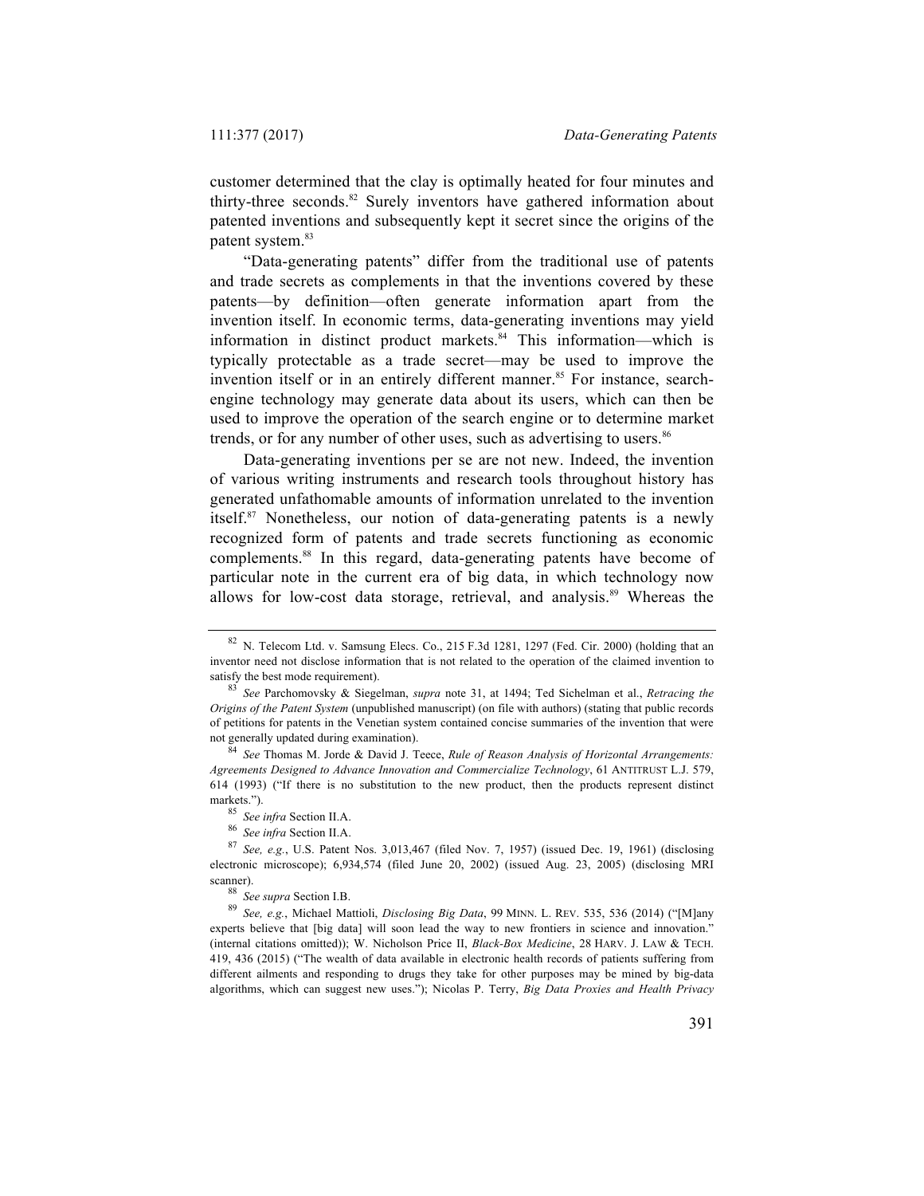customer determined that the clay is optimally heated for four minutes and thirty-three seconds.[82] Surely inventors have gathered information about patented inventions and subsequently kept it secret since the origins of the patent system.[83]

"Data-generating patents" differ from the traditional use of patents and trade secrets as complements in that the inventions covered by these patents—by definition—often generate information apart from the invention itself. In economic terms, data-generating inventions may yield information in distinct product markets.[84] This information—which is typically protectable as a trade secret—may be used to improve the invention itself or in an entirely different manner.[85] For instance, search-engine technology may generate data about its users, which can then be used to improve the operation of the search engine or to determine market trends, or for any number of other uses, such as advertising to users.[86]

Data-generating inventions per se are not new. Indeed, the invention of various writing instruments and research tools throughout history has generated unfathomable amounts of information unrelated to the invention itself.[87] Nonetheless, our notion of data-generating patents is a newly recognized form of patents and trade secrets functioning as economic complements.[88] In this regard, data-generating patents have become of particular note in the current era of big data, in which technology now allows for low-cost data storage, retrieval, and analysis.[89] Whereas the

---

[82] N. Telecom Ltd. v. Samsung Elecs. Co., 215 F.3d 1281, 1297 (Fed. Cir. 2000) (holding that an inventor need not disclose information that is not related to the operation of the claimed invention to satisfy the best mode requirement).

[83] *See* Parchomovsky & Siegelman, *supra* note 31, at 1494; Ted Sichelman et al., *Retracing the Origins of the Patent System* (unpublished manuscript) (on file with authors) (stating that public records of petitions for patents in the Venetian system contained concise summaries of the invention that were not generally updated during examination).

[84] *See* Thomas M. Jorde & David J. Teece, *Rule of Reason Analysis of Horizontal Arrangements: Agreements Designed to Advance Innovation and Commercialize Technology*, 61 ANTITRUST L.J. 579, 614 (1993) ("If there is no substitution to the new product, then the products represent distinct markets.").

[85] *See infra* Section II.A.

[86] *See infra* Section II.A.

[87] *See, e.g.*, U.S. Patent Nos. 3,013,467 (filed Nov. 7, 1957) (issued Dec. 19, 1961) (disclosing electronic microscope); 6,934,574 (filed June 20, 2002) (issued Aug. 23, 2005) (disclosing MRI scanner).

[88] *See supra* Section I.B.

[89] *See, e.g.*, Michael Mattioli, *Disclosing Big Data*, 99 MINN. L. REV. 535, 536 (2014) ("[M]any experts believe that [big data] will soon lead the way to new frontiers in science and innovation." (internal citations omitted)); W. Nicholson Price II, *Black-Box Medicine*, 28 HARV. J. LAW & TECH. 419, 436 (2015) ("The wealth of data available in electronic health records of patients suffering from different ailments and responding to drugs they take for other purposes may be mined by big-data algorithms, which can suggest new uses."); Nicolas P. Terry, *Big Data Proxies and Health Privacy*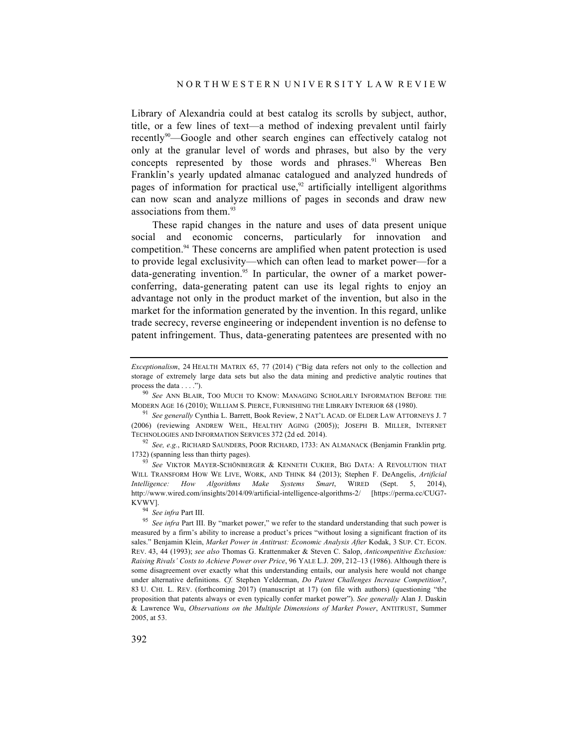Library of Alexandria could at best catalog its scrolls by subject, author, title, or a few lines of text—a method of indexing prevalent until fairly recently[90]—Google and other search engines can effectively catalog not only at the granular level of words and phrases, but also by the very concepts represented by those words and phrases.[91] Whereas Ben Franklin's yearly updated almanac catalogued and analyzed hundreds of pages of information for practical use,[92] artificially intelligent algorithms can now scan and analyze millions of pages in seconds and draw new associations from them.[93]

These rapid changes in the nature and uses of data present unique social and economic concerns, particularly for innovation and competition.[94] These concerns are amplified when patent protection is used to provide legal exclusivity—which can often lead to market power—for a data-generating invention.[95] In particular, the owner of a market power-conferring, data-generating patent can use its legal rights to enjoy an advantage not only in the product market of the invention, but also in the market for the information generated by the invention. In this regard, unlike trade secrecy, reverse engineering or independent invention is no defense to patent infringement. Thus, data-generating patentees are presented with no

---

*Exceptionalism*, 24 HEALTH MATRIX 65, 77 (2014) ("Big data refers not only to the collection and storage of extremely large data sets but also the data mining and predictive analytic routines that process the data . . . .").

[90] *See* ANN BLAIR, TOO MUCH TO KNOW: MANAGING SCHOLARLY INFORMATION BEFORE THE MODERN AGE 16 (2010); WILLIAM S. PIERCE, FURNISHING THE LIBRARY INTERIOR 68 (1980).

[91] *See generally* Cynthia L. Barrett, Book Review, 2 NAT'L ACAD. OF ELDER LAW ATTORNEYS J. 7 (2006) (reviewing ANDREW WEIL, HEALTHY AGING (2005)); JOSEPH B. MILLER, INTERNET TECHNOLOGIES AND INFORMATION SERVICES 372 (2d ed. 2014).

[92] *See, e.g.*, RICHARD SAUNDERS, POOR RICHARD, 1733: AN ALMANACK (Benjamin Franklin prtg. 1732) (spanning less than thirty pages).

[93] *See* VIKTOR MAYER-SCHÖNBERGER & KENNETH CUKIER, BIG DATA: A REVOLUTION THAT WILL TRANSFORM HOW WE LIVE, WORK, AND THINK 84 (2013); Stephen F. DeAngelis, *Artificial Intelligence: How Algorithms Make Systems Smart*, WIRED (Sept. 5, 2014), http://www.wired.com/insights/2014/09/artificial-intelligence-algorithms-2/ [https://perma.cc/CUG7-KVWV].

[94] *See infra* Part III.

[95] *See infra* Part III. By "market power," we refer to the standard understanding that such power is measured by a firm's ability to increase a product's prices "without losing a significant fraction of its sales." Benjamin Klein, *Market Power in Antitrust: Economic Analysis After* Kodak, 3 SUP. CT. ECON. REV. 43, 44 (1993); *see also* Thomas G. Krattenmaker & Steven C. Salop, *Anticompetitive Exclusion: Raising Rivals' Costs to Achieve Power over Price*, 96 YALE L.J. 209, 212–13 (1986). Although there is some disagreement over exactly what this understanding entails, our analysis here would not change under alternative definitions. *Cf.* Stephen Yelderman, *Do Patent Challenges Increase Competition?*, 83 U. CHI. L. REV. (forthcoming 2017) (manuscript at 17) (on file with authors) (questioning "the proposition that patents always or even typically confer market power"). *See generally* Alan J. Daskin & Lawrence Wu, *Observations on the Multiple Dimensions of Market Power*, ANTITRUST, Summer 2005, at 53.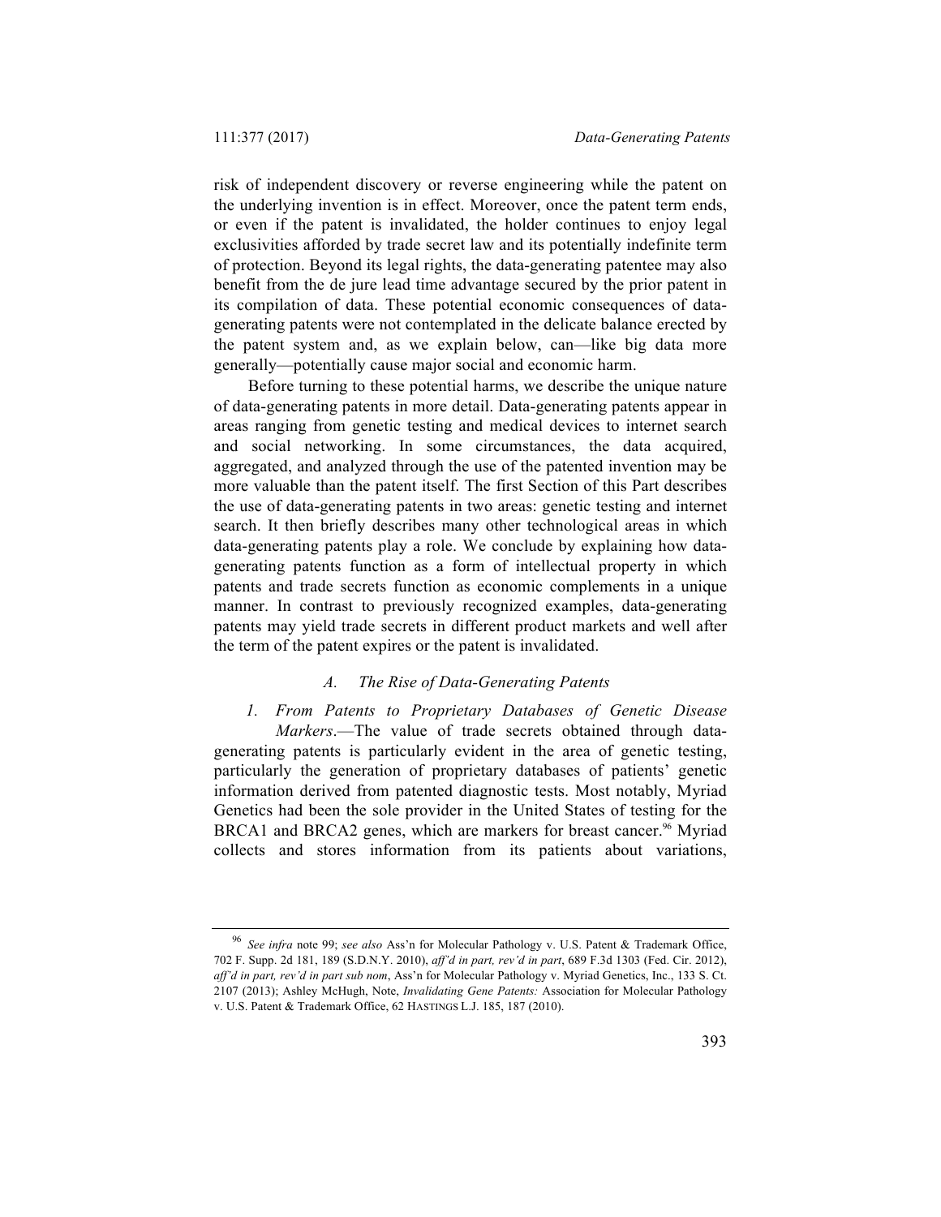risk of independent discovery or reverse engineering while the patent on the underlying invention is in effect. Moreover, once the patent term ends, or even if the patent is invalidated, the holder continues to enjoy legal exclusivities afforded by trade secret law and its potentially indefinite term of protection. Beyond its legal rights, the data-generating patentee may also benefit from the de jure lead time advantage secured by the prior patent in its compilation of data. These potential economic consequences of data-generating patents were not contemplated in the delicate balance erected by the patent system and, as we explain below, can—like big data more generally—potentially cause major social and economic harm.

Before turning to these potential harms, we describe the unique nature of data-generating patents in more detail. Data-generating patents appear in areas ranging from genetic testing and medical devices to internet search and social networking. In some circumstances, the data acquired, aggregated, and analyzed through the use of the patented invention may be more valuable than the patent itself. The first Section of this Part describes the use of data-generating patents in two areas: genetic testing and internet search. It then briefly describes many other technological areas in which data-generating patents play a role. We conclude by explaining how data-generating patents function as a form of intellectual property in which patents and trade secrets function as economic complements in a unique manner. In contrast to previously recognized examples, data-generating patents may yield trade secrets in different product markets and well after the term of the patent expires or the patent is invalidated.

### *A. The Rise of Data-Generating Patents*

*1. From Patents to Proprietary Databases of Genetic Disease Markers*.—The value of trade secrets obtained through data-generating patents is particularly evident in the area of genetic testing, particularly the generation of proprietary databases of patients' genetic information derived from patented diagnostic tests. Most notably, Myriad Genetics had been the sole provider in the United States of testing for the BRCA1 and BRCA2 genes, which are markers for breast cancer.[96] Myriad collects and stores information from its patients about variations,

---

[96] *See infra* note 99; *see also* Ass'n for Molecular Pathology v. U.S. Patent & Trademark Office, 702 F. Supp. 2d 181, 189 (S.D.N.Y. 2010), *aff'd in part, rev'd in part*, 689 F.3d 1303 (Fed. Cir. 2012), *aff'd in part, rev'd in part sub nom*, Ass'n for Molecular Pathology v. Myriad Genetics, Inc., 133 S. Ct. 2107 (2013); Ashley McHugh, Note, *Invalidating Gene Patents:* Association for Molecular Pathology v. U.S. Patent & Trademark Office, 62 HASTINGS L.J. 185, 187 (2010).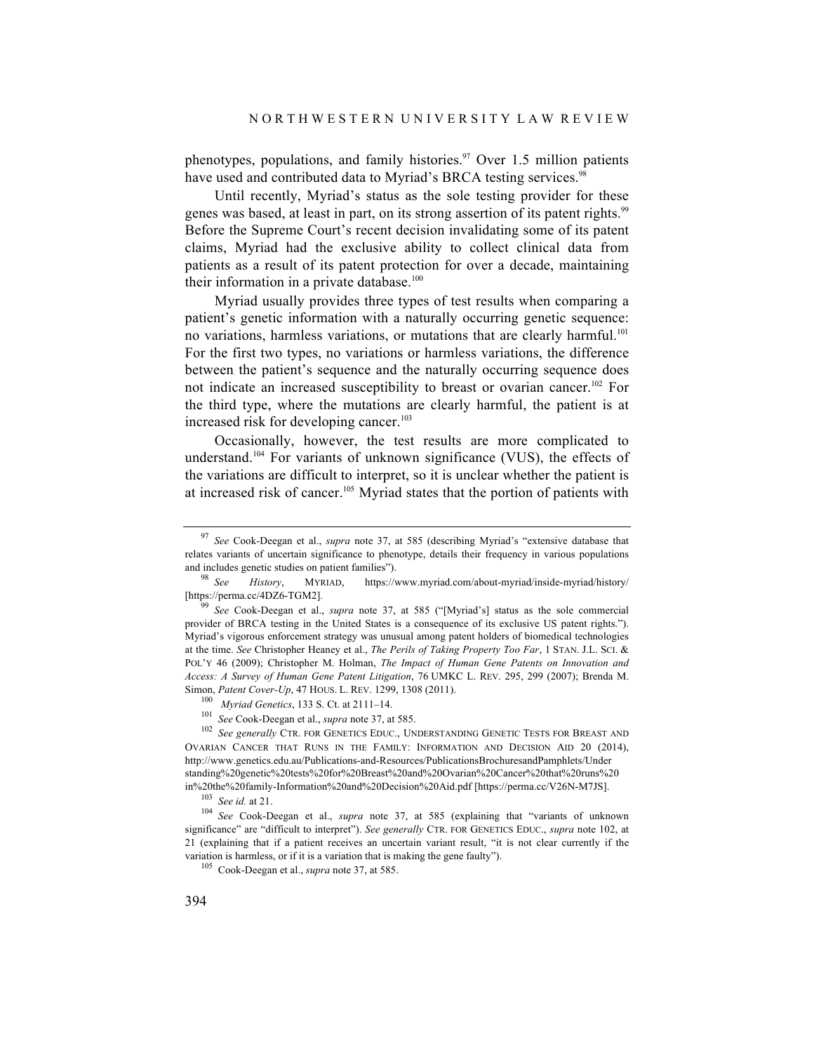phenotypes, populations, and family histories.[97] Over 1.5 million patients have used and contributed data to Myriad's BRCA testing services.[98]

Until recently, Myriad's status as the sole testing provider for these genes was based, at least in part, on its strong assertion of its patent rights.[99] Before the Supreme Court's recent decision invalidating some of its patent claims, Myriad had the exclusive ability to collect clinical data from patients as a result of its patent protection for over a decade, maintaining their information in a private database.[100]

Myriad usually provides three types of test results when comparing a patient's genetic information with a naturally occurring genetic sequence: no variations, harmless variations, or mutations that are clearly harmful.[101] For the first two types, no variations or harmless variations, the difference between the patient's sequence and the naturally occurring sequence does not indicate an increased susceptibility to breast or ovarian cancer.[102] For the third type, where the mutations are clearly harmful, the patient is at increased risk for developing cancer.[103]

Occasionally, however, the test results are more complicated to understand.[104] For variants of unknown significance (VUS), the effects of the variations are difficult to interpret, so it is unclear whether the patient is at increased risk of cancer.[105] Myriad states that the portion of patients with

---

[97] *See* Cook-Deegan et al., *supra* note 37, at 585 (describing Myriad's "extensive database that relates variants of uncertain significance to phenotype, details their frequency in various populations and includes genetic studies on patient families").

[98] *See* *History*, MYRIAD, https://www.myriad.com/about-myriad/inside-myriad/history/ [https://perma.cc/4DZ6-TGM2].

[99] *See* Cook-Deegan et al., *supra* note 37, at 585 ("[Myriad's] status as the sole commercial provider of BRCA testing in the United States is a consequence of its exclusive US patent rights."). Myriad's vigorous enforcement strategy was unusual among patent holders of biomedical technologies at the time. *See* Christopher Heaney et al., *The Perils of Taking Property Too Far*, 1 STAN. J.L. SCI. & POL'Y 46 (2009); Christopher M. Holman, *The Impact of Human Gene Patents on Innovation and Access: A Survey of Human Gene Patent Litigation*, 76 UMKC L. REV. 295, 299 (2007); Brenda M. Simon, *Patent Cover-Up*, 47 HOUS. L. REV. 1299, 1308 (2011).

[100] *Myriad Genetics*, 133 S. Ct. at 2111–14.

[101] *See* Cook-Deegan et al., *supra* note 37, at 585.

[102] *See generally* CTR. FOR GENETICS EDUC., UNDERSTANDING GENETIC TESTS FOR BREAST AND OVARIAN CANCER THAT RUNS IN THE FAMILY: INFORMATION AND DECISION AID 20 (2014), http://www.genetics.edu.au/Publications-and-Resources/PublicationsBrochuresandPamphlets/Understanding%20genetic%20tests%20for%20Breast%20and%20Ovarian%20Cancer%20that%20runs%20in%20the%20family-Information%20and%20Decision%20Aid.pdf [https://perma.cc/V26N-M7JS].

[103] *See id.* at 21.

[104] *See* Cook-Deegan et al., *supra* note 37, at 585 (explaining that "variants of unknown significance" are "difficult to interpret"). *See generally* CTR. FOR GENETICS EDUC., *supra* note 102, at 21 (explaining that if a patient receives an uncertain variant result, "it is not clear currently if the variation is harmless, or if it is a variation that is making the gene faulty").

[105] Cook-Deegan et al., *supra* note 37, at 585.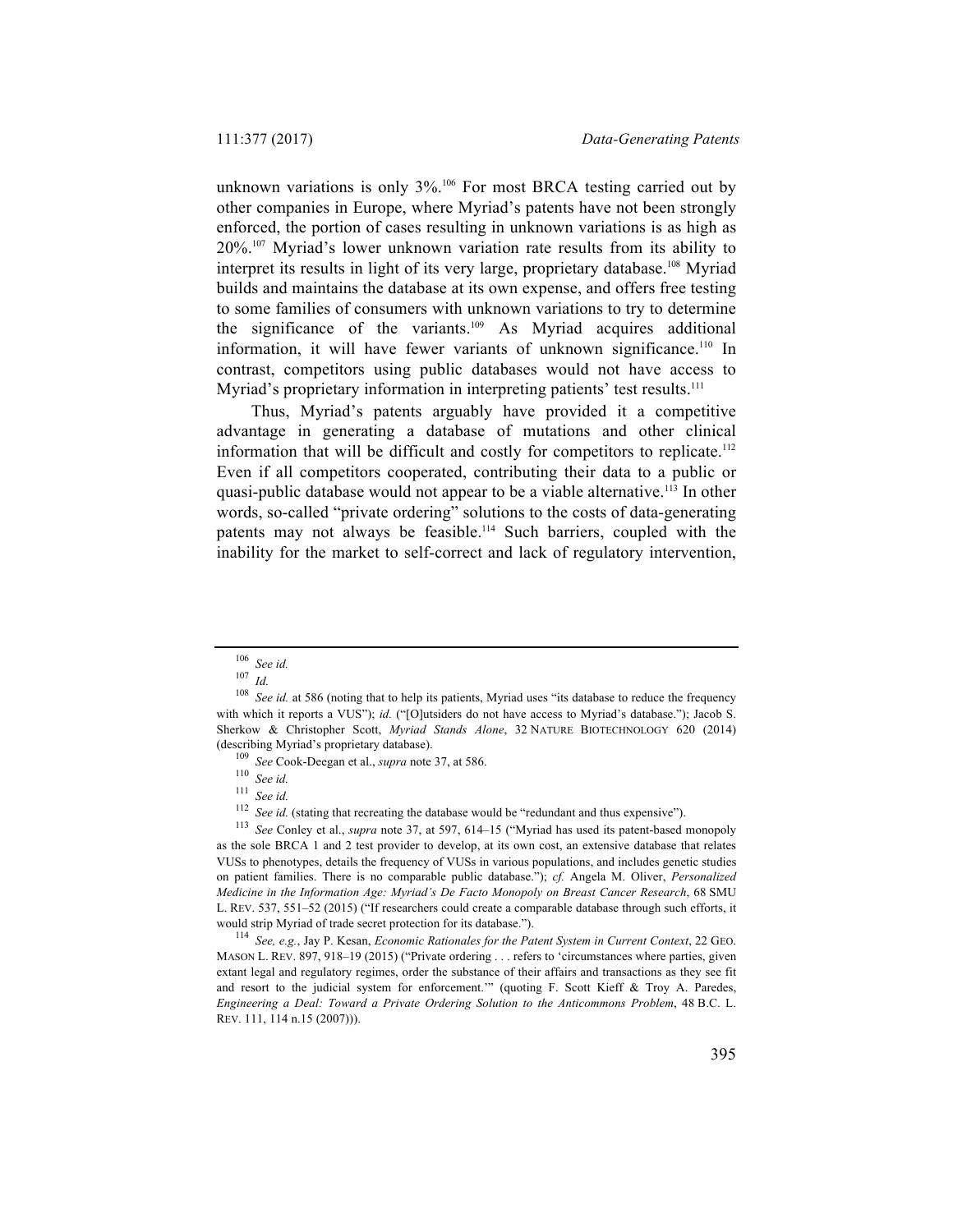unknown variations is only 3%.[106] For most BRCA testing carried out by other companies in Europe, where Myriad's patents have not been strongly enforced, the portion of cases resulting in unknown variations is as high as 20%.[107] Myriad's lower unknown variation rate results from its ability to interpret its results in light of its very large, proprietary database.[108] Myriad builds and maintains the database at its own expense, and offers free testing to some families of consumers with unknown variations to try to determine the significance of the variants.[109] As Myriad acquires additional information, it will have fewer variants of unknown significance.[110] In contrast, competitors using public databases would not have access to Myriad's proprietary information in interpreting patients' test results.[111]

Thus, Myriad's patents arguably have provided it a competitive advantage in generating a database of mutations and other clinical information that will be difficult and costly for competitors to replicate.[112] Even if all competitors cooperated, contributing their data to a public or quasi-public database would not appear to be a viable alternative.[113] In other words, so-called "private ordering" solutions to the costs of data-generating patents may not always be feasible.[114] Such barriers, coupled with the inability for the market to self-correct and lack of regulatory intervention,

---

[106] *See id.*

[107] *Id.*

[108] *See id.* at 586 (noting that to help its patients, Myriad uses "its database to reduce the frequency with which it reports a VUS"); *id.* ("[O]utsiders do not have access to Myriad's database."); Jacob S. Sherkow & Christopher Scott, *Myriad Stands Alone*, 32 NATURE BIOTECHNOLOGY 620 (2014) (describing Myriad's proprietary database).

[109] *See* Cook-Deegan et al., *supra* note 37, at 586.

[110] *See id.*

[111] *See id.*

[112] *See id.* (stating that recreating the database would be "redundant and thus expensive").

[113] *See* Conley et al., *supra* note 37, at 597, 614–15 ("Myriad has used its patent-based monopoly as the sole BRCA 1 and 2 test provider to develop, at its own cost, an extensive database that relates VUSs to phenotypes, details the frequency of VUSs in various populations, and includes genetic studies on patient families. There is no comparable public database."); *cf.* Angela M. Oliver, *Personalized Medicine in the Information Age: Myriad's De Facto Monopoly on Breast Cancer Research*, 68 SMU L. REV. 537, 551–52 (2015) ("If researchers could create a comparable database through such efforts, it would strip Myriad of trade secret protection for its database.").

[114] *See, e.g.*, Jay P. Kesan, *Economic Rationales for the Patent System in Current Context*, 22 GEO. MASON L. REV. 897, 918–19 (2015) ("Private ordering . . . refers to 'circumstances where parties, given extant legal and regulatory regimes, order the substance of their affairs and transactions as they see fit and resort to the judicial system for enforcement.'" (quoting F. Scott Kieff & Troy A. Paredes, *Engineering a Deal: Toward a Private Ordering Solution to the Anticommons Problem*, 48 B.C. L. REV. 111, 114 n.15 (2007))).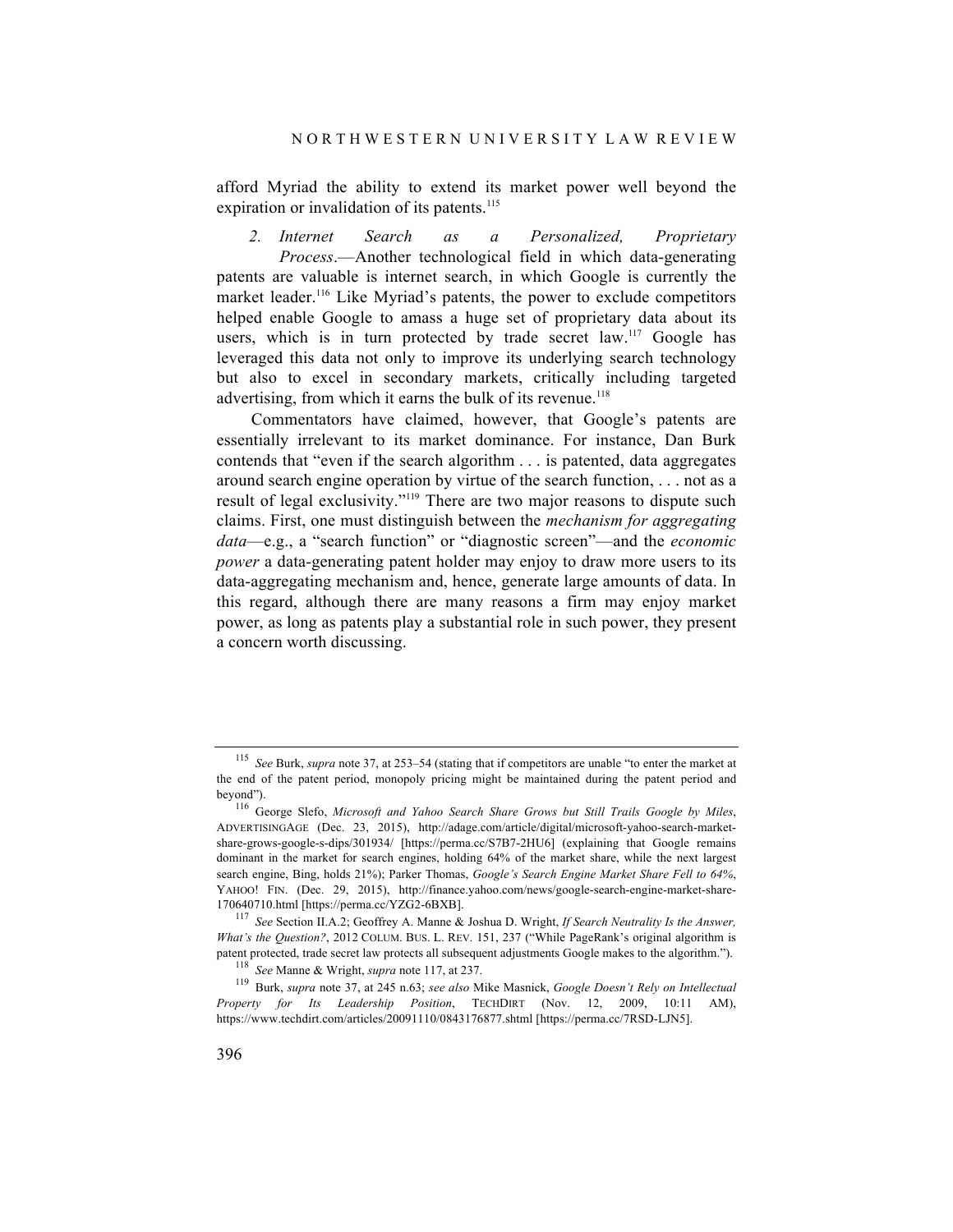afford Myriad the ability to extend its market power well beyond the expiration or invalidation of its patents.[115]

*2. Internet Search as a Personalized, Proprietary Process*.—Another technological field in which data-generating patents are valuable is internet search, in which Google is currently the market leader.[116] Like Myriad's patents, the power to exclude competitors helped enable Google to amass a huge set of proprietary data about its users, which is in turn protected by trade secret law.[117] Google has leveraged this data not only to improve its underlying search technology but also to excel in secondary markets, critically including targeted advertising, from which it earns the bulk of its revenue.[118]

Commentators have claimed, however, that Google's patents are essentially irrelevant to its market dominance. For instance, Dan Burk contends that "even if the search algorithm . . . is patented, data aggregates around search engine operation by virtue of the search function, . . . not as a result of legal exclusivity."[119] There are two major reasons to dispute such claims. First, one must distinguish between the *mechanism for aggregating data*—e.g., a "search function" or "diagnostic screen"—and the *economic power* a data-generating patent holder may enjoy to draw more users to its data-aggregating mechanism and, hence, generate large amounts of data. In this regard, although there are many reasons a firm may enjoy market power, as long as patents play a substantial role in such power, they present a concern worth discussing.

---

[115] *See* Burk, *supra* note 37, at 253–54 (stating that if competitors are unable "to enter the market at the end of the patent period, monopoly pricing might be maintained during the patent period and beyond").

[116] George Slefo, *Microsoft and Yahoo Search Share Grows but Still Trails Google by Miles*, ADVERTISINGAGE (Dec. 23, 2015), http://adage.com/article/digital/microsoft-yahoo-search-market-share-grows-google-s-dips/301934/ [https://perma.cc/S7B7-2HU6] (explaining that Google remains dominant in the market for search engines, holding 64% of the market share, while the next largest search engine, Bing, holds 21%); Parker Thomas, *Google's Search Engine Market Share Fell to 64%*, YAHOO! FIN. (Dec. 29, 2015), http://finance.yahoo.com/news/google-search-engine-market-share-170640710.html [https://perma.cc/YZG2-6BXB].

[117] *See* Section II.A.2; Geoffrey A. Manne & Joshua D. Wright, *If Search Neutrality Is the Answer, What's the Question?*, 2012 COLUM. BUS. L. REV. 151, 237 ("While PageRank's original algorithm is patent protected, trade secret law protects all subsequent adjustments Google makes to the algorithm.").

[118] *See* Manne & Wright, *supra* note 117, at 237.

[119] Burk, *supra* note 37, at 245 n.63; *see also* Mike Masnick, *Google Doesn't Rely on Intellectual Property for Its Leadership Position*, TECHDIRT (Nov. 12, 2009, 10:11 AM), https://www.techdirt.com/articles/20091110/0843176877.shtml [https://perma.cc/7RSD-LJN5].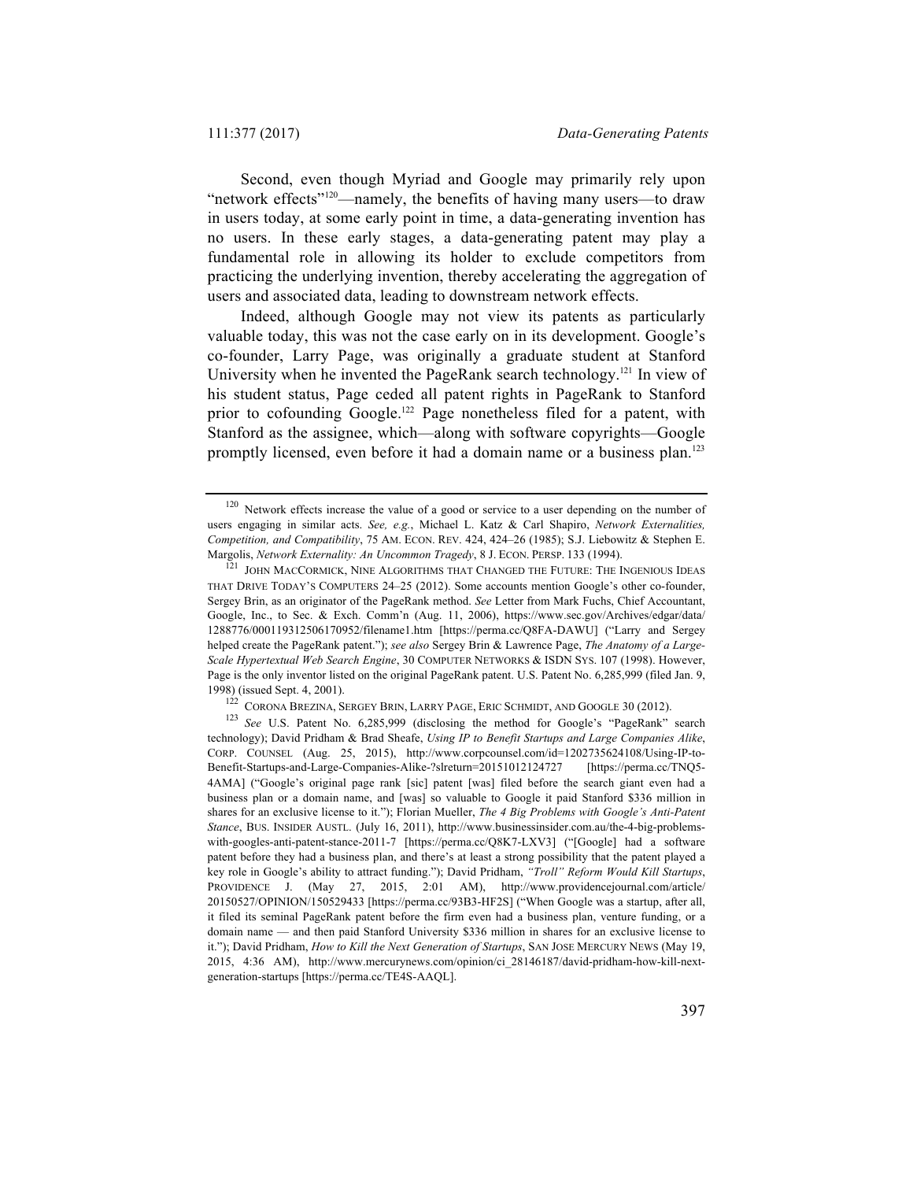Second, even though Myriad and Google may primarily rely upon "network effects"[120]—namely, the benefits of having many users—to draw in users today, at some early point in time, a data-generating invention has no users. In these early stages, a data-generating patent may play a fundamental role in allowing its holder to exclude competitors from practicing the underlying invention, thereby accelerating the aggregation of users and associated data, leading to downstream network effects.

Indeed, although Google may not view its patents as particularly valuable today, this was not the case early on in its development. Google's co-founder, Larry Page, was originally a graduate student at Stanford University when he invented the PageRank search technology.[121] In view of his student status, Page ceded all patent rights in PageRank to Stanford prior to cofounding Google.[122] Page nonetheless filed for a patent, with Stanford as the assignee, which—along with software copyrights—Google promptly licensed, even before it had a domain name or a business plan.[123]

---

[120] Network effects increase the value of a good or service to a user depending on the number of users engaging in similar acts. *See, e.g.*, Michael L. Katz & Carl Shapiro, *Network Externalities, Competition, and Compatibility*, 75 AM. ECON. REV. 424, 424–26 (1985); S.J. Liebowitz & Stephen E. Margolis, *Network Externality: An Uncommon Tragedy*, 8 J. ECON. PERSP. 133 (1994).

[121] JOHN MACCORMICK, NINE ALGORITHMS THAT CHANGED THE FUTURE: THE INGENIOUS IDEAS THAT DRIVE TODAY'S COMPUTERS 24–25 (2012). Some accounts mention Google's other co-founder, Sergey Brin, as an originator of the PageRank method. *See* Letter from Mark Fuchs, Chief Accountant, Google, Inc., to Sec. & Exch. Comm'n (Aug. 11, 2006), https://www.sec.gov/Archives/edgar/data/1288776/000119312506170952/filename1.htm [https://perma.cc/Q8FA-DAWU] ("Larry and Sergey helped create the PageRank patent."); *see also* Sergey Brin & Lawrence Page, *The Anatomy of a Large-Scale Hypertextual Web Search Engine*, 30 COMPUTER NETWORKS & ISDN SYS. 107 (1998). However, Page is the only inventor listed on the original PageRank patent. U.S. Patent No. 6,285,999 (filed Jan. 9, 1998) (issued Sept. 4, 2001).

[122] CORONA BREZINA, SERGEY BRIN, LARRY PAGE, ERIC SCHMIDT, AND GOOGLE 30 (2012).

[123] *See* U.S. Patent No. 6,285,999 (disclosing the method for Google's "PageRank" search technology); David Pridham & Brad Sheafe, *Using IP to Benefit Startups and Large Companies Alike*, CORP. COUNSEL (Aug. 25, 2015), http://www.corpcounsel.com/id=1202735624108/Using-IP-to-Benefit-Startups-and-Large-Companies-Alike-?slreturn=20151012124727 [https://perma.cc/TNQ5-4AMA] ("Google's original page rank [sic] patent [was] filed before the search giant even had a business plan or a domain name, and [was] so valuable to Google it paid Stanford $336 million in shares for an exclusive license to it."); Florian Mueller, *The 4 Big Problems with Google's Anti-Patent Stance*, BUS. INSIDER AUSTL. (July 16, 2011), http://www.businessinsider.com.au/the-4-big-problems-with-googles-anti-patent-stance-2011-7 [https://perma.cc/Q8K7-LXV3] ("[Google] had a software patent before they had a business plan, and there's at least a strong possibility that the patent played a key role in Google's ability to attract funding."); David Pridham, *"Troll" Reform Would Kill Startups*, PROVIDENCE J. (May 27, 2015, 2:01 AM), http://www.providencejournal.com/article/20150527/OPINION/150529433 [https://perma.cc/93B3-HF2S] ("When Google was a startup, after all, it filed its seminal PageRank patent before the firm even had a business plan, venture funding, or a domain name — and then paid Stanford University $336 million in shares for an exclusive license to it."); David Pridham, *How to Kill the Next Generation of Startups*, SAN JOSE MERCURY NEWS (May 19, 2015, 4:36 AM), http://www.mercurynews.com/opinion/ci_28146187/david-pridham-how-kill-next-generation-startups [https://perma.cc/TE4S-AAQL].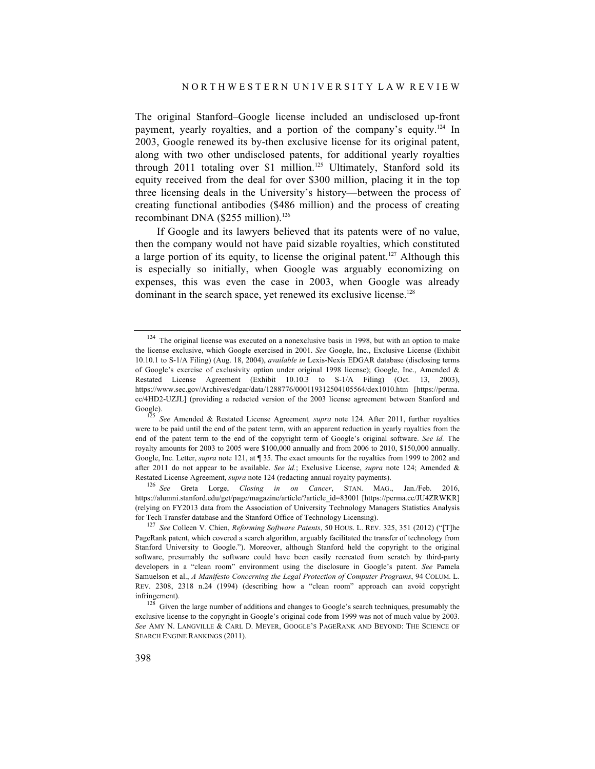The original Stanford–Google license included an undisclosed up-front payment, yearly royalties, and a portion of the company's equity.[124] In 2003, Google renewed its by-then exclusive license for its original patent, along with two other undisclosed patents, for additional yearly royalties through 2011 totaling over $1 million.[125] Ultimately, Stanford sold its equity received from the deal for over $300 million, placing it in the top three licensing deals in the University's history—between the process of creating functional antibodies ($486 million) and the process of creating recombinant DNA ($255 million).[126]

If Google and its lawyers believed that its patents were of no value, then the company would not have paid sizable royalties, which constituted a large portion of its equity, to license the original patent.[127] Although this is especially so initially, when Google was arguably economizing on expenses, this was even the case in 2003, when Google was already dominant in the search space, yet renewed its exclusive license.[128]

---

[124] The original license was executed on a nonexclusive basis in 1998, but with an option to make the license exclusive, which Google exercised in 2001. *See* Google, Inc., Exclusive License (Exhibit 10.10.1 to S-1/A Filing) (Aug. 18, 2004), *available in* Lexis-Nexis EDGAR database (disclosing terms of Google's exercise of exclusivity option under original 1998 license); Google, Inc., Amended & Restated License Agreement (Exhibit 10.10.3 to S-1/A Filing) (Oct. 13, 2003), https://www.sec.gov/Archives/edgar/data/1288776/000119312504105564/dex1010.htm [https://perma.cc/4HD2-UZJL] (providing a redacted version of the 2003 license agreement between Stanford and Google).

[125] *See* Amended & Restated License Agreement*, supra* note 124. After 2011, further royalties were to be paid until the end of the patent term, with an apparent reduction in yearly royalties from the end of the patent term to the end of the copyright term of Google's original software. *See id.* The royalty amounts for 2003 to 2005 were $100,000 annually and from 2006 to 2010, $150,000 annually. Google, Inc. Letter, *supra* note 121, at ¶ 35. The exact amounts for the royalties from 1999 to 2002 and after 2011 do not appear to be available. *See id.*; Exclusive License, *supra* note 124; Amended & Restated License Agreement, *supra* note 124 (redacting annual royalty payments).

[126] *See* Greta Lorge, *Closing in on Cancer*, STAN. MAG., Jan./Feb. 2016, https://alumni.stanford.edu/get/page/magazine/article/?article_id=83001 [https://perma.cc/JU4ZRWKR] (relying on FY2013 data from the Association of University Technology Managers Statistics Analysis for Tech Transfer database and the Stanford Office of Technology Licensing).

[127] *See* Colleen V. Chien, *Reforming Software Patents*, 50 HOUS. L. REV. 325, 351 (2012) ("[T]he PageRank patent, which covered a search algorithm, arguably facilitated the transfer of technology from Stanford University to Google."). Moreover, although Stanford held the copyright to the original software, presumably the software could have been easily recreated from scratch by third-party developers in a "clean room" environment using the disclosure in Google's patent. *See* Pamela Samuelson et al., *A Manifesto Concerning the Legal Protection of Computer Programs*, 94 COLUM. L. REV. 2308, 2318 n.24 (1994) (describing how a "clean room" approach can avoid copyright infringement).

[128] Given the large number of additions and changes to Google's search techniques, presumably the exclusive license to the copyright in Google's original code from 1999 was not of much value by 2003. *See* AMY N. LANGVILLE & CARL D. MEYER, GOOGLE'S PAGERANK AND BEYOND: THE SCIENCE OF SEARCH ENGINE RANKINGS (2011).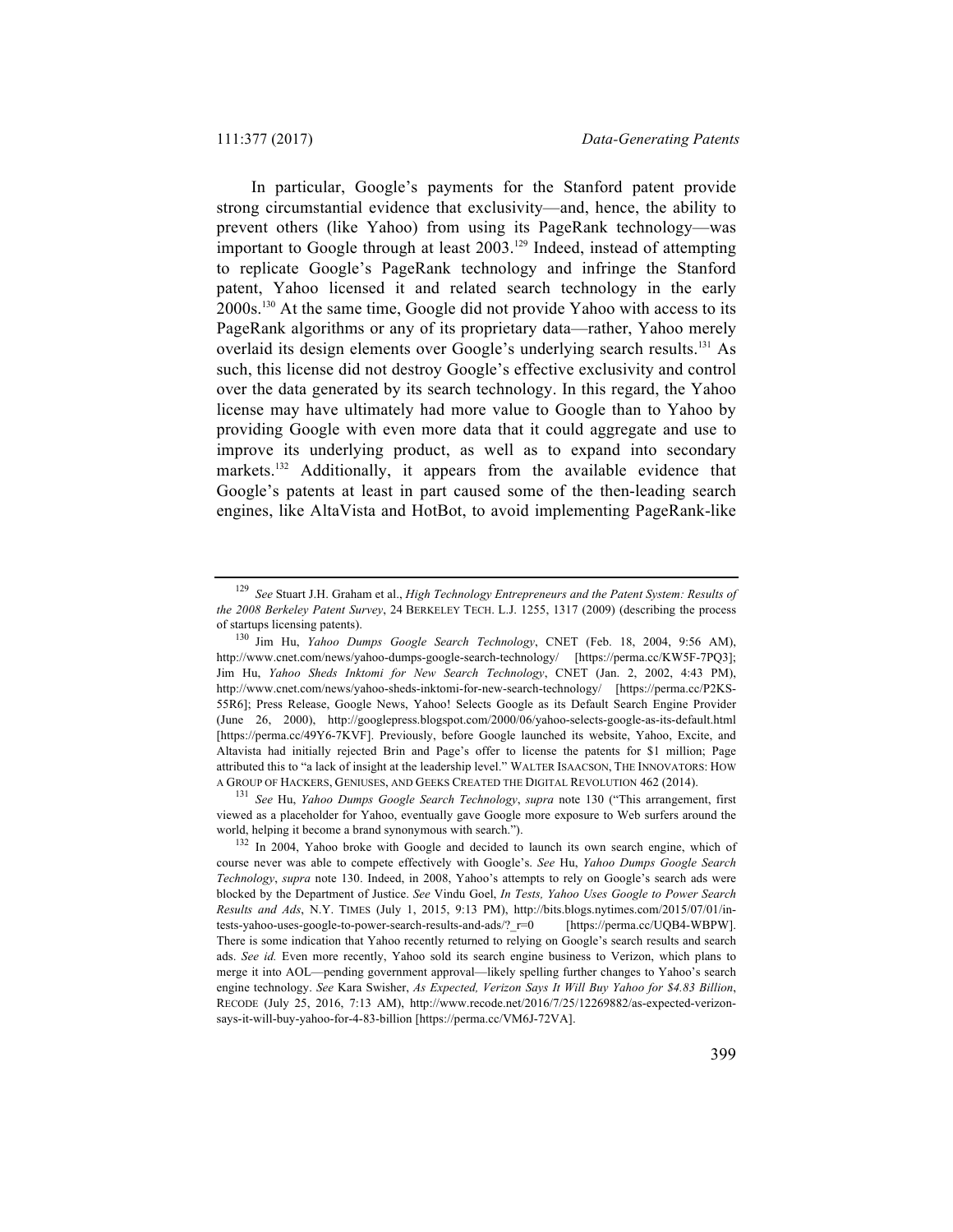In particular, Google's payments for the Stanford patent provide strong circumstantial evidence that exclusivity—and, hence, the ability to prevent others (like Yahoo) from using its PageRank technology—was important to Google through at least 2003.[129] Indeed, instead of attempting to replicate Google's PageRank technology and infringe the Stanford patent, Yahoo licensed it and related search technology in the early 2000s.[130] At the same time, Google did not provide Yahoo with access to its PageRank algorithms or any of its proprietary data—rather, Yahoo merely overlaid its design elements over Google's underlying search results.[131] As such, this license did not destroy Google's effective exclusivity and control over the data generated by its search technology. In this regard, the Yahoo license may have ultimately had more value to Google than to Yahoo by providing Google with even more data that it could aggregate and use to improve its underlying product, as well as to expand into secondary markets.[132] Additionally, it appears from the available evidence that Google's patents at least in part caused some of the then-leading search engines, like AltaVista and HotBot, to avoid implementing PageRank-like

---

[129] *See* Stuart J.H. Graham et al., *High Technology Entrepreneurs and the Patent System: Results of the 2008 Berkeley Patent Survey*, 24 BERKELEY TECH. L.J. 1255, 1317 (2009) (describing the process of startups licensing patents).

[130] Jim Hu, *Yahoo Dumps Google Search Technology*, CNET (Feb. 18, 2004, 9:56 AM), http://www.cnet.com/news/yahoo-dumps-google-search-technology/ [https://perma.cc/KW5F-7PQ3]; Jim Hu, *Yahoo Sheds Inktomi for New Search Technology*, CNET (Jan. 2, 2002, 4:43 PM), http://www.cnet.com/news/yahoo-sheds-inktomi-for-new-search-technology/ [https://perma.cc/P2KS-55R6]; Press Release, Google News, Yahoo! Selects Google as its Default Search Engine Provider (June 26, 2000), http://googlepress.blogspot.com/2000/06/yahoo-selects-google-as-its-default.html [https://perma.cc/49Y6-7KVF]. Previously, before Google launched its website, Yahoo, Excite, and Altavista had initially rejected Brin and Page's offer to license the patents for $1 million; Page attributed this to "a lack of insight at the leadership level." WALTER ISAACSON, THE INNOVATORS: HOW A GROUP OF HACKERS, GENIUSES, AND GEEKS CREATED THE DIGITAL REVOLUTION 462 (2014).

[131] *See* Hu, *Yahoo Dumps Google Search Technology*, *supra* note 130 ("This arrangement, first viewed as a placeholder for Yahoo, eventually gave Google more exposure to Web surfers around the world, helping it become a brand synonymous with search.").

[132] In 2004, Yahoo broke with Google and decided to launch its own search engine, which of course never was able to compete effectively with Google's. *See* Hu, *Yahoo Dumps Google Search Technology*, *supra* note 130. Indeed, in 2008, Yahoo's attempts to rely on Google's search ads were blocked by the Department of Justice. *See* Vindu Goel, *In Tests, Yahoo Uses Google to Power Search Results and Ads*, N.Y. TIMES (July 1, 2015, 9:13 PM), http://bits.blogs.nytimes.com/2015/07/01/in-tests-yahoo-uses-google-to-power-search-results-and-ads/?_r=0 [https://perma.cc/UQB4-WBPW]. There is some indication that Yahoo recently returned to relying on Google's search results and search ads. *See id.* Even more recently, Yahoo sold its search engine business to Verizon, which plans to merge it into AOL—pending government approval—likely spelling further changes to Yahoo's search engine technology. *See* Kara Swisher, *As Expected, Verizon Says It Will Buy Yahoo for $4.83 Billion*, RECODE (July 25, 2016, 7:13 AM), http://www.recode.net/2016/7/25/12269882/as-expected-verizon-says-it-will-buy-yahoo-for-4-83-billion [https://perma.cc/VM6J-72VA].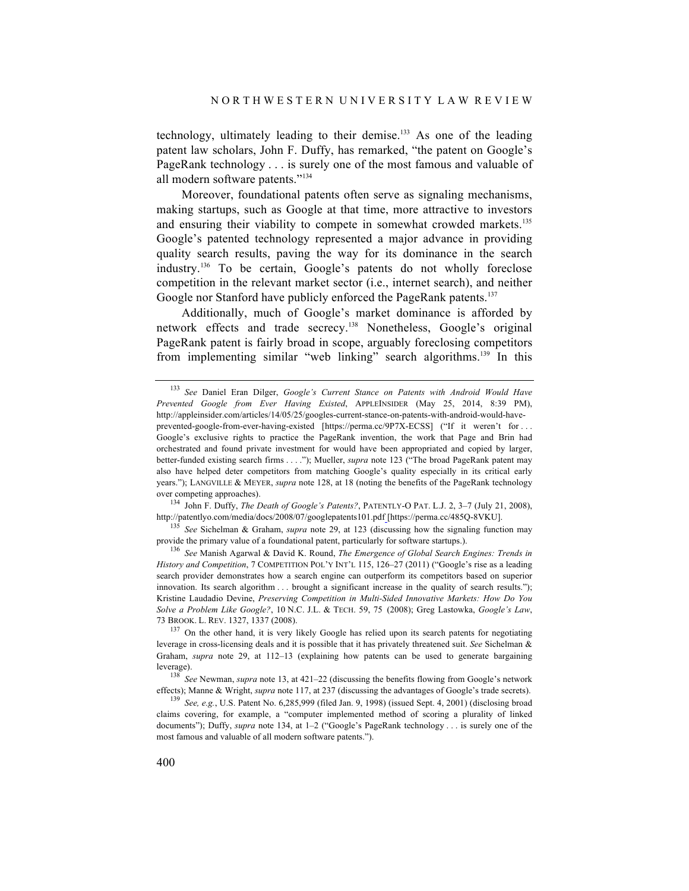technology, ultimately leading to their demise.[133] As one of the leading patent law scholars, John F. Duffy, has remarked, "the patent on Google's PageRank technology . . . is surely one of the most famous and valuable of all modern software patents."[134]

Moreover, foundational patents often serve as signaling mechanisms, making startups, such as Google at that time, more attractive to investors and ensuring their viability to compete in somewhat crowded markets.[135] Google's patented technology represented a major advance in providing quality search results, paving the way for its dominance in the search industry.[136] To be certain, Google's patents do not wholly foreclose competition in the relevant market sector (i.e., internet search), and neither Google nor Stanford have publicly enforced the PageRank patents.[137]

Additionally, much of Google's market dominance is afforded by network effects and trade secrecy.[138] Nonetheless, Google's original PageRank patent is fairly broad in scope, arguably foreclosing competitors from implementing similar "web linking" search algorithms.[139] In this

---

[133] *See* Daniel Eran Dilger, *Google's Current Stance on Patents with Android Would Have Prevented Google from Ever Having Existed*, APPLEINSIDER (May 25, 2014, 8:39 PM), http://appleinsider.com/articles/14/05/25/googles-current-stance-on-patents-with-android-would-have-prevented-google-from-ever-having-existed [https://perma.cc/9P7X-ECSS] ("If it weren't for . . . Google's exclusive rights to practice the PageRank invention, the work that Page and Brin had orchestrated and found private investment for would have been appropriated and copied by larger, better-funded existing search firms . . . ."); Mueller, *supra* note 123 ("The broad PageRank patent may also have helped deter competitors from matching Google's quality especially in its critical early years."); LANGVILLE & MEYER, *supra* note 128, at 18 (noting the benefits of the PageRank technology over competing approaches).

[134] John F. Duffy, *The Death of Google's Patents?*, PATENTLY-O PAT. L.J. 2, 3–7 (July 21, 2008), http://patentlyo.com/media/docs/2008/07/googlepatents101.pdf [https://perma.cc/485Q-8VKU].

[135] *See* Sichelman & Graham, *supra* note 29, at 123 (discussing how the signaling function may provide the primary value of a foundational patent, particularly for software startups.).

[136] *See* Manish Agarwal & David K. Round, *The Emergence of Global Search Engines: Trends in History and Competition*, 7 COMPETITION POL'Y INT'L 115, 126–27 (2011) ("Google's rise as a leading search provider demonstrates how a search engine can outperform its competitors based on superior innovation. Its search algorithm . . . brought a significant increase in the quality of search results."); Kristine Laudadio Devine, *Preserving Competition in Multi-Sided Innovative Markets: How Do You Solve a Problem Like Google?*, 10 N.C. J.L. & TECH. 59, 75 (2008); Greg Lastowka, *Google's Law*, 73 BROOK. L. REV. 1327, 1337 (2008).

[137] On the other hand, it is very likely Google has relied upon its search patents for negotiating leverage in cross-licensing deals and it is possible that it has privately threatened suit. *See* Sichelman & Graham, *supra* note 29, at 112–13 (explaining how patents can be used to generate bargaining leverage).

[138] *See* Newman, *supra* note 13, at 421–22 (discussing the benefits flowing from Google's network effects); Manne & Wright, *supra* note 117, at 237 (discussing the advantages of Google's trade secrets).

[139] *See, e.g.*, U.S. Patent No. 6,285,999 (filed Jan. 9, 1998) (issued Sept. 4, 2001) (disclosing broad claims covering, for example, a "computer implemented method of scoring a plurality of linked documents"); Duffy, *supra* note 134, at 1–2 ("Google's PageRank technology . . . is surely one of the most famous and valuable of all modern software patents.").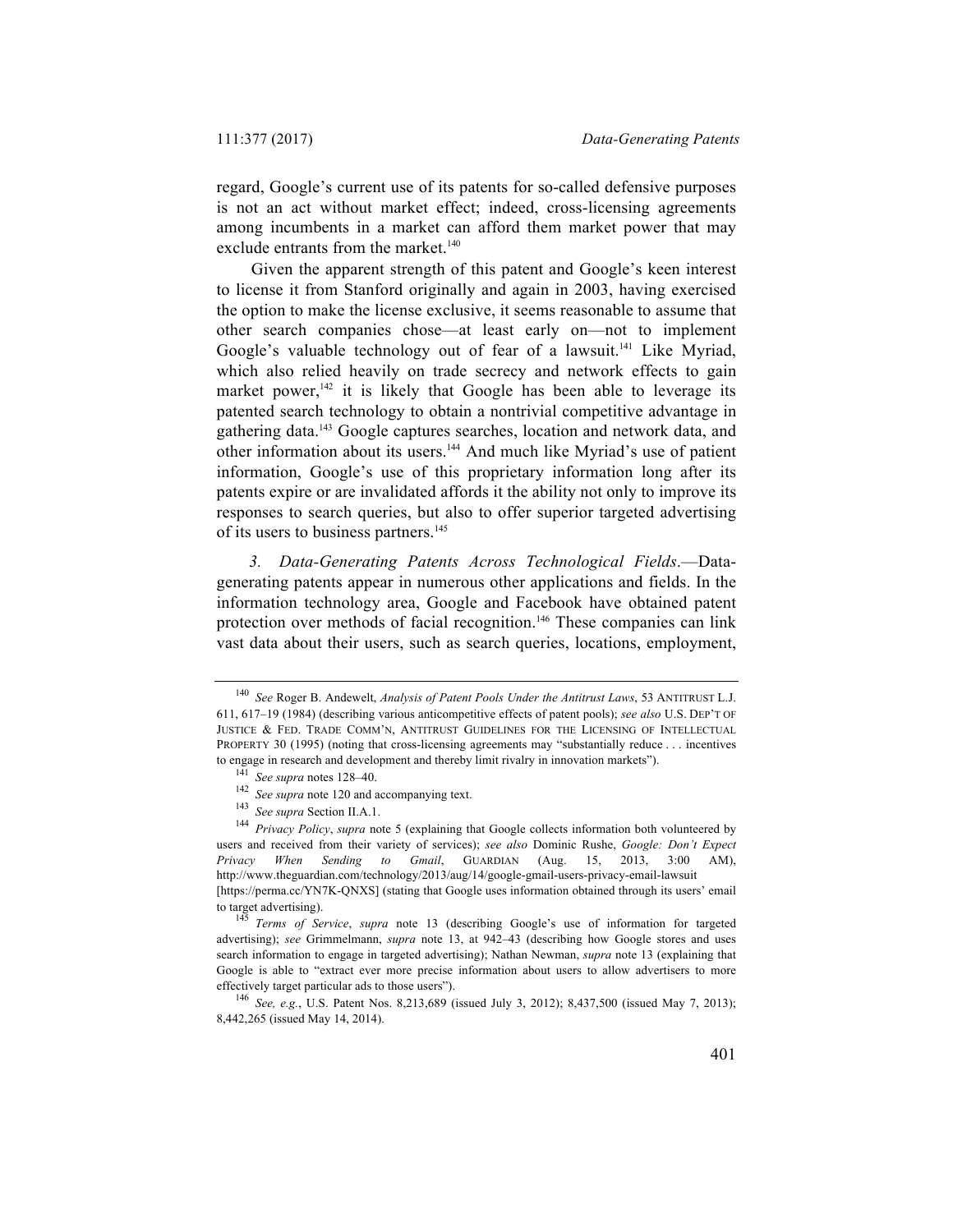regard, Google's current use of its patents for so-called defensive purposes is not an act without market effect; indeed, cross-licensing agreements among incumbents in a market can afford them market power that may exclude entrants from the market.[140]

Given the apparent strength of this patent and Google's keen interest to license it from Stanford originally and again in 2003, having exercised the option to make the license exclusive, it seems reasonable to assume that other search companies chose—at least early on—not to implement Google's valuable technology out of fear of a lawsuit.[141] Like Myriad, which also relied heavily on trade secrecy and network effects to gain market power,[142] it is likely that Google has been able to leverage its patented search technology to obtain a nontrivial competitive advantage in gathering data.[143] Google captures searches, location and network data, and other information about its users.[144] And much like Myriad's use of patient information, Google's use of this proprietary information long after its patents expire or are invalidated affords it the ability not only to improve its responses to search queries, but also to offer superior targeted advertising of its users to business partners.[145]

*3. Data-Generating Patents Across Technological Fields*.—Data-generating patents appear in numerous other applications and fields. In the information technology area, Google and Facebook have obtained patent protection over methods of facial recognition.[146] These companies can link vast data about their users, such as search queries, locations, employment,

---

[140] *See* Roger B. Andewelt, *Analysis of Patent Pools Under the Antitrust Laws*, 53 ANTITRUST L.J. 611, 617–19 (1984) (describing various anticompetitive effects of patent pools); *see also* U.S. DEP'T OF JUSTICE & FED. TRADE COMM'N, ANTITRUST GUIDELINES FOR THE LICENSING OF INTELLECTUAL PROPERTY 30 (1995) (noting that cross-licensing agreements may "substantially reduce . . . incentives to engage in research and development and thereby limit rivalry in innovation markets").

[141] *See supra* notes 128–40.

[142] *See supra* note 120 and accompanying text.

[143] *See supra* Section II.A.1.

[144] *Privacy Policy*, *supra* note 5 (explaining that Google collects information both volunteered by users and received from their variety of services); *see also* Dominic Rushe, *Google: Don't Expect Privacy When Sending to Gmail*, GUARDIAN (Aug. 15, 2013, 3:00 AM), http://www.theguardian.com/technology/2013/aug/14/google-gmail-users-privacy-email-lawsuit [https://perma.cc/YN7K-QNXS] (stating that Google uses information obtained through its users' email to target advertising).

[145] *Terms of Service*, *supra* note 13 (describing Google's use of information for targeted advertising); *see* Grimmelmann, *supra* note 13, at 942–43 (describing how Google stores and uses search information to engage in targeted advertising); Nathan Newman, *supra* note 13 (explaining that Google is able to "extract ever more precise information about users to allow advertisers to more effectively target particular ads to those users").

[146] *See, e.g.*, U.S. Patent Nos. 8,213,689 (issued July 3, 2012); 8,437,500 (issued May 7, 2013); 8,442,265 (issued May 14, 2014).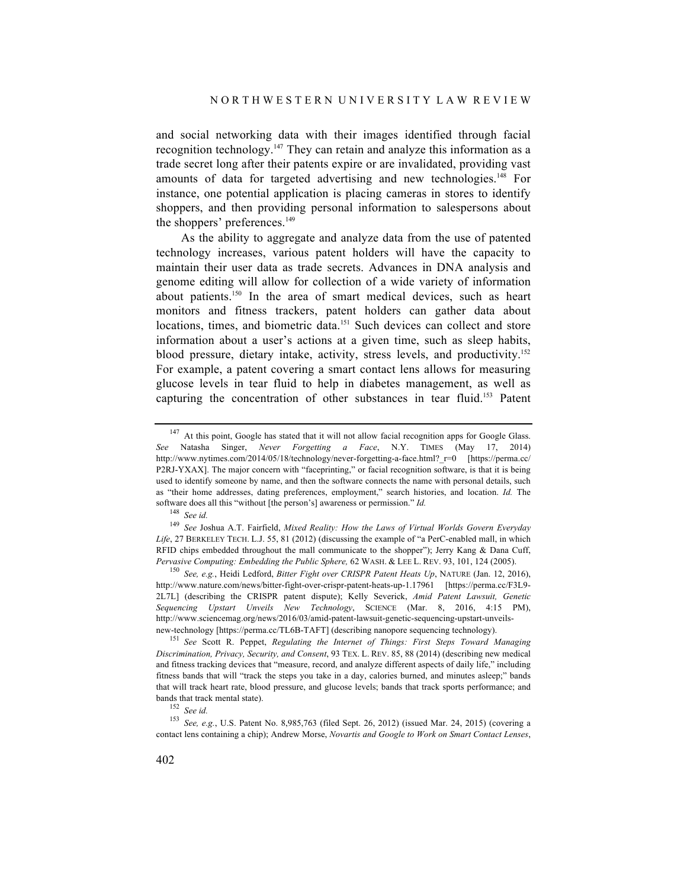and social networking data with their images identified through facial recognition technology.[147] They can retain and analyze this information as a trade secret long after their patents expire or are invalidated, providing vast amounts of data for targeted advertising and new technologies.[148] For instance, one potential application is placing cameras in stores to identify shoppers, and then providing personal information to salespersons about the shoppers' preferences.[149]

As the ability to aggregate and analyze data from the use of patented technology increases, various patent holders will have the capacity to maintain their user data as trade secrets. Advances in DNA analysis and genome editing will allow for collection of a wide variety of information about patients.[150] In the area of smart medical devices, such as heart monitors and fitness trackers, patent holders can gather data about locations, times, and biometric data.[151] Such devices can collect and store information about a user's actions at a given time, such as sleep habits, blood pressure, dietary intake, activity, stress levels, and productivity.[152] For example, a patent covering a smart contact lens allows for measuring glucose levels in tear fluid to help in diabetes management, as well as capturing the concentration of other substances in tear fluid.[153] Patent

---

[147] At this point, Google has stated that it will not allow facial recognition apps for Google Glass. *See* Natasha Singer, *Never Forgetting a Face*, N.Y. TIMES (May 17, 2014) http://www.nytimes.com/2014/05/18/technology/never-forgetting-a-face.html?_r=0 [https://perma.cc/P2RJ-YXAX]. The major concern with "faceprinting," or facial recognition software, is that it is being used to identify someone by name, and then the software connects the name with personal details, such as "their home addresses, dating preferences, employment," search histories, and location. *Id.* The software does all this "without [the person's] awareness or permission." *Id.*

[148] *See id.*

[149] *See* Joshua A.T. Fairfield, *Mixed Reality: How the Laws of Virtual Worlds Govern Everyday Life*, 27 BERKELEY TECH. L.J. 55, 81 (2012) (discussing the example of "a PerC-enabled mall, in which RFID chips embedded throughout the mall communicate to the shopper"); Jerry Kang & Dana Cuff, *Pervasive Computing: Embedding the Public Sphere,* 62 WASH. & LEE L. REV. 93, 101, 124 (2005).

[150] *See, e.g.*, Heidi Ledford, *Bitter Fight over CRISPR Patent Heats Up*, NATURE (Jan. 12, 2016), http://www.nature.com/news/bitter-fight-over-crispr-patent-heats-up-1.17961 [https://perma.cc/F3L9-2L7L] (describing the CRISPR patent dispute); Kelly Severick, *Amid Patent Lawsuit, Genetic Sequencing Upstart Unveils New Technology*, SCIENCE (Mar. 8, 2016, 4:15 PM), http://www.sciencemag.org/news/2016/03/amid-patent-lawsuit-genetic-sequencing-upstart-unveils-new-technology [https://perma.cc/TL6B-TAFT] (describing nanopore sequencing technology).

[151] *See* Scott R. Peppet, *Regulating the Internet of Things: First Steps Toward Managing Discrimination, Privacy, Security, and Consent*, 93 TEX. L. REV. 85, 88 (2014) (describing new medical and fitness tracking devices that "measure, record, and analyze different aspects of daily life," including fitness bands that will "track the steps you take in a day, calories burned, and minutes asleep;" bands that will track heart rate, blood pressure, and glucose levels; bands that track sports performance; and bands that track mental state).

[152] *See id.*

[153] *See, e.g.*, U.S. Patent No. 8,985,763 (filed Sept. 26, 2012) (issued Mar. 24, 2015) (covering a contact lens containing a chip); Andrew Morse, *Novartis and Google to Work on Smart Contact Lenses*,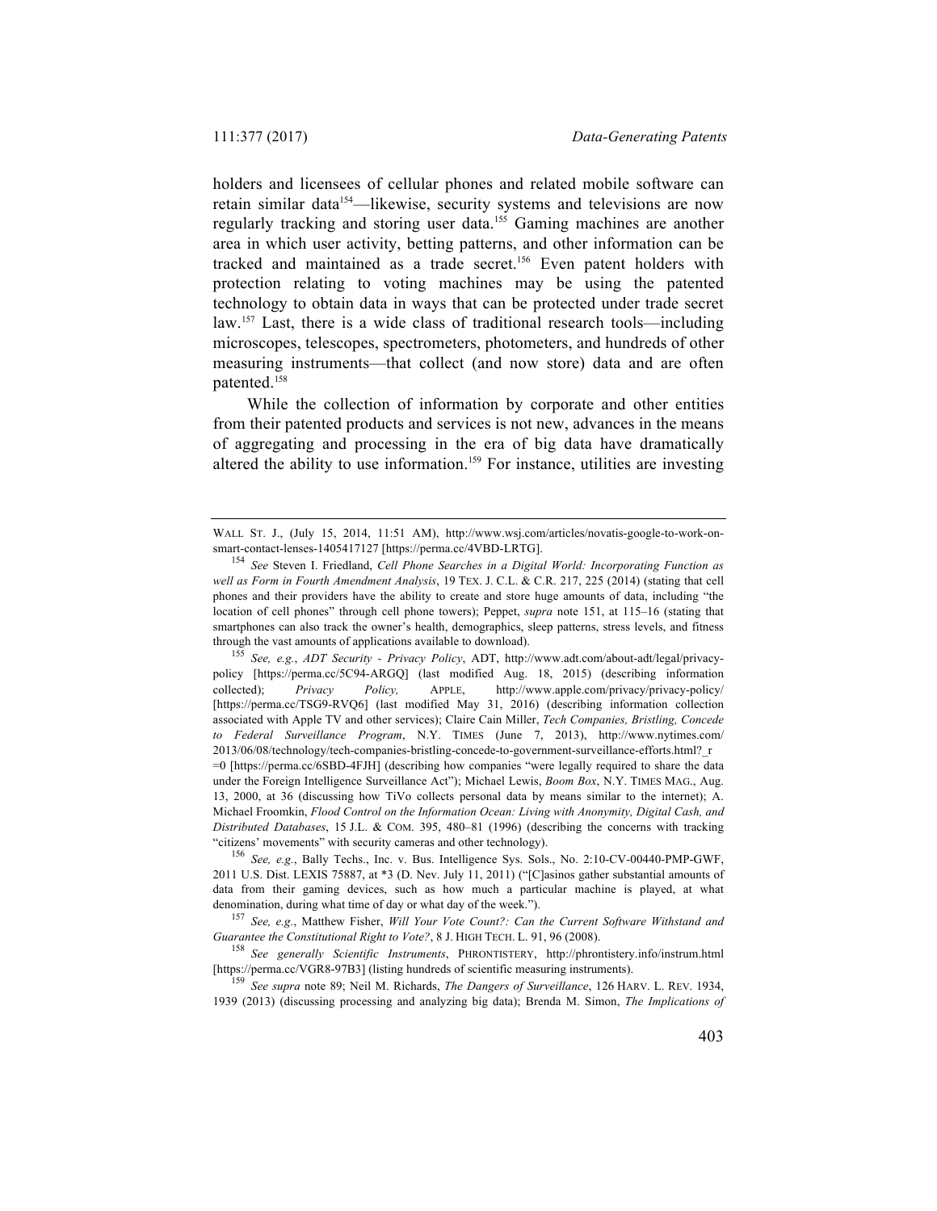holders and licensees of cellular phones and related mobile software can retain similar data[154]—likewise, security systems and televisions are now regularly tracking and storing user data.[155] Gaming machines are another area in which user activity, betting patterns, and other information can be tracked and maintained as a trade secret.[156] Even patent holders with protection relating to voting machines may be using the patented technology to obtain data in ways that can be protected under trade secret law.[157] Last, there is a wide class of traditional research tools—including microscopes, telescopes, spectrometers, photometers, and hundreds of other measuring instruments—that collect (and now store) data and are often patented.[158]

While the collection of information by corporate and other entities from their patented products and services is not new, advances in the means of aggregating and processing in the era of big data have dramatically altered the ability to use information.[159] For instance, utilities are investing

---

WALL ST. J., (July 15, 2014, 11:51 AM), http://www.wsj.com/articles/novatis-google-to-work-on-smart-contact-lenses-1405417127 [https://perma.cc/4VBD-LRTG].

[154] *See* Steven I. Friedland, *Cell Phone Searches in a Digital World: Incorporating Function as well as Form in Fourth Amendment Analysis*, 19 TEX. J. C.L. & C.R. 217, 225 (2014) (stating that cell phones and their providers have the ability to create and store huge amounts of data, including "the location of cell phones" through cell phone towers); Peppet, *supra* note 151, at 115–16 (stating that smartphones can also track the owner's health, demographics, sleep patterns, stress levels, and fitness through the vast amounts of applications available to download).

[155] *See, e.g.*, *ADT Security - Privacy Policy*, ADT, http://www.adt.com/about-adt/legal/privacy-policy [https://perma.cc/5C94-ARGQ] (last modified Aug. 18, 2015) (describing information collected); *Privacy Policy,* APPLE, http://www.apple.com/privacy/privacy-policy/ [https://perma.cc/TSG9-RVQ6] (last modified May 31, 2016) (describing information collection associated with Apple TV and other services); Claire Cain Miller, *Tech Companies, Bristling, Concede to Federal Surveillance Program*, N.Y. TIMES (June 7, 2013), http://www.nytimes.com/2013/06/08/technology/tech-companies-bristling-concede-to-government-surveillance-efforts.html?_r=0 [https://perma.cc/6SBD-4FJH] (describing how companies "were legally required to share the data under the Foreign Intelligence Surveillance Act"); Michael Lewis, *Boom Box*, N.Y. TIMES MAG., Aug. 13, 2000, at 36 (discussing how TiVo collects personal data by means similar to the internet); A. Michael Froomkin, *Flood Control on the Information Ocean: Living with Anonymity, Digital Cash, and Distributed Databases*, 15 J.L. & COM. 395, 480–81 (1996) (describing the concerns with tracking "citizens' movements" with security cameras and other technology).

[156] *See, e.g.*, Bally Techs., Inc. v. Bus. Intelligence Sys. Sols., No. 2:10-CV-00440-PMP-GWF, 2011 U.S. Dist. LEXIS 75887, at *3 (D. Nev. July 11, 2011) ("[C]asinos gather substantial amounts of data from their gaming devices, such as how much a particular machine is played, at what denomination, during what time of day or what day of the week.").

[157] *See, e.g.*, Matthew Fisher, *Will Your Vote Count?: Can the Current Software Withstand and Guarantee the Constitutional Right to Vote?*, 8 J. HIGH TECH. L. 91, 96 (2008).

[158] *See generally Scientific Instruments*, PHRONTISTERY, http://phrontistery.info/instrum.html [https://perma.cc/VGR8-97B3] (listing hundreds of scientific measuring instruments).

[159] *See supra* note 89; Neil M. Richards, *The Dangers of Surveillance*, 126 HARV. L. REV. 1934, 1939 (2013) (discussing processing and analyzing big data); Brenda M. Simon, *The Implications of*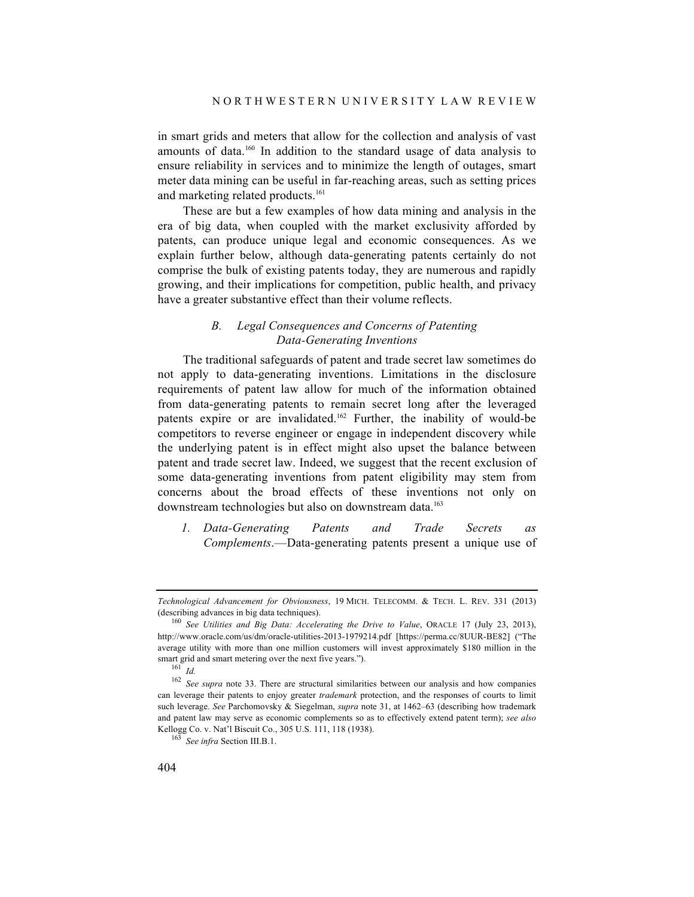in smart grids and meters that allow for the collection and analysis of vast amounts of data.[160] In addition to the standard usage of data analysis to ensure reliability in services and to minimize the length of outages, smart meter data mining can be useful in far-reaching areas, such as setting prices and marketing related products.[161]

These are but a few examples of how data mining and analysis in the era of big data, when coupled with the market exclusivity afforded by patents, can produce unique legal and economic consequences. As we explain further below, although data-generating patents certainly do not comprise the bulk of existing patents today, they are numerous and rapidly growing, and their implications for competition, public health, and privacy have a greater substantive effect than their volume reflects.

### *B. Legal Consequences and Concerns of Patenting Data-Generating Inventions*

The traditional safeguards of patent and trade secret law sometimes do not apply to data-generating inventions. Limitations in the disclosure requirements of patent law allow for much of the information obtained from data-generating patents to remain secret long after the leveraged patents expire or are invalidated.[162] Further, the inability of would-be competitors to reverse engineer or engage in independent discovery while the underlying patent is in effect might also upset the balance between patent and trade secret law. Indeed, we suggest that the recent exclusion of some data-generating inventions from patent eligibility may stem from concerns about the broad effects of these inventions not only on downstream technologies but also on downstream data.[163]

*1. Data-Generating Patents and Trade Secrets as Complements*.—Data-generating patents present a unique use of

---

*Technological Advancement for Obviousness*, 19 MICH. TELECOMM. & TECH. L. REV. 331 (2013) (describing advances in big data techniques).

[160] *See Utilities and Big Data: Accelerating the Drive to Value*, ORACLE 17 (July 23, 2013), http://www.oracle.com/us/dm/oracle-utilities-2013-1979214.pdf [https://perma.cc/8UUR-BE82] ("The average utility with more than one million customers will invest approximately $180 million in the smart grid and smart metering over the next five years.").

[161] *Id.*

[162] *See supra* note 33. There are structural similarities between our analysis and how companies can leverage their patents to enjoy greater *trademark* protection, and the responses of courts to limit such leverage. *See* Parchomovsky & Siegelman, *supra* note 31, at 1462–63 (describing how trademark and patent law may serve as economic complements so as to effectively extend patent term); *see also* Kellogg Co. v. Nat'l Biscuit Co., 305 U.S. 111, 118 (1938).

[163] *See infra* Section III.B.1.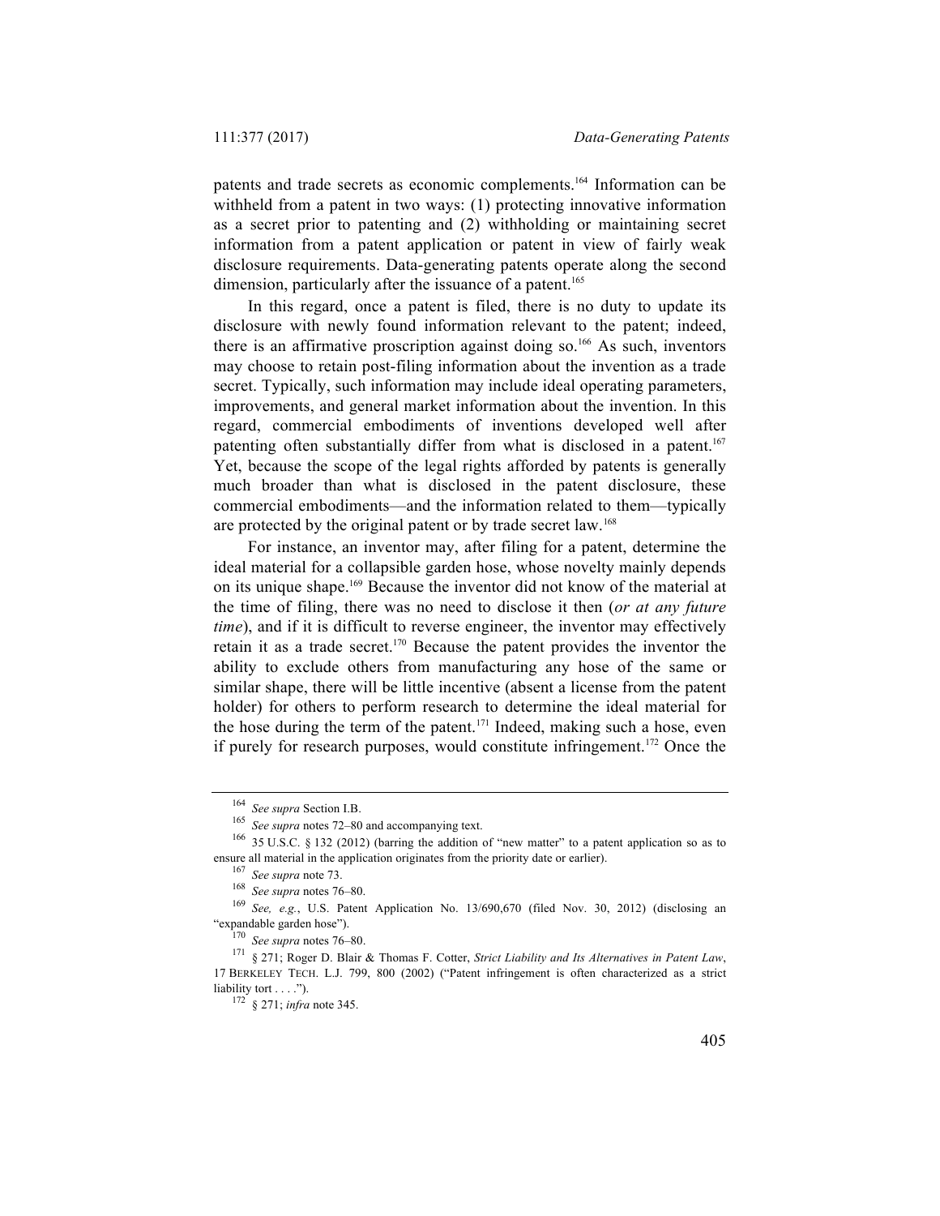patents and trade secrets as economic complements.[164] Information can be withheld from a patent in two ways: (1) protecting innovative information as a secret prior to patenting and (2) withholding or maintaining secret information from a patent application or patent in view of fairly weak disclosure requirements. Data-generating patents operate along the second dimension, particularly after the issuance of a patent.[165]

In this regard, once a patent is filed, there is no duty to update its disclosure with newly found information relevant to the patent; indeed, there is an affirmative proscription against doing so.[166] As such, inventors may choose to retain post-filing information about the invention as a trade secret. Typically, such information may include ideal operating parameters, improvements, and general market information about the invention. In this regard, commercial embodiments of inventions developed well after patenting often substantially differ from what is disclosed in a patent.[167] Yet, because the scope of the legal rights afforded by patents is generally much broader than what is disclosed in the patent disclosure, these commercial embodiments—and the information related to them—typically are protected by the original patent or by trade secret law.[168]

For instance, an inventor may, after filing for a patent, determine the ideal material for a collapsible garden hose, whose novelty mainly depends on its unique shape.[169] Because the inventor did not know of the material at the time of filing, there was no need to disclose it then (*or at any future time*), and if it is difficult to reverse engineer, the inventor may effectively retain it as a trade secret.[170] Because the patent provides the inventor the ability to exclude others from manufacturing any hose of the same or similar shape, there will be little incentive (absent a license from the patent holder) for others to perform research to determine the ideal material for the hose during the term of the patent.[171] Indeed, making such a hose, even if purely for research purposes, would constitute infringement.[172] Once the

---

[164] *See supra* Section I.B.

[165] *See supra* notes 72–80 and accompanying text.

[166] 35 U.S.C. § 132 (2012) (barring the addition of "new matter" to a patent application so as to ensure all material in the application originates from the priority date or earlier).

[167] *See supra* note 73.

[168] *See supra* notes 76–80.

[169] *See, e.g.*, U.S. Patent Application No. 13/690,670 (filed Nov. 30, 2012) (disclosing an "expandable garden hose").

[170] *See supra* notes 76–80.

[171] § 271; Roger D. Blair & Thomas F. Cotter, *Strict Liability and Its Alternatives in Patent Law*, 17 BERKELEY TECH. L.J. 799, 800 (2002) ("Patent infringement is often characterized as a strict liability tort . . . .").

[172] § 271; *infra* note 345.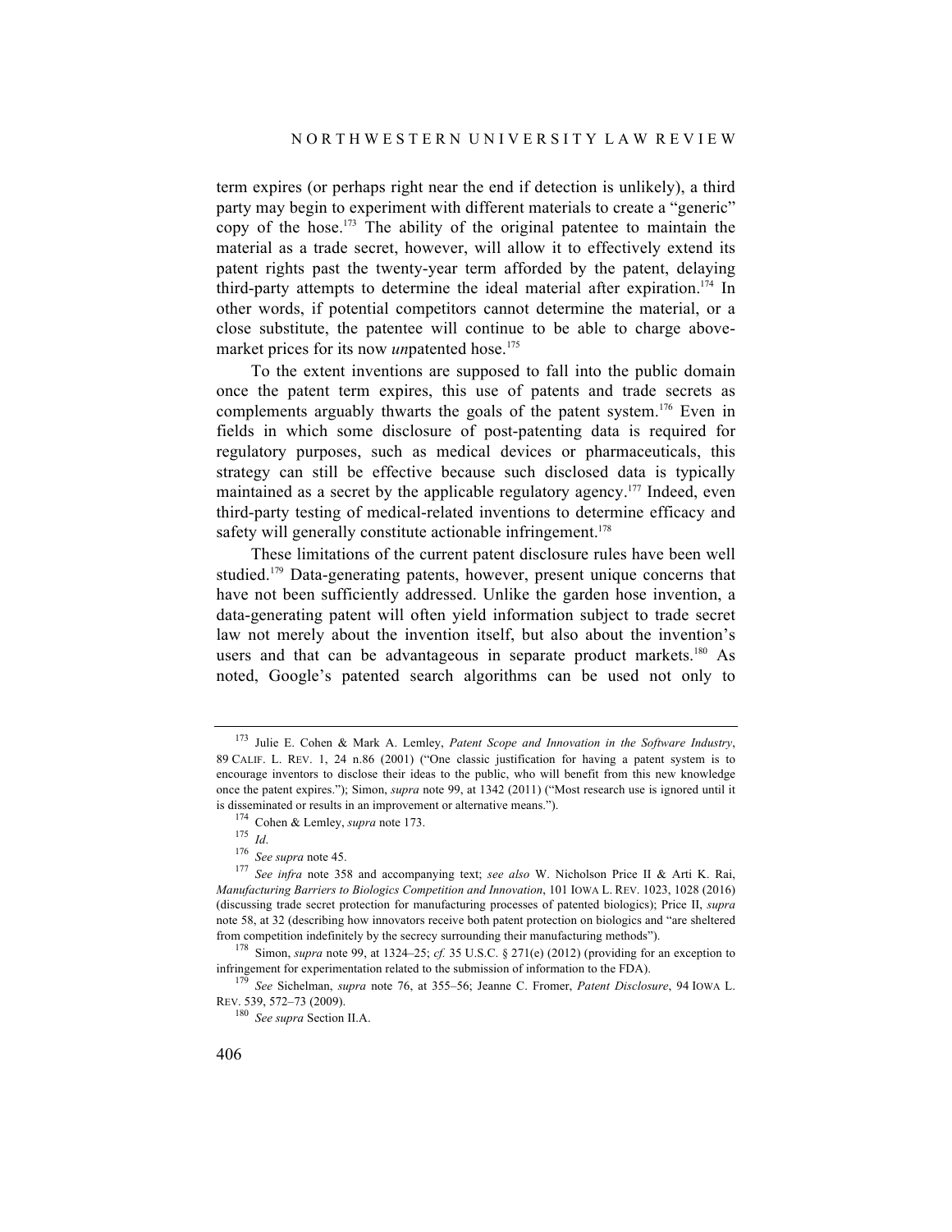term expires (or perhaps right near the end if detection is unlikely), a third party may begin to experiment with different materials to create a "generic" copy of the hose.[173] The ability of the original patentee to maintain the material as a trade secret, however, will allow it to effectively extend its patent rights past the twenty-year term afforded by the patent, delaying third-party attempts to determine the ideal material after expiration.[174] In other words, if potential competitors cannot determine the material, or a close substitute, the patentee will continue to be able to charge above-market prices for its now *un*patented hose.[175]

To the extent inventions are supposed to fall into the public domain once the patent term expires, this use of patents and trade secrets as complements arguably thwarts the goals of the patent system.[176] Even in fields in which some disclosure of post-patenting data is required for regulatory purposes, such as medical devices or pharmaceuticals, this strategy can still be effective because such disclosed data is typically maintained as a secret by the applicable regulatory agency.[177] Indeed, even third-party testing of medical-related inventions to determine efficacy and safety will generally constitute actionable infringement.[178]

These limitations of the current patent disclosure rules have been well studied.[179] Data-generating patents, however, present unique concerns that have not been sufficiently addressed. Unlike the garden hose invention, a data-generating patent will often yield information subject to trade secret law not merely about the invention itself, but also about the invention's users and that can be advantageous in separate product markets.[180] As noted, Google's patented search algorithms can be used not only to

---

[173] Julie E. Cohen & Mark A. Lemley, *Patent Scope and Innovation in the Software Industry*, 89 CALIF. L. REV. 1, 24 n.86 (2001) ("One classic justification for having a patent system is to encourage inventors to disclose their ideas to the public, who will benefit from this new knowledge once the patent expires."); Simon, *supra* note 99, at 1342 (2011) ("Most research use is ignored until it is disseminated or results in an improvement or alternative means.").

[174] Cohen & Lemley, *supra* note 173.

[175] *Id*.

[176] *See supra* note 45.

[177] *See infra* note 358 and accompanying text; *see also* W. Nicholson Price II & Arti K. Rai, *Manufacturing Barriers to Biologics Competition and Innovation*, 101 IOWA L. REV. 1023, 1028 (2016) (discussing trade secret protection for manufacturing processes of patented biologics); Price II, *supra* note 58, at 32 (describing how innovators receive both patent protection on biologics and "are sheltered from competition indefinitely by the secrecy surrounding their manufacturing methods").

[178] Simon, *supra* note 99, at 1324–25; *cf.* 35 U.S.C. § 271(e) (2012) (providing for an exception to infringement for experimentation related to the submission of information to the FDA).

[179] *See* Sichelman, *supra* note 76, at 355–56; Jeanne C. Fromer, *Patent Disclosure*, 94 IOWA L. REV. 539, 572–73 (2009).

[180] *See supra* Section II.A.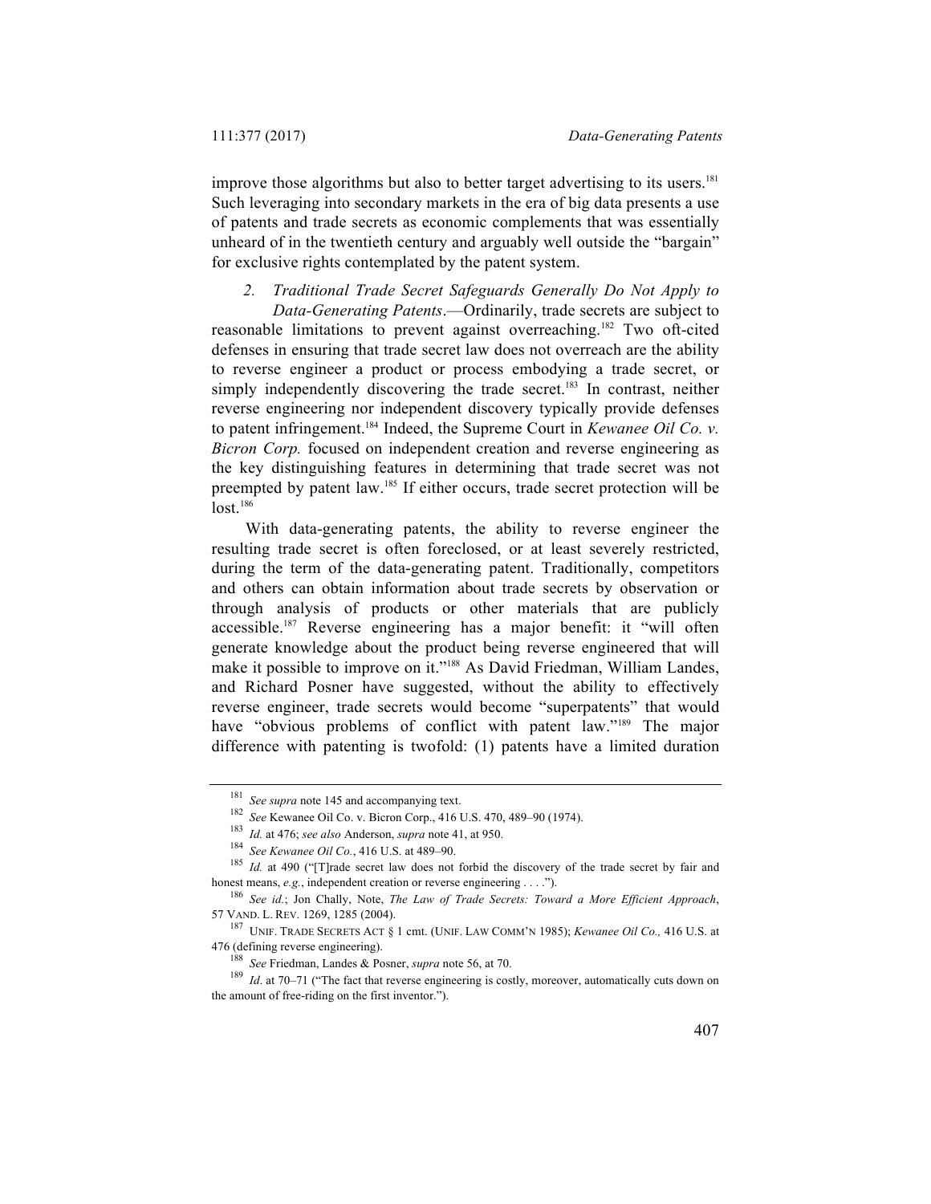improve those algorithms but also to better target advertising to its users.[181] Such leveraging into secondary markets in the era of big data presents a use of patents and trade secrets as economic complements that was essentially unheard of in the twentieth century and arguably well outside the "bargain" for exclusive rights contemplated by the patent system.

*2. Traditional Trade Secret Safeguards Generally Do Not Apply to Data-Generating Patents*.—Ordinarily, trade secrets are subject to reasonable limitations to prevent against overreaching.[182] Two oft-cited defenses in ensuring that trade secret law does not overreach are the ability to reverse engineer a product or process embodying a trade secret, or simply independently discovering the trade secret.[183] In contrast, neither reverse engineering nor independent discovery typically provide defenses to patent infringement.[184] Indeed, the Supreme Court in *Kewanee Oil Co. v. Bicron Corp.* focused on independent creation and reverse engineering as the key distinguishing features in determining that trade secret was not preempted by patent law.[185] If either occurs, trade secret protection will be lost.[186]

With data-generating patents, the ability to reverse engineer the resulting trade secret is often foreclosed, or at least severely restricted, during the term of the data-generating patent. Traditionally, competitors and others can obtain information about trade secrets by observation or through analysis of products or other materials that are publicly accessible.[187] Reverse engineering has a major benefit: it "will often generate knowledge about the product being reverse engineered that will make it possible to improve on it."[188] As David Friedman, William Landes, and Richard Posner have suggested, without the ability to effectively reverse engineer, trade secrets would become "superpatents" that would have "obvious problems of conflict with patent law."[189] The major difference with patenting is twofold: (1) patents have a limited duration

---

[181] *See supra* note 145 and accompanying text.

[182] *See* Kewanee Oil Co. v. Bicron Corp., 416 U.S. 470, 489–90 (1974).

[183] *Id.* at 476; *see also* Anderson, *supra* note 41, at 950.

[184] *See Kewanee Oil Co.*, 416 U.S. at 489–90.

[185] *Id.* at 490 ("[T]rade secret law does not forbid the discovery of the trade secret by fair and honest means, *e.g.*, independent creation or reverse engineering . . . .").

[186] *See id.*; Jon Chally, Note, *The Law of Trade Secrets: Toward a More Efficient Approach*, 57 VAND. L. REV. 1269, 1285 (2004).

[187] UNIF. TRADE SECRETS ACT § 1 cmt. (UNIF. LAW COMM'N 1985); *Kewanee Oil Co.,* 416 U.S. at 476 (defining reverse engineering).

[188] *See* Friedman, Landes & Posner, *supra* note 56, at 70.

[189] *Id*. at 70–71 ("The fact that reverse engineering is costly, moreover, automatically cuts down on the amount of free-riding on the first inventor.").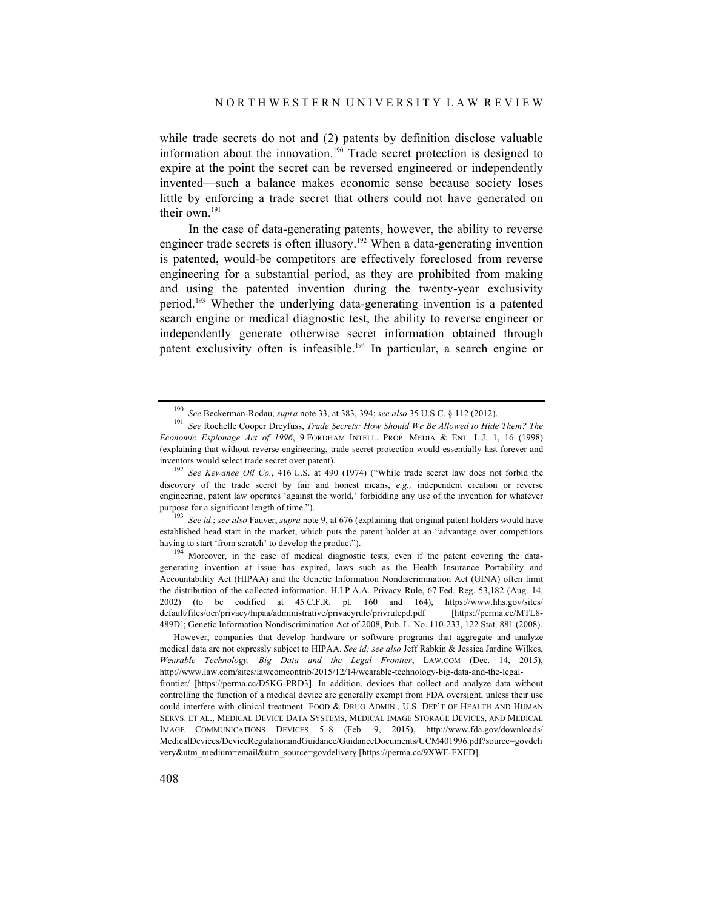while trade secrets do not and (2) patents by definition disclose valuable information about the innovation.[190] Trade secret protection is designed to expire at the point the secret can be reversed engineered or independently invented—such a balance makes economic sense because society loses little by enforcing a trade secret that others could not have generated on their own.[191]

In the case of data-generating patents, however, the ability to reverse engineer trade secrets is often illusory.[192] When a data-generating invention is patented, would-be competitors are effectively foreclosed from reverse engineering for a substantial period, as they are prohibited from making and using the patented invention during the twenty-year exclusivity period.[193] Whether the underlying data-generating invention is a patented search engine or medical diagnostic test, the ability to reverse engineer or independently generate otherwise secret information obtained through patent exclusivity often is infeasible.[194] In particular, a search engine or

---

[190] *See* Beckerman-Rodau, *supra* note 33, at 383, 394; *see also* 35 U.S.C. § 112 (2012).

[191] *See* Rochelle Cooper Dreyfuss, *Trade Secrets: How Should We Be Allowed to Hide Them? The Economic Espionage Act of 1996*, 9 FORDHAM INTELL. PROP. MEDIA & ENT. L.J. 1, 16 (1998) (explaining that without reverse engineering, trade secret protection would essentially last forever and inventors would select trade secret over patent).

[192] *See Kewanee Oil Co.*, 416 U.S. at 490 (1974) ("While trade secret law does not forbid the discovery of the trade secret by fair and honest means, *e.g.,* independent creation or reverse engineering, patent law operates 'against the world,' forbidding any use of the invention for whatever purpose for a significant length of time.").

[193] *See id.*; *see also* Fauver, *supra* note 9, at 676 (explaining that original patent holders would have established head start in the market, which puts the patent holder at an "advantage over competitors having to start 'from scratch' to develop the product").

[194] Moreover, in the case of medical diagnostic tests, even if the patent covering the data-generating invention at issue has expired, laws such as the Health Insurance Portability and Accountability Act (HIPAA) and the Genetic Information Nondiscrimination Act (GINA) often limit the distribution of the collected information. H.I.P.A.A. Privacy Rule, 67 Fed. Reg. 53,182 (Aug. 14, 2002) (to be codified at 45 C.F.R. pt. 160 and 164), https://www.hhs.gov/sites/default/files/ocr/privacy/hipaa/administrative/privacyrule/privrulepd.pdf [https://perma.cc/MTL8-489D]; Genetic Information Nondiscrimination Act of 2008, Pub. L. No. 110-233, 122 Stat. 881 (2008).

However, companies that develop hardware or software programs that aggregate and analyze medical data are not expressly subject to HIPAA. *See id; see also* Jeff Rabkin & Jessica Jardine Wilkes, *Wearable Technology, Big Data and the Legal Frontier*, LAW.COM (Dec. 14, 2015), http://www.law.com/sites/lawcomcontrib/2015/12/14/wearable-technology-big-data-and-the-legal-frontier/ [https://perma.cc/D5KG-PRD3]. In addition, devices that collect and analyze data without controlling the function of a medical device are generally exempt from FDA oversight, unless their use could interfere with clinical treatment. FOOD & DRUG ADMIN., U.S. DEP'T OF HEALTH AND HUMAN SERVS. ET AL., MEDICAL DEVICE DATA SYSTEMS, MEDICAL IMAGE STORAGE DEVICES, AND MEDICAL IMAGE COMMUNICATIONS DEVICES 5–8 (Feb. 9, 2015), http://www.fda.gov/downloads/MedicalDevices/DeviceRegulationandGuidance/GuidanceDocuments/UCM401996.pdf?source=govdelivery&utm_medium=email&utm_source=govdelivery [https://perma.cc/9XWF-FXFD].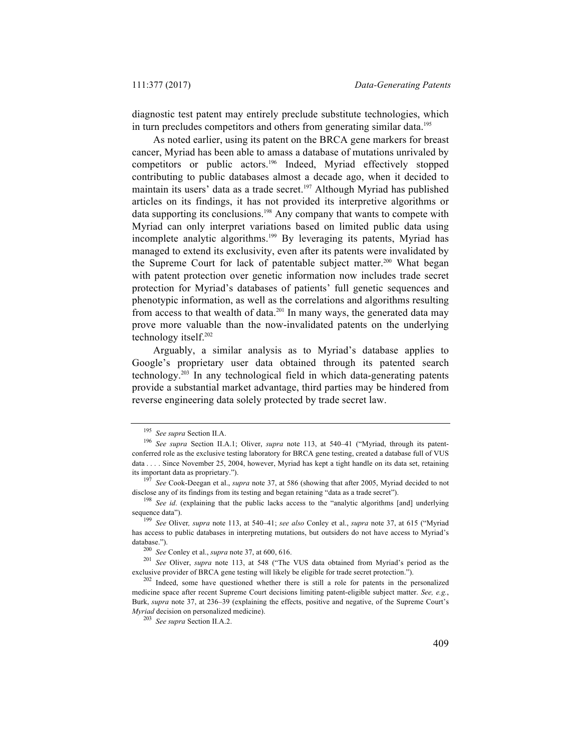diagnostic test patent may entirely preclude substitute technologies, which in turn precludes competitors and others from generating similar data.[195]

As noted earlier, using its patent on the BRCA gene markers for breast cancer, Myriad has been able to amass a database of mutations unrivaled by competitors or public actors.[196] Indeed, Myriad effectively stopped contributing to public databases almost a decade ago, when it decided to maintain its users' data as a trade secret.[197] Although Myriad has published articles on its findings, it has not provided its interpretive algorithms or data supporting its conclusions.[198] Any company that wants to compete with Myriad can only interpret variations based on limited public data using incomplete analytic algorithms.[199] By leveraging its patents, Myriad has managed to extend its exclusivity, even after its patents were invalidated by the Supreme Court for lack of patentable subject matter.[200] What began with patent protection over genetic information now includes trade secret protection for Myriad's databases of patients' full genetic sequences and phenotypic information, as well as the correlations and algorithms resulting from access to that wealth of data.[201] In many ways, the generated data may prove more valuable than the now-invalidated patents on the underlying technology itself.[202]

Arguably, a similar analysis as to Myriad's database applies to Google's proprietary user data obtained through its patented search technology.[203] In any technological field in which data-generating patents provide a substantial market advantage, third parties may be hindered from reverse engineering data solely protected by trade secret law.

---

[195] *See supra* Section II.A.

[196] *See supra* Section II.A.1; Oliver, *supra* note 113, at 540–41 ("Myriad, through its patent-conferred role as the exclusive testing laboratory for BRCA gene testing, created a database full of VUS data . . . . Since November 25, 2004, however, Myriad has kept a tight handle on its data set, retaining its important data as proprietary.").

[197] *See* Cook-Deegan et al., *supra* note 37, at 586 (showing that after 2005, Myriad decided to not disclose any of its findings from its testing and began retaining "data as a trade secret").

[198] *See id*. (explaining that the public lacks access to the "analytic algorithms [and] underlying sequence data").

[199] *See* Oliver*, supra* note 113, at 540–41; *see also* Conley et al., *supra* note 37, at 615 ("Myriad has access to public databases in interpreting mutations, but outsiders do not have access to Myriad's database.").

[200] *See* Conley et al., *supra* note 37, at 600, 616.

[201] *See* Oliver, *supra* note 113, at 548 ("The VUS data obtained from Myriad's period as the exclusive provider of BRCA gene testing will likely be eligible for trade secret protection.").

[202] Indeed, some have questioned whether there is still a role for patents in the personalized medicine space after recent Supreme Court decisions limiting patent-eligible subject matter. *See, e.g.*, Burk, *supra* note 37, at 236–39 (explaining the effects, positive and negative, of the Supreme Court's *Myriad* decision on personalized medicine).

[203] *See supra* Section II.A.2.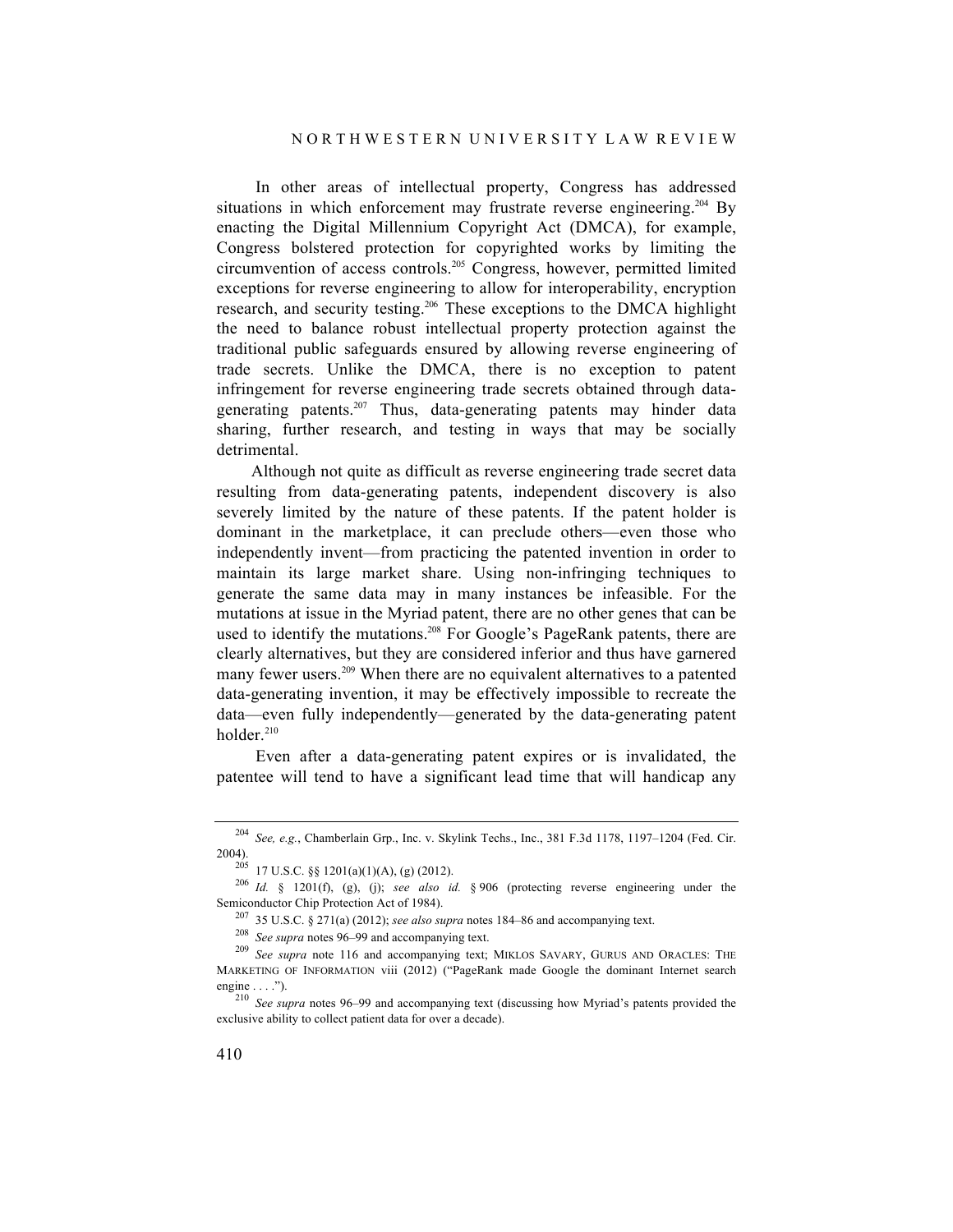In other areas of intellectual property, Congress has addressed situations in which enforcement may frustrate reverse engineering.[204] By enacting the Digital Millennium Copyright Act (DMCA), for example, Congress bolstered protection for copyrighted works by limiting the circumvention of access controls.[205] Congress, however, permitted limited exceptions for reverse engineering to allow for interoperability, encryption research, and security testing.[206] These exceptions to the DMCA highlight the need to balance robust intellectual property protection against the traditional public safeguards ensured by allowing reverse engineering of trade secrets. Unlike the DMCA, there is no exception to patent infringement for reverse engineering trade secrets obtained through data-generating patents.[207] Thus, data-generating patents may hinder data sharing, further research, and testing in ways that may be socially detrimental.

Although not quite as difficult as reverse engineering trade secret data resulting from data-generating patents, independent discovery is also severely limited by the nature of these patents. If the patent holder is dominant in the marketplace, it can preclude others—even those who independently invent—from practicing the patented invention in order to maintain its large market share. Using non-infringing techniques to generate the same data may in many instances be infeasible. For the mutations at issue in the Myriad patent, there are no other genes that can be used to identify the mutations.[208] For Google's PageRank patents, there are clearly alternatives, but they are considered inferior and thus have garnered many fewer users.[209] When there are no equivalent alternatives to a patented data-generating invention, it may be effectively impossible to recreate the data—even fully independently—generated by the data-generating patent holder.[210]

Even after a data-generating patent expires or is invalidated, the patentee will tend to have a significant lead time that will handicap any

---

[204] *See, e.g.*, Chamberlain Grp., Inc. v. Skylink Techs., Inc., 381 F.3d 1178, 1197–1204 (Fed. Cir. 2004).

[205] 17 U.S.C. §§ 1201(a)(1)(A), (g) (2012).

[206] *Id.* § 1201(f), (g), (j); *see also id.* § 906 (protecting reverse engineering under the Semiconductor Chip Protection Act of 1984).

[207] 35 U.S.C. § 271(a) (2012); *see also supra* notes 184–86 and accompanying text.

[208] *See supra* notes 96–99 and accompanying text.

[209] *See supra* note 116 and accompanying text; MIKLOS SAVARY, GURUS AND ORACLES: THE MARKETING OF INFORMATION viii (2012) ("PageRank made Google the dominant Internet search engine . . . .").

[210] *See supra* notes 96–99 and accompanying text (discussing how Myriad's patents provided the exclusive ability to collect patient data for over a decade).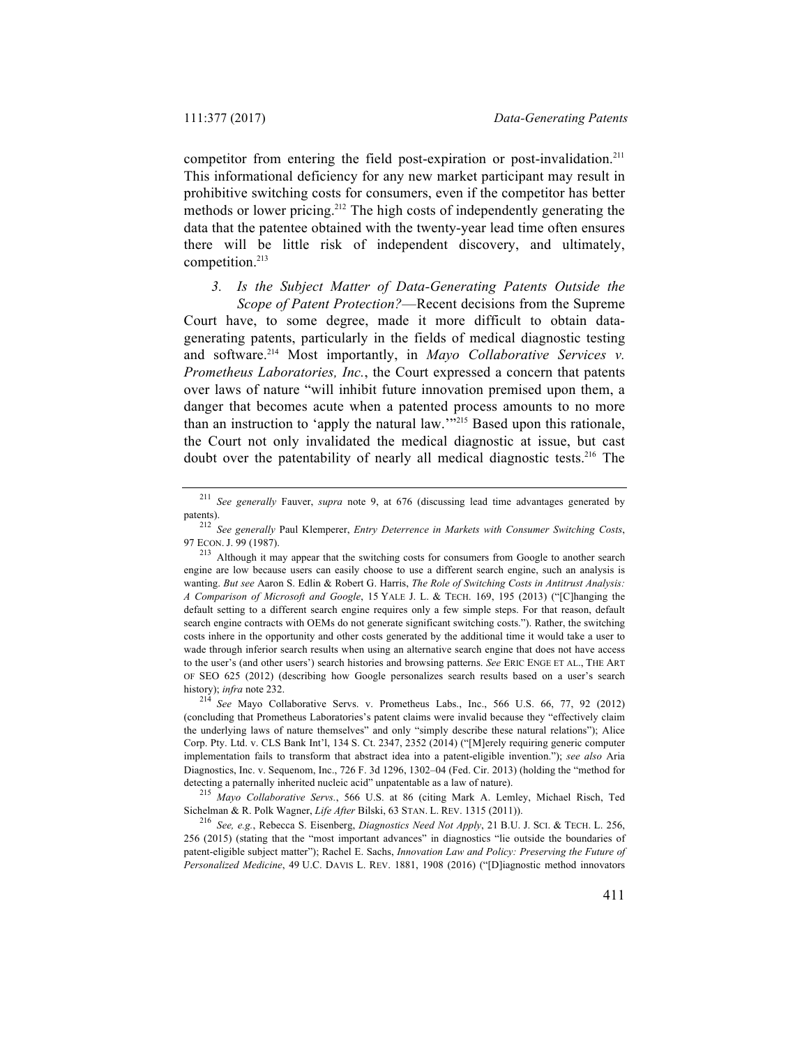competitor from entering the field post-expiration or post-invalidation.[211] This informational deficiency for any new market participant may result in prohibitive switching costs for consumers, even if the competitor has better methods or lower pricing.[212] The high costs of independently generating the data that the patentee obtained with the twenty-year lead time often ensures there will be little risk of independent discovery, and ultimately, competition.[213]

*3. Is the Subject Matter of Data-Generating Patents Outside the Scope of Patent Protection?*—Recent decisions from the Supreme Court have, to some degree, made it more difficult to obtain data-generating patents, particularly in the fields of medical diagnostic testing and software.[214] Most importantly, in *Mayo Collaborative Services v. Prometheus Laboratories, Inc.*, the Court expressed a concern that patents over laws of nature "will inhibit future innovation premised upon them, a danger that becomes acute when a patented process amounts to no more than an instruction to 'apply the natural law.'"[215] Based upon this rationale, the Court not only invalidated the medical diagnostic at issue, but cast doubt over the patentability of nearly all medical diagnostic tests.[216] The

---

[211] *See generally* Fauver, *supra* note 9, at 676 (discussing lead time advantages generated by patents).

[212] *See generally* Paul Klemperer, *Entry Deterrence in Markets with Consumer Switching Costs*, 97 ECON. J. 99 (1987).

[213] Although it may appear that the switching costs for consumers from Google to another search engine are low because users can easily choose to use a different search engine, such an analysis is wanting. *But see* Aaron S. Edlin & Robert G. Harris, *The Role of Switching Costs in Antitrust Analysis: A Comparison of Microsoft and Google*, 15 YALE J. L. & TECH. 169, 195 (2013) ("[C]hanging the default setting to a different search engine requires only a few simple steps. For that reason, default search engine contracts with OEMs do not generate significant switching costs."). Rather, the switching costs inhere in the opportunity and other costs generated by the additional time it would take a user to wade through inferior search results when using an alternative search engine that does not have access to the user's (and other users') search histories and browsing patterns. *See* ERIC ENGE ET AL., THE ART OF SEO 625 (2012) (describing how Google personalizes search results based on a user's search history); *infra* note 232.

[214] *See* Mayo Collaborative Servs. v. Prometheus Labs., Inc., 566 U.S. 66, 77, 92 (2012) (concluding that Prometheus Laboratories's patent claims were invalid because they "effectively claim the underlying laws of nature themselves" and only "simply describe these natural relations"); Alice Corp. Pty. Ltd. v. CLS Bank Int'l, 134 S. Ct. 2347, 2352 (2014) ("[M]erely requiring generic computer implementation fails to transform that abstract idea into a patent-eligible invention."); *see also* Aria Diagnostics, Inc. v. Sequenom, Inc., 726 F. 3d 1296, 1302–04 (Fed. Cir. 2013) (holding the "method for detecting a paternally inherited nucleic acid" unpatentable as a law of nature).

[215] *Mayo Collaborative Servs.*, 566 U.S. at 86 (citing Mark A. Lemley, Michael Risch, Ted Sichelman & R. Polk Wagner, *Life After* Bilski, 63 STAN. L. REV. 1315 (2011)).

[216] *See, e.g.*, Rebecca S. Eisenberg, *Diagnostics Need Not Apply*, 21 B.U. J. SCI. & TECH. L. 256, 256 (2015) (stating that the "most important advances" in diagnostics "lie outside the boundaries of patent-eligible subject matter"); Rachel E. Sachs, *Innovation Law and Policy: Preserving the Future of Personalized Medicine*, 49 U.C. DAVIS L. REV. 1881, 1908 (2016) ("[D]iagnostic method innovators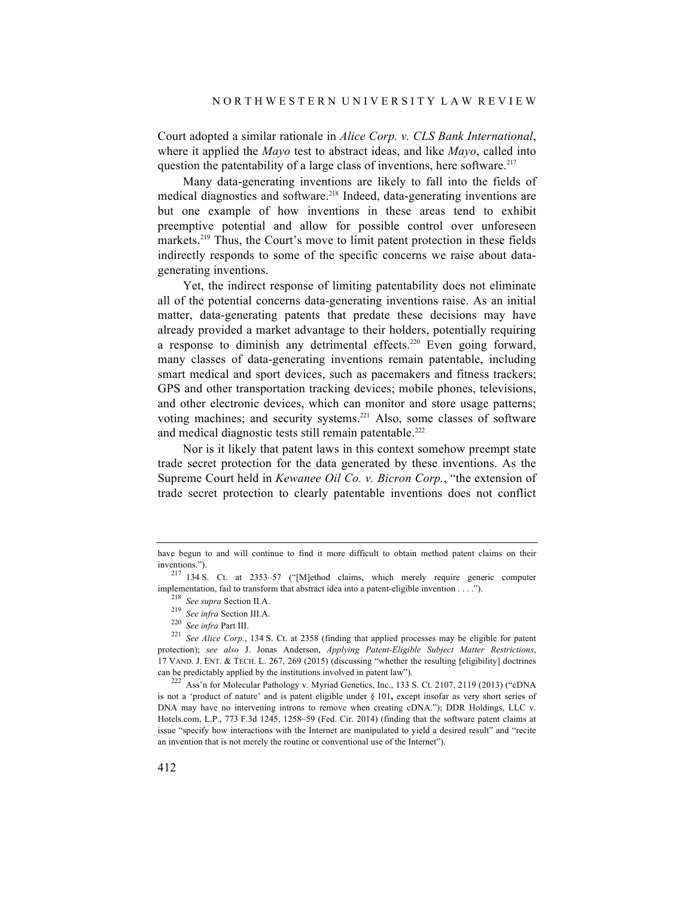Court adopted a similar rationale in *Alice Corp. v. CLS Bank International*, where it applied the *Mayo* test to abstract ideas, and like *Mayo*, called into question the patentability of a large class of inventions, here software.[217]

Many data-generating inventions are likely to fall into the fields of medical diagnostics and software.[218] Indeed, data-generating inventions are but one example of how inventions in these areas tend to exhibit preemptive potential and allow for possible control over unforeseen markets.[219] Thus, the Court's move to limit patent protection in these fields indirectly responds to some of the specific concerns we raise about data-generating inventions.

Yet, the indirect response of limiting patentability does not eliminate all of the potential concerns data-generating inventions raise. As an initial matter, data-generating patents that predate these decisions may have already provided a market advantage to their holders, potentially requiring a response to diminish any detrimental effects.[220] Even going forward, many classes of data-generating inventions remain patentable, including smart medical and sport devices, such as pacemakers and fitness trackers; GPS and other transportation tracking devices; mobile phones, televisions, and other electronic devices, which can monitor and store usage patterns; voting machines; and security systems.[221] Also, some classes of software and medical diagnostic tests still remain patentable.[222]

Nor is it likely that patent laws in this context somehow preempt state trade secret protection for the data generated by these inventions. As the Supreme Court held in *Kewanee Oil Co. v. Bicron Corp.*, "the extension of trade secret protection to clearly patentable inventions does not conflict

---

have begun to and will continue to find it more difficult to obtain method patent claims on their inventions.").

[217] 134 S. Ct. at 2353–57 ("[M]ethod claims, which merely require generic computer implementation, fail to transform that abstract idea into a patent-eligible invention . . . .").

[218] *See supra* Section II.A.

[219] *See infra* Section III.A.

[220] *See infra* Part III.

[221] *See Alice Corp.*, 134 S. Ct. at 2358 (finding that applied processes may be eligible for patent protection); *see also* J. Jonas Anderson, *Applying Patent-Eligible Subject Matter Restrictions*, 17 VAND. J. ENT. & TECH. L. 267, 269 (2015) (discussing "whether the resulting [eligibility] doctrines can be predictably applied by the institutions involved in patent law").

[222] Ass'n for Molecular Pathology v. Myriad Genetics, Inc., 133 S. Ct. 2107, 2119 (2013) ("cDNA is not a 'product of nature' and is patent eligible under § 101, except insofar as very short series of DNA may have no intervening introns to remove when creating cDNA."); DDR Holdings, LLC v. Hotels.com, L.P., 773 F.3d 1245, 1258–59 (Fed. Cir. 2014) (finding that the software patent claims at issue "specify how interactions with the Internet are manipulated to yield a desired result" and "recite an invention that is not merely the routine or conventional use of the Internet").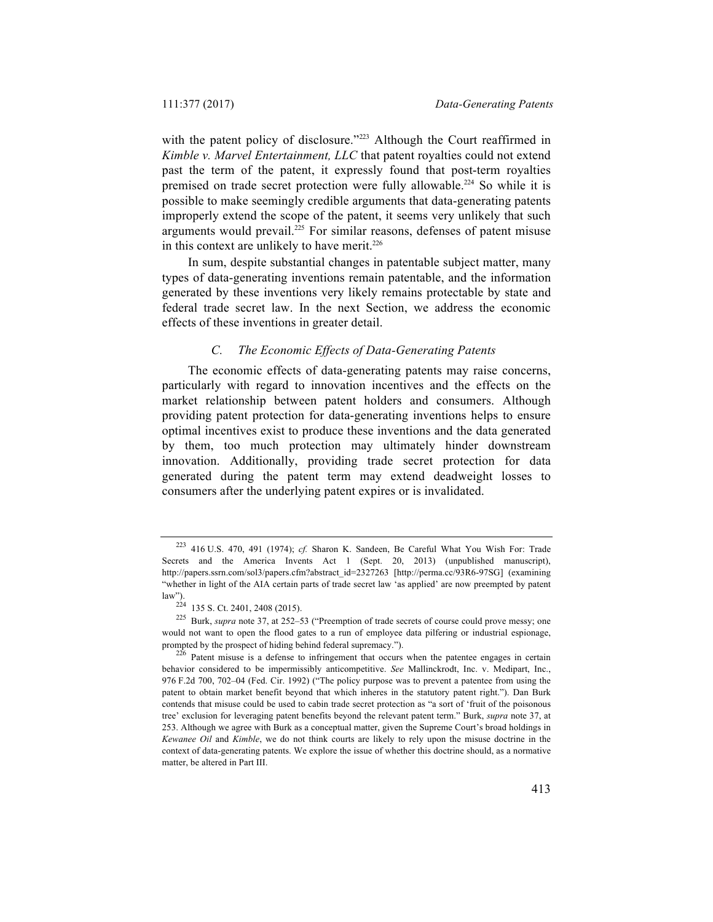with the patent policy of disclosure."[223] Although the Court reaffirmed in *Kimble v. Marvel Entertainment, LLC* that patent royalties could not extend past the term of the patent, it expressly found that post-term royalties premised on trade secret protection were fully allowable.[224] So while it is possible to make seemingly credible arguments that data-generating patents improperly extend the scope of the patent, it seems very unlikely that such arguments would prevail.[225] For similar reasons, defenses of patent misuse in this context are unlikely to have merit.[226]

In sum, despite substantial changes in patentable subject matter, many types of data-generating inventions remain patentable, and the information generated by these inventions very likely remains protectable by state and federal trade secret law. In the next Section, we address the economic effects of these inventions in greater detail.

### *C. The Economic Effects of Data-Generating Patents*

The economic effects of data-generating patents may raise concerns, particularly with regard to innovation incentives and the effects on the market relationship between patent holders and consumers. Although providing patent protection for data-generating inventions helps to ensure optimal incentives exist to produce these inventions and the data generated by them, too much protection may ultimately hinder downstream innovation. Additionally, providing trade secret protection for data generated during the patent term may extend deadweight losses to consumers after the underlying patent expires or is invalidated.

---

[223] 416 U.S. 470, 491 (1974); *cf.* Sharon K. Sandeen, Be Careful What You Wish For: Trade Secrets and the America Invents Act 1 (Sept. 20, 2013) (unpublished manuscript), http://papers.ssrn.com/sol3/papers.cfm?abstract_id=2327263 [http://perma.cc/93R6-97SG] (examining "whether in light of the AIA certain parts of trade secret law 'as applied' are now preempted by patent law").

[224] 135 S. Ct. 2401, 2408 (2015).

[225] Burk, *supra* note 37, at 252–53 ("Preemption of trade secrets of course could prove messy; one would not want to open the flood gates to a run of employee data pilfering or industrial espionage, prompted by the prospect of hiding behind federal supremacy.").

[226] Patent misuse is a defense to infringement that occurs when the patentee engages in certain behavior considered to be impermissibly anticompetitive. *See* Mallinckrodt, Inc. v. Medipart, Inc., 976 F.2d 700, 702–04 (Fed. Cir. 1992) ("The policy purpose was to prevent a patentee from using the patent to obtain market benefit beyond that which inheres in the statutory patent right."). Dan Burk contends that misuse could be used to cabin trade secret protection as "a sort of 'fruit of the poisonous tree' exclusion for leveraging patent benefits beyond the relevant patent term." Burk, *supra* note 37, at 253. Although we agree with Burk as a conceptual matter, given the Supreme Court's broad holdings in *Kewanee Oil* and *Kimble*, we do not think courts are likely to rely upon the misuse doctrine in the context of data-generating patents. We explore the issue of whether this doctrine should, as a normative matter, be altered in Part III.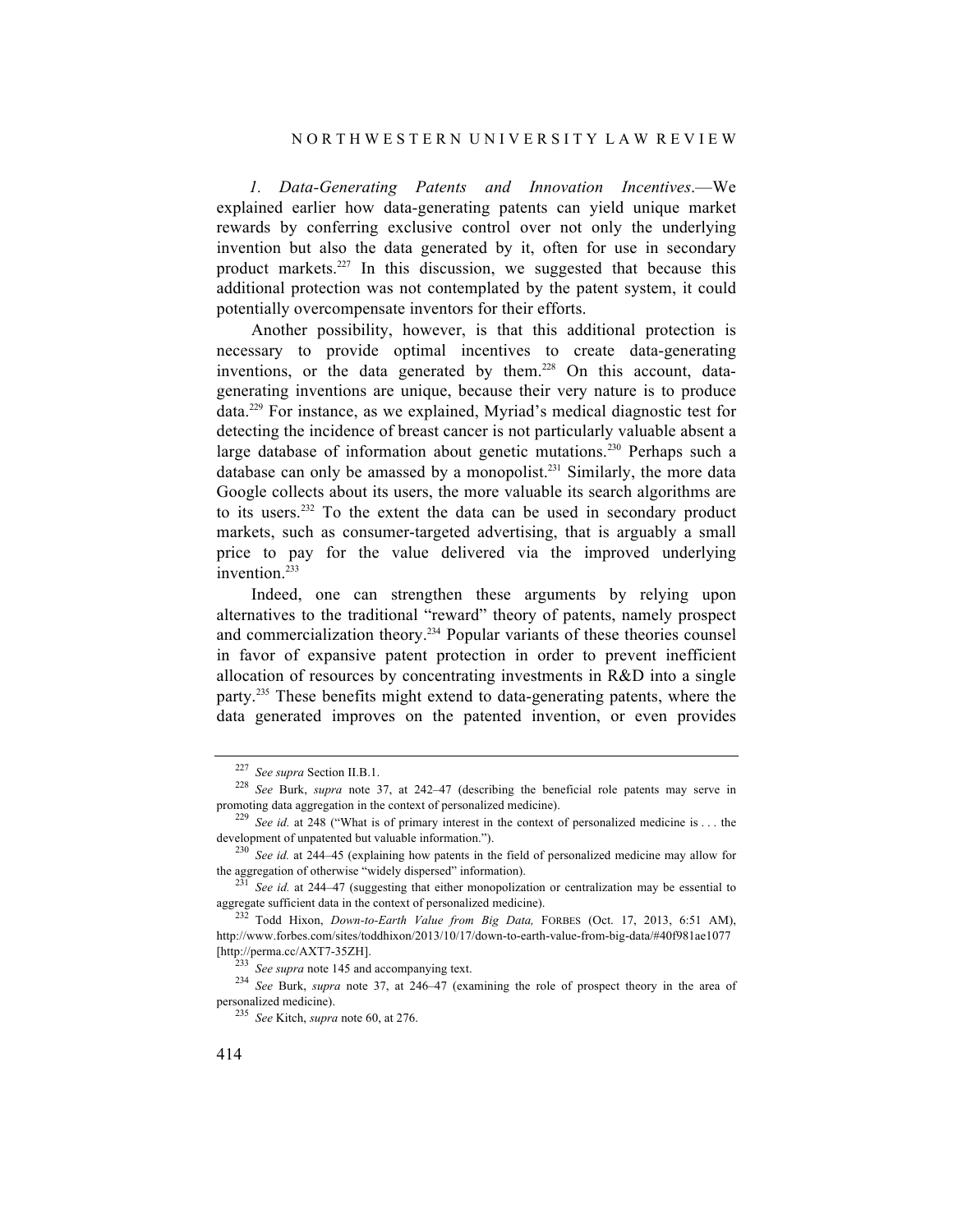*1. Data-Generating Patents and Innovation Incentives*.—We explained earlier how data-generating patents can yield unique market rewards by conferring exclusive control over not only the underlying invention but also the data generated by it, often for use in secondary product markets.[227] In this discussion, we suggested that because this additional protection was not contemplated by the patent system, it could potentially overcompensate inventors for their efforts.

Another possibility, however, is that this additional protection is necessary to provide optimal incentives to create data-generating inventions, or the data generated by them.[228] On this account, data-generating inventions are unique, because their very nature is to produce data.[229] For instance, as we explained, Myriad's medical diagnostic test for detecting the incidence of breast cancer is not particularly valuable absent a large database of information about genetic mutations.[230] Perhaps such a database can only be amassed by a monopolist.[231] Similarly, the more data Google collects about its users, the more valuable its search algorithms are to its users.[232] To the extent the data can be used in secondary product markets, such as consumer-targeted advertising, that is arguably a small price to pay for the value delivered via the improved underlying invention.[233]

Indeed, one can strengthen these arguments by relying upon alternatives to the traditional "reward" theory of patents, namely prospect and commercialization theory.[234] Popular variants of these theories counsel in favor of expansive patent protection in order to prevent inefficient allocation of resources by concentrating investments in R&D into a single party.[235] These benefits might extend to data-generating patents, where the data generated improves on the patented invention, or even provides

---

[227] *See supra* Section II.B.1.

[228] *See* Burk, *supra* note 37, at 242–47 (describing the beneficial role patents may serve in promoting data aggregation in the context of personalized medicine).

[229] *See id.* at 248 ("What is of primary interest in the context of personalized medicine is . . . the development of unpatented but valuable information.").

[230] *See id.* at 244–45 (explaining how patents in the field of personalized medicine may allow for the aggregation of otherwise "widely dispersed" information).

[231] *See id.* at 244–47 (suggesting that either monopolization or centralization may be essential to aggregate sufficient data in the context of personalized medicine).

[232] Todd Hixon, *Down-to-Earth Value from Big Data,* FORBES (Oct. 17, 2013, 6:51 AM), http://www.forbes.com/sites/toddhixon/2013/10/17/down-to-earth-value-from-big-data/#40f981ae1077 [http://perma.cc/AXT7-35ZH].

[233] *See supra* note 145 and accompanying text.

[234] *See* Burk, *supra* note 37, at 246–47 (examining the role of prospect theory in the area of personalized medicine).

[235] *See* Kitch, *supra* note 60, at 276.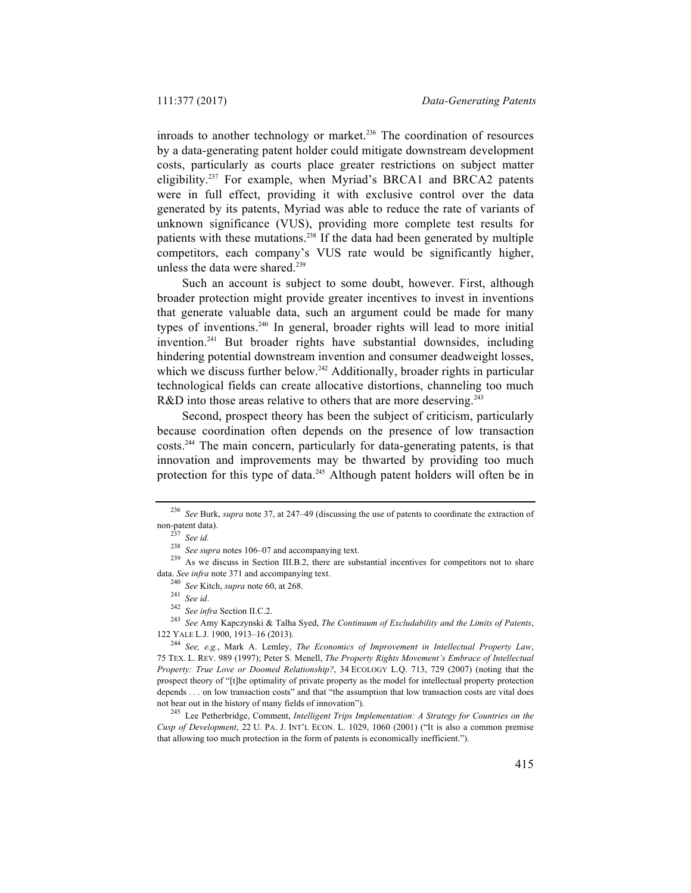inroads to another technology or market.[236] The coordination of resources by a data-generating patent holder could mitigate downstream development costs, particularly as courts place greater restrictions on subject matter eligibility.[237] For example, when Myriad's BRCA1 and BRCA2 patents were in full effect, providing it with exclusive control over the data generated by its patents, Myriad was able to reduce the rate of variants of unknown significance (VUS), providing more complete test results for patients with these mutations.[238] If the data had been generated by multiple competitors, each company's VUS rate would be significantly higher, unless the data were shared.[239]

Such an account is subject to some doubt, however. First, although broader protection might provide greater incentives to invest in inventions that generate valuable data, such an argument could be made for many types of inventions.[240] In general, broader rights will lead to more initial invention.[241] But broader rights have substantial downsides, including hindering potential downstream invention and consumer deadweight losses, which we discuss further below.[242] Additionally, broader rights in particular technological fields can create allocative distortions, channeling too much R&D into those areas relative to others that are more deserving.[243]

Second, prospect theory has been the subject of criticism, particularly because coordination often depends on the presence of low transaction costs.[244] The main concern, particularly for data-generating patents, is that innovation and improvements may be thwarted by providing too much protection for this type of data.[245] Although patent holders will often be in

---

[236] *See* Burk, *supra* note 37, at 247–49 (discussing the use of patents to coordinate the extraction of non-patent data).

[237] *See id.*

[238] *See supra* notes 106–07 and accompanying text.

[239] As we discuss in Section III.B.2, there are substantial incentives for competitors not to share data. *See infra* note 371 and accompanying text.

[240] *See* Kitch, *supra* note 60, at 268.

[241] *See id*.

[242] *See infra* Section II.C.2.

[243] *See* Amy Kapczynski & Talha Syed, *The Continuum of Excludability and the Limits of Patents*, 122 YALE L.J. 1900, 1913–16 (2013).

[244] *See, e.g.*, Mark A. Lemley, *The Economics of Improvement in Intellectual Property Law*, 75 TEX. L. REV. 989 (1997); Peter S. Menell, *The Property Rights Movement's Embrace of Intellectual Property: True Love or Doomed Relationship?*, 34 ECOLOGY L.Q. 713, 729 (2007) (noting that the prospect theory of "[t]he optimality of private property as the model for intellectual property protection depends . . . on low transaction costs" and that "the assumption that low transaction costs are vital does not bear out in the history of many fields of innovation").

[245] Lee Petherbridge, Comment, *Intelligent Trips Implementation: A Strategy for Countries on the Cusp of Development*, 22 U. PA. J. INT'L ECON. L. 1029, 1060 (2001) ("It is also a common premise that allowing too much protection in the form of patents is economically inefficient.").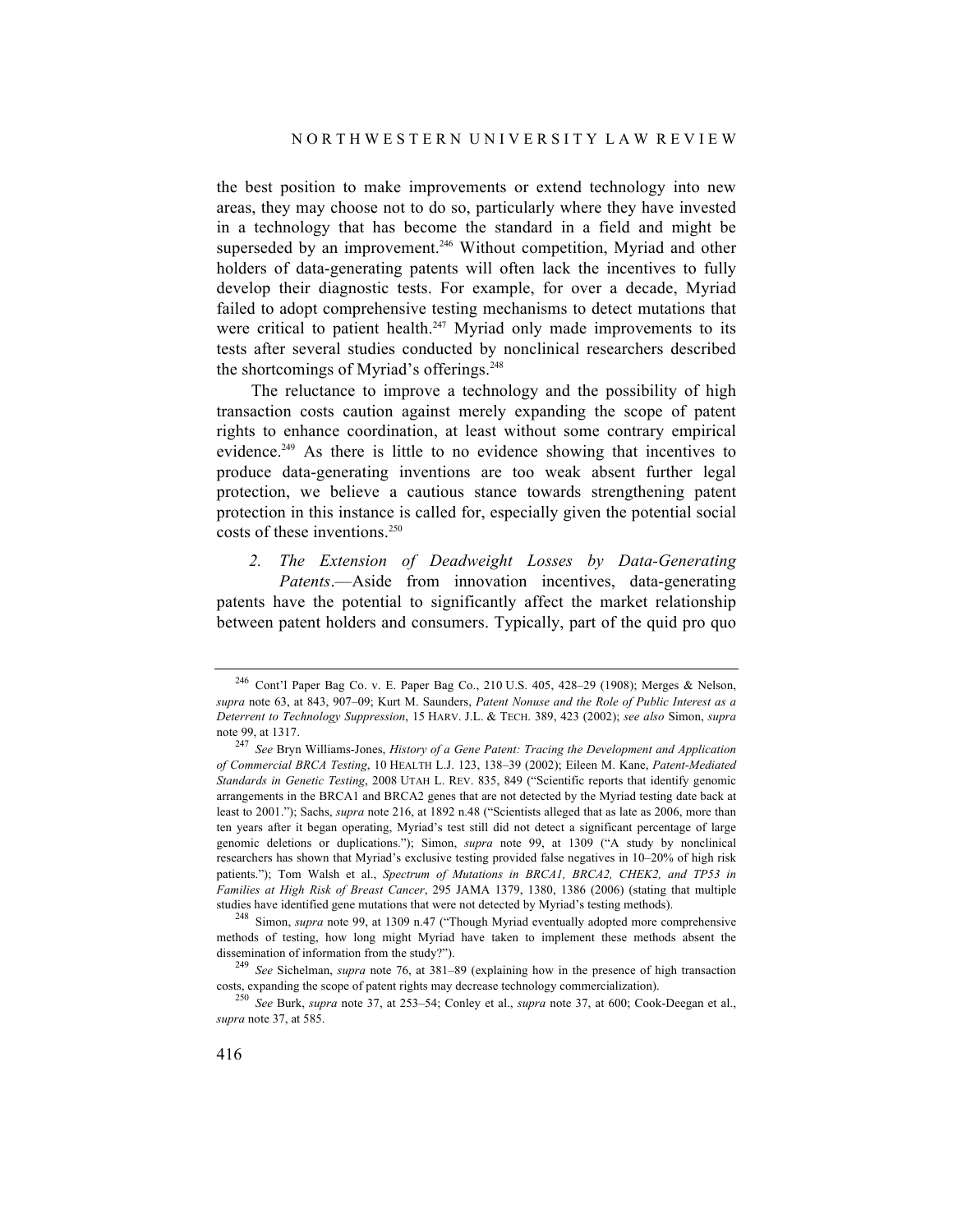the best position to make improvements or extend technology into new areas, they may choose not to do so, particularly where they have invested in a technology that has become the standard in a field and might be superseded by an improvement.[246] Without competition, Myriad and other holders of data-generating patents will often lack the incentives to fully develop their diagnostic tests. For example, for over a decade, Myriad failed to adopt comprehensive testing mechanisms to detect mutations that were critical to patient health.[247] Myriad only made improvements to its tests after several studies conducted by nonclinical researchers described the shortcomings of Myriad's offerings.[248]

The reluctance to improve a technology and the possibility of high transaction costs caution against merely expanding the scope of patent rights to enhance coordination, at least without some contrary empirical evidence.[249] As there is little to no evidence showing that incentives to produce data-generating inventions are too weak absent further legal protection, we believe a cautious stance towards strengthening patent protection in this instance is called for, especially given the potential social costs of these inventions.[250]

*2. The Extension of Deadweight Losses by Data-Generating Patents*.—Aside from innovation incentives, data-generating patents have the potential to significantly affect the market relationship between patent holders and consumers. Typically, part of the quid pro quo

---

[246] Cont'l Paper Bag Co. v. E. Paper Bag Co., 210 U.S. 405, 428–29 (1908); Merges & Nelson, *supra* note 63, at 843, 907–09; Kurt M. Saunders, *Patent Nonuse and the Role of Public Interest as a Deterrent to Technology Suppression*, 15 HARV. J.L. & TECH. 389, 423 (2002); *see also* Simon, *supra* note 99, at 1317.

[247] *See* Bryn Williams-Jones, *History of a Gene Patent: Tracing the Development and Application of Commercial BRCA Testing*, 10 HEALTH L.J. 123, 138–39 (2002); Eileen M. Kane, *Patent-Mediated Standards in Genetic Testing*, 2008 UTAH L. REV. 835, 849 ("Scientific reports that identify genomic arrangements in the BRCA1 and BRCA2 genes that are not detected by the Myriad testing date back at least to 2001."); Sachs, *supra* note 216, at 1892 n.48 ("Scientists alleged that as late as 2006, more than ten years after it began operating, Myriad's test still did not detect a significant percentage of large genomic deletions or duplications."); Simon, *supra* note 99, at 1309 ("A study by nonclinical researchers has shown that Myriad's exclusive testing provided false negatives in 10–20% of high risk patients."); Tom Walsh et al., *Spectrum of Mutations in BRCA1, BRCA2, CHEK2, and TP53 in Families at High Risk of Breast Cancer*, 295 JAMA 1379, 1380, 1386 (2006) (stating that multiple studies have identified gene mutations that were not detected by Myriad's testing methods).

[248] Simon, *supra* note 99, at 1309 n.47 ("Though Myriad eventually adopted more comprehensive methods of testing, how long might Myriad have taken to implement these methods absent the dissemination of information from the study?").

[249] *See* Sichelman, *supra* note 76, at 381–89 (explaining how in the presence of high transaction costs, expanding the scope of patent rights may decrease technology commercialization).

[250] *See* Burk, *supra* note 37, at 253–54; Conley et al., *supra* note 37, at 600; Cook-Deegan et al., *supra* note 37, at 585.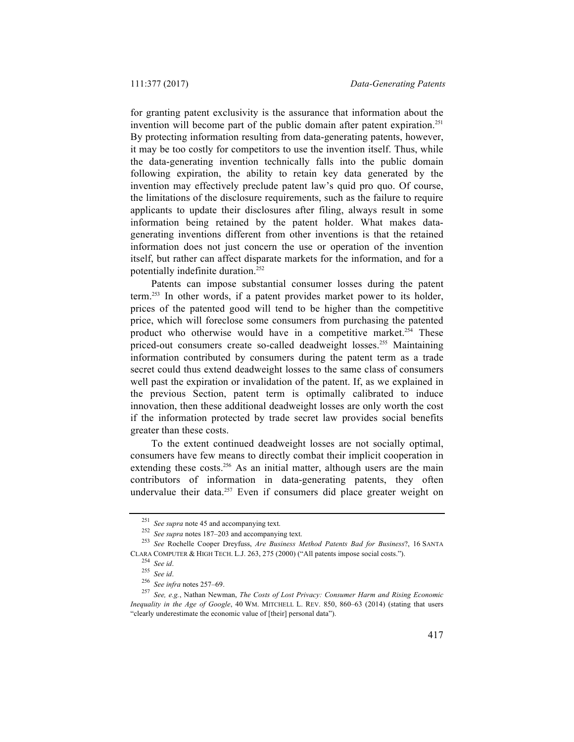for granting patent exclusivity is the assurance that information about the invention will become part of the public domain after patent expiration.[251] By protecting information resulting from data-generating patents, however, it may be too costly for competitors to use the invention itself. Thus, while the data-generating invention technically falls into the public domain following expiration, the ability to retain key data generated by the invention may effectively preclude patent law's quid pro quo. Of course, the limitations of the disclosure requirements, such as the failure to require applicants to update their disclosures after filing, always result in some information being retained by the patent holder. What makes data-generating inventions different from other inventions is that the retained information does not just concern the use or operation of the invention itself, but rather can affect disparate markets for the information, and for a potentially indefinite duration.[252]

Patents can impose substantial consumer losses during the patent term.[253] In other words, if a patent provides market power to its holder, prices of the patented good will tend to be higher than the competitive price, which will foreclose some consumers from purchasing the patented product who otherwise would have in a competitive market.[254] These priced-out consumers create so-called deadweight losses.[255] Maintaining information contributed by consumers during the patent term as a trade secret could thus extend deadweight losses to the same class of consumers well past the expiration or invalidation of the patent. If, as we explained in the previous Section, patent term is optimally calibrated to induce innovation, then these additional deadweight losses are only worth the cost if the information protected by trade secret law provides social benefits greater than these costs.

To the extent continued deadweight losses are not socially optimal, consumers have few means to directly combat their implicit cooperation in extending these costs.[256] As an initial matter, although users are the main contributors of information in data-generating patents, they often undervalue their data.[257] Even if consumers did place greater weight on

---

[251] *See supra* note 45 and accompanying text.

[252] *See supra* notes 187–203 and accompanying text.

[253] *See* Rochelle Cooper Dreyfuss, *Are Business Method Patents Bad for Business*?, 16 SANTA CLARA COMPUTER & HIGH TECH. L.J. 263, 275 (2000) ("All patents impose social costs.").

[254] *See id*.

[255] *See id*.

[256] *See infra* notes 257–69.

[257] *See, e.g.*, Nathan Newman, *The Costs of Lost Privacy: Consumer Harm and Rising Economic Inequality in the Age of Google*, 40 WM. MITCHELL L. REV. 850, 860–63 (2014) (stating that users "clearly underestimate the economic value of [their] personal data").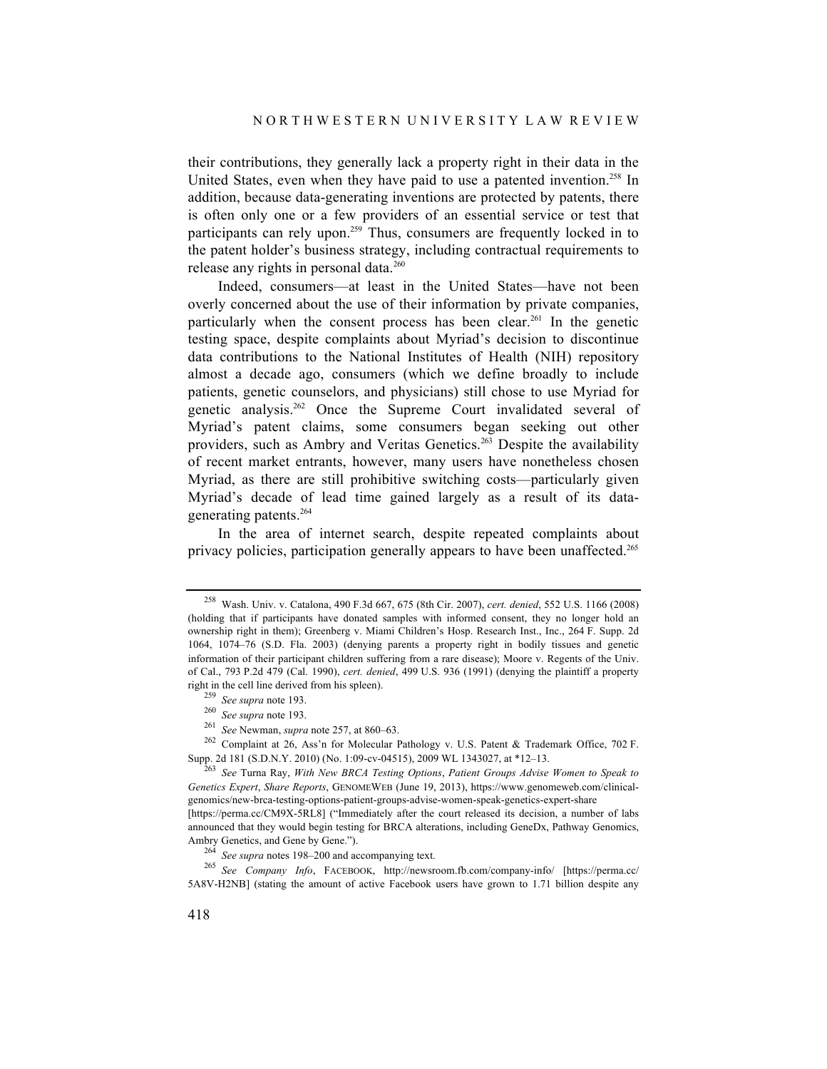their contributions, they generally lack a property right in their data in the United States, even when they have paid to use a patented invention.[258] In addition, because data-generating inventions are protected by patents, there is often only one or a few providers of an essential service or test that participants can rely upon.[259] Thus, consumers are frequently locked in to the patent holder's business strategy, including contractual requirements to release any rights in personal data.[260]

Indeed, consumers—at least in the United States—have not been overly concerned about the use of their information by private companies, particularly when the consent process has been clear.[261] In the genetic testing space, despite complaints about Myriad's decision to discontinue data contributions to the National Institutes of Health (NIH) repository almost a decade ago, consumers (which we define broadly to include patients, genetic counselors, and physicians) still chose to use Myriad for genetic analysis.[262] Once the Supreme Court invalidated several of Myriad's patent claims, some consumers began seeking out other providers, such as Ambry and Veritas Genetics.[263] Despite the availability of recent market entrants, however, many users have nonetheless chosen Myriad, as there are still prohibitive switching costs—particularly given Myriad's decade of lead time gained largely as a result of its data-generating patents.[264]

In the area of internet search, despite repeated complaints about privacy policies, participation generally appears to have been unaffected.[265]

---

[258] Wash. Univ. v. Catalona, 490 F.3d 667, 675 (8th Cir. 2007), *cert. denied*, 552 U.S. 1166 (2008) (holding that if participants have donated samples with informed consent, they no longer hold an ownership right in them); Greenberg v. Miami Children's Hosp. Research Inst., Inc., 264 F. Supp. 2d 1064, 1074–76 (S.D. Fla. 2003) (denying parents a property right in bodily tissues and genetic information of their participant children suffering from a rare disease); Moore v. Regents of the Univ. of Cal., 793 P.2d 479 (Cal. 1990), *cert. denied*, 499 U.S. 936 (1991) (denying the plaintiff a property right in the cell line derived from his spleen).

[259] *See supra* note 193.

[260] *See supra* note 193.

[261] *See* Newman, *supra* note 257, at 860–63.

[262] Complaint at 26, Ass'n for Molecular Pathology v. U.S. Patent & Trademark Office, 702 F. Supp. 2d 181 (S.D.N.Y. 2010) (No. 1:09-cv-04515), 2009 WL 1343027, at *12–13.

[263] *See* Turna Ray, *With New BRCA Testing Options*, *Patient Groups Advise Women to Speak to Genetics Expert*, *Share Reports*, GENOMEWEB (June 19, 2013), https://www.genomeweb.com/clinical-genomics/new-brca-testing-options-patient-groups-advise-women-speak-genetics-expert-share [https://perma.cc/CM9X-5RL8] ("Immediately after the court released its decision, a number of labs announced that they would begin testing for BRCA alterations, including GeneDx, Pathway Genomics, Ambry Genetics, and Gene by Gene.").

[264] *See supra* notes 198–200 and accompanying text.

[265] *See Company Info*, FACEBOOK, http://newsroom.fb.com/company-info/ [https://perma.cc/5A8V-H2NB] (stating the amount of active Facebook users have grown to 1.71 billion despite any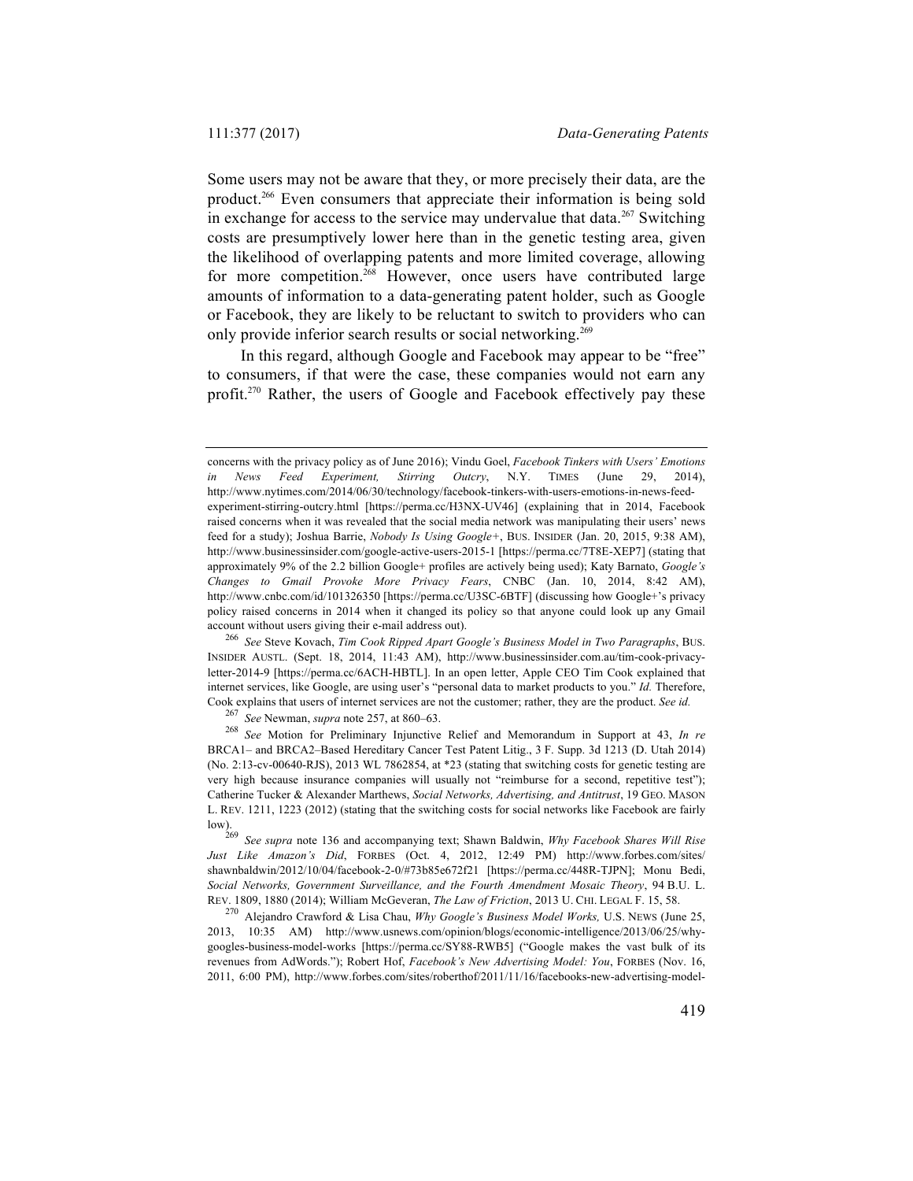Some users may not be aware that they, or more precisely their data, are the product.[266] Even consumers that appreciate their information is being sold in exchange for access to the service may undervalue that data.[267] Switching costs are presumptively lower here than in the genetic testing area, given the likelihood of overlapping patents and more limited coverage, allowing for more competition.[268] However, once users have contributed large amounts of information to a data-generating patent holder, such as Google or Facebook, they are likely to be reluctant to switch to providers who can only provide inferior search results or social networking.[269]

In this regard, although Google and Facebook may appear to be "free" to consumers, if that were the case, these companies would not earn any profit.[270] Rather, the users of Google and Facebook effectively pay these

---

concerns with the privacy policy as of June 2016); Vindu Goel, *Facebook Tinkers with Users' Emotions in News Feed Experiment, Stirring Outcry*, N.Y. TIMES (June 29, 2014), http://www.nytimes.com/2014/06/30/technology/facebook-tinkers-with-users-emotions-in-news-feed-experiment-stirring-outcry.html [https://perma.cc/H3NX-UV46] (explaining that in 2014, Facebook raised concerns when it was revealed that the social media network was manipulating their users' news feed for a study); Joshua Barrie, *Nobody Is Using Google+*, BUS. INSIDER (Jan. 20, 2015, 9:38 AM), http://www.businessinsider.com/google-active-users-2015-1 [https://perma.cc/7T8E-XEP7] (stating that approximately 9% of the 2.2 billion Google+ profiles are actively being used); Katy Barnato, *Google's Changes to Gmail Provoke More Privacy Fears*, CNBC (Jan. 10, 2014, 8:42 AM), http://www.cnbc.com/id/101326350 [https://perma.cc/U3SC-6BTF] (discussing how Google+'s privacy policy raised concerns in 2014 when it changed its policy so that anyone could look up any Gmail account without users giving their e-mail address out).

[266] *See* Steve Kovach, *Tim Cook Ripped Apart Google's Business Model in Two Paragraphs*, BUS. INSIDER AUSTL. (Sept. 18, 2014, 11:43 AM), http://www.businessinsider.com.au/tim-cook-privacy-letter-2014-9 [https://perma.cc/6ACH-HBTL]. In an open letter, Apple CEO Tim Cook explained that internet services, like Google, are using user's "personal data to market products to you." *Id.* Therefore, Cook explains that users of internet services are not the customer; rather, they are the product. *See id.*

[267] *See* Newman, *supra* note 257, at 860–63.

[268] *See* Motion for Preliminary Injunctive Relief and Memorandum in Support at 43, *In re* BRCA1– and BRCA2–Based Hereditary Cancer Test Patent Litig., 3 F. Supp. 3d 1213 (D. Utah 2014) (No. 2:13-cv-00640-RJS), 2013 WL 7862854, at *23 (stating that switching costs for genetic testing are very high because insurance companies will usually not "reimburse for a second, repetitive test"); Catherine Tucker & Alexander Marthews, *Social Networks, Advertising, and Antitrust*, 19 GEO. MASON L. REV. 1211, 1223 (2012) (stating that the switching costs for social networks like Facebook are fairly low).

[269] *See supra* note 136 and accompanying text; Shawn Baldwin, *Why Facebook Shares Will Rise Just Like Amazon's Did*, FORBES (Oct. 4, 2012, 12:49 PM) http://www.forbes.com/sites/shawnbaldwin/2012/10/04/facebook-2-0/#73b85e672f21 [https://perma.cc/448R-TJPN]; Monu Bedi, *Social Networks, Government Surveillance, and the Fourth Amendment Mosaic Theory*, 94 B.U. L. REV. 1809, 1880 (2014); William McGeveran, *The Law of Friction*, 2013 U. CHI. LEGAL F. 15, 58.

[270] Alejandro Crawford & Lisa Chau, *Why Google's Business Model Works,* U.S. NEWS (June 25, 2013, 10:35 AM) http://www.usnews.com/opinion/blogs/economic-intelligence/2013/06/25/why-googles-business-model-works [https://perma.cc/SY88-RWB5] ("Google makes the vast bulk of its revenues from AdWords."); Robert Hof, *Facebook's New Advertising Model: You*, FORBES (Nov. 16, 2011, 6:00 PM), http://www.forbes.com/sites/roberthof/2011/11/16/facebooks-new-advertising-model-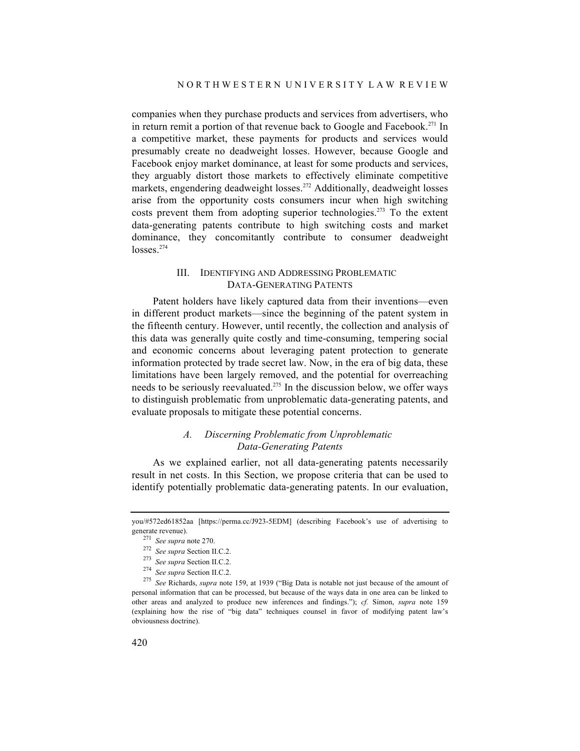companies when they purchase products and services from advertisers, who in return remit a portion of that revenue back to Google and Facebook.[271] In a competitive market, these payments for products and services would presumably create no deadweight losses. However, because Google and Facebook enjoy market dominance, at least for some products and services, they arguably distort those markets to effectively eliminate competitive markets, engendering deadweight losses.[272] Additionally, deadweight losses arise from the opportunity costs consumers incur when high switching costs prevent them from adopting superior technologies.[273] To the extent data-generating patents contribute to high switching costs and market dominance, they concomitantly contribute to consumer deadweight losses.[274]

## III. Identifying and Addressing Problematic Data-Generating Patents

Patent holders have likely captured data from their inventions—even in different product markets—since the beginning of the patent system in the fifteenth century. However, until recently, the collection and analysis of this data was generally quite costly and time-consuming, tempering social and economic concerns about leveraging patent protection to generate information protected by trade secret law. Now, in the era of big data, these limitations have been largely removed, and the potential for overreaching needs to be seriously reevaluated.[275] In the discussion below, we offer ways to distinguish problematic from unproblematic data-generating patents, and evaluate proposals to mitigate these potential concerns.

### *A. Discerning Problematic from Unproblematic Data-Generating Patents*

As we explained earlier, not all data-generating patents necessarily result in net costs. In this Section, we propose criteria that can be used to identify potentially problematic data-generating patents. In our evaluation,

---

you/#572ed61852aa [https://perma.cc/J923-5EDM] (describing Facebook's use of advertising to generate revenue).

[271] *See supra* note 270.

[272] *See supra* Section II.C.2.

[273] *See supra* Section II.C.2.

[274] *See supra* Section II.C.2.

[275] *See* Richards, *supra* note 159, at 1939 ("Big Data is notable not just because of the amount of personal information that can be processed, but because of the ways data in one area can be linked to other areas and analyzed to produce new inferences and findings."); *cf.* Simon, *supra* note 159 (explaining how the rise of "big data" techniques counsel in favor of modifying patent law's obviousness doctrine).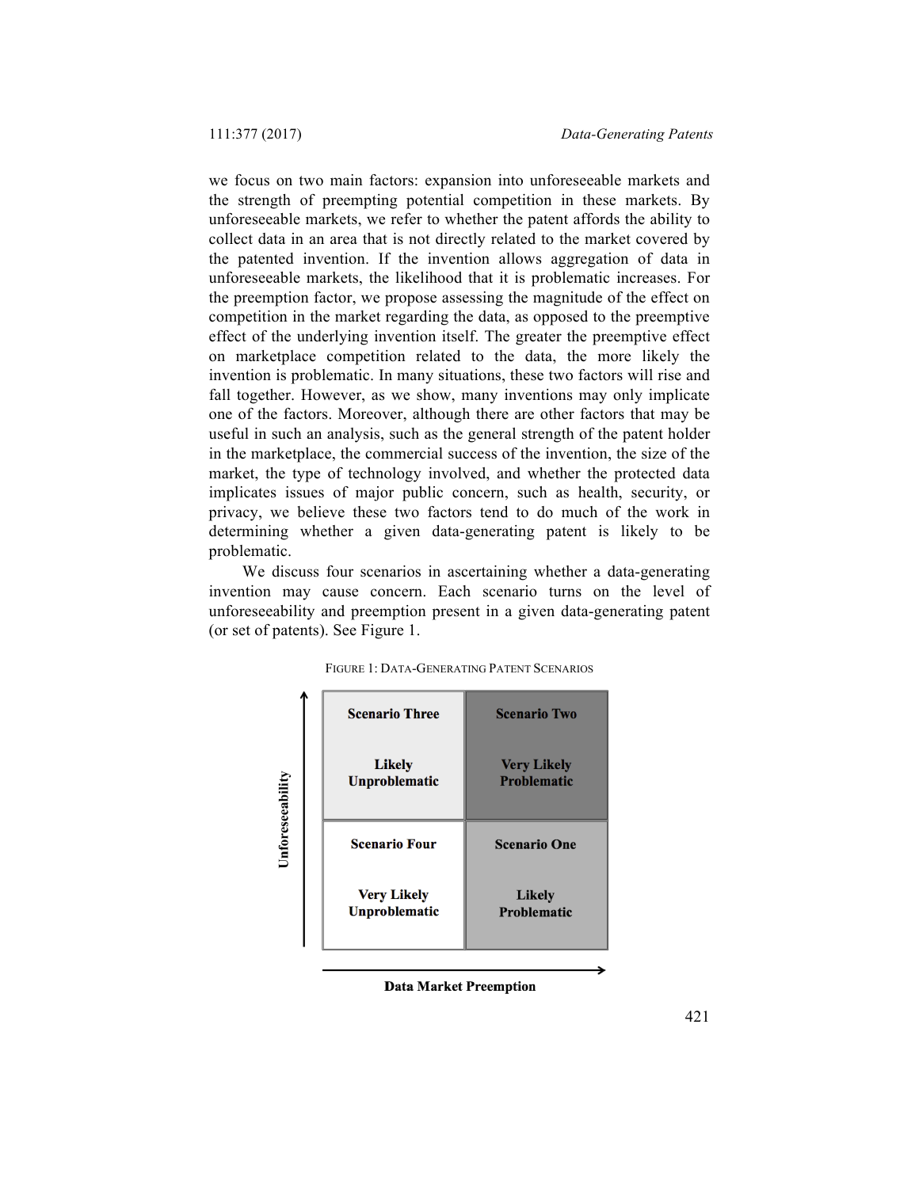we focus on two main factors: expansion into unforeseeable markets and the strength of preempting potential competition in these markets. By unforeseeable markets, we refer to whether the patent affords the ability to collect data in an area that is not directly related to the market covered by the patented invention. If the invention allows aggregation of data in unforeseeable markets, the likelihood that it is problematic increases. For the preemption factor, we propose assessing the magnitude of the effect on competition in the market regarding the data, as opposed to the preemptive effect of the underlying invention itself. The greater the preemptive effect on marketplace competition related to the data, the more likely the invention is problematic. In many situations, these two factors will rise and fall together. However, as we show, many inventions may only implicate one of the factors. Moreover, although there are other factors that may be useful in such an analysis, such as the general strength of the patent holder in the marketplace, the commercial success of the invention, the size of the market, the type of technology involved, and whether the protected data implicates issues of major public concern, such as health, security, or privacy, we believe these two factors tend to do much of the work in determining whether a given data-generating patent is likely to be problematic.

We discuss four scenarios in ascertaining whether a data-generating invention may cause concern. Each scenario turns on the level of unforeseeability and preemption present in a given data-generating patent (or set of patents). See Figure 1.

FIGURE 1: DATA-GENERATING PATENT SCENARIOS

| Unforeseeability ↑ | Low Data Market Preemption | High Data Market Preemption |
|---|---|---|
| High | **Scenario Three**<br>**Likely Unproblematic** | **Scenario Two**<br>**Very Likely Problematic** |
| Low | **Scenario Four**<br>**Very Likely Unproblematic** | **Scenario One**<br>**Likely Problematic** |

**Data Market Preemption** →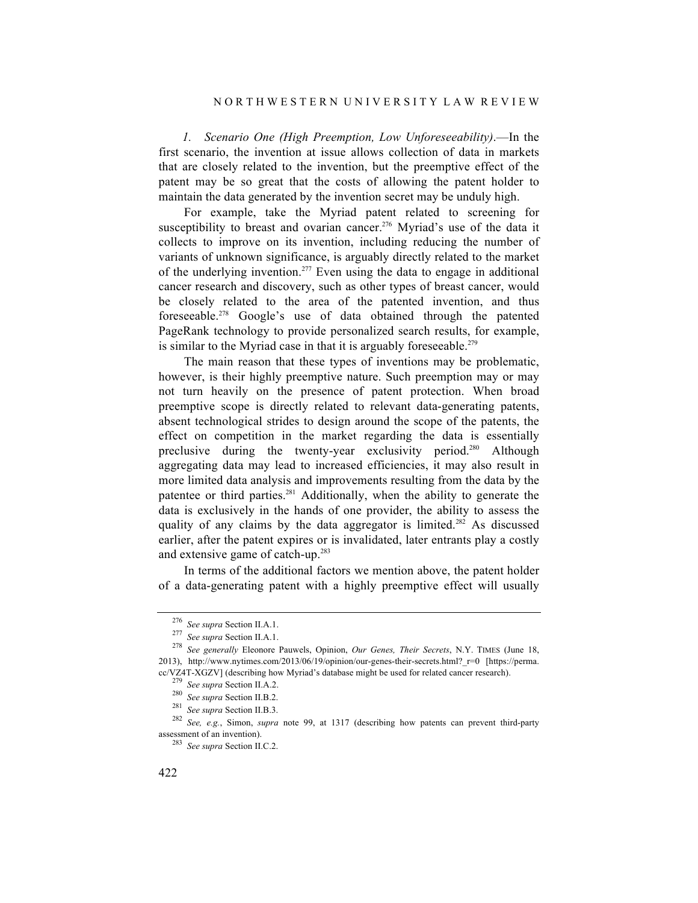*1. Scenario One (High Preemption, Low Unforeseeability).*—In the first scenario, the invention at issue allows collection of data in markets that are closely related to the invention, but the preemptive effect of the patent may be so great that the costs of allowing the patent holder to maintain the data generated by the invention secret may be unduly high.

For example, take the Myriad patent related to screening for susceptibility to breast and ovarian cancer.[276] Myriad's use of the data it collects to improve on its invention, including reducing the number of variants of unknown significance, is arguably directly related to the market of the underlying invention.[277] Even using the data to engage in additional cancer research and discovery, such as other types of breast cancer, would be closely related to the area of the patented invention, and thus foreseeable.[278] Google's use of data obtained through the patented PageRank technology to provide personalized search results, for example, is similar to the Myriad case in that it is arguably foreseeable.[279]

The main reason that these types of inventions may be problematic, however, is their highly preemptive nature. Such preemption may or may not turn heavily on the presence of patent protection. When broad preemptive scope is directly related to relevant data-generating patents, absent technological strides to design around the scope of the patents, the effect on competition in the market regarding the data is essentially preclusive during the twenty-year exclusivity period.[280] Although aggregating data may lead to increased efficiencies, it may also result in more limited data analysis and improvements resulting from the data by the patentee or third parties.[281] Additionally, when the ability to generate the data is exclusively in the hands of one provider, the ability to assess the quality of any claims by the data aggregator is limited.[282] As discussed earlier, after the patent expires or is invalidated, later entrants play a costly and extensive game of catch-up.[283]

In terms of the additional factors we mention above, the patent holder of a data-generating patent with a highly preemptive effect will usually

---

[276] *See supra* Section II.A.1.

[277] *See supra* Section II.A.1.

[278] *See generally* Eleonore Pauwels, Opinion, *Our Genes, Their Secrets*, N.Y. TIMES (June 18, 2013), http://www.nytimes.com/2013/06/19/opinion/our-genes-their-secrets.html?_r=0 [https://perma.cc/VZ4T-XGZV] (describing how Myriad's database might be used for related cancer research).

[279] *See supra* Section II.A.2.

[280] *See supra* Section II.B.2.

[281] *See supra* Section II.B.3.

[282] *See, e.g.*, Simon, *supra* note 99, at 1317 (describing how patents can prevent third-party assessment of an invention).

[283] *See supra* Section II.C.2.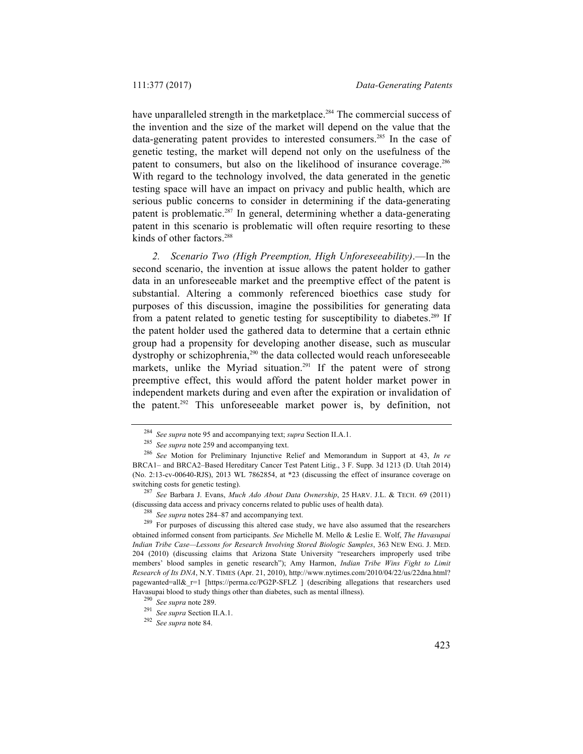have unparalleled strength in the marketplace.[284] The commercial success of the invention and the size of the market will depend on the value that the data-generating patent provides to interested consumers.[285] In the case of genetic testing, the market will depend not only on the usefulness of the patent to consumers, but also on the likelihood of insurance coverage.[286] With regard to the technology involved, the data generated in the genetic testing space will have an impact on privacy and public health, which are serious public concerns to consider in determining if the data-generating patent is problematic.[287] In general, determining whether a data-generating patent in this scenario is problematic will often require resorting to these kinds of other factors.[288]

*2. Scenario Two (High Preemption, High Unforeseeability)*.—In the second scenario, the invention at issue allows the patent holder to gather data in an unforeseeable market and the preemptive effect of the patent is substantial. Altering a commonly referenced bioethics case study for purposes of this discussion, imagine the possibilities for generating data from a patent related to genetic testing for susceptibility to diabetes.[289] If the patent holder used the gathered data to determine that a certain ethnic group had a propensity for developing another disease, such as muscular dystrophy or schizophrenia,[290] the data collected would reach unforeseeable markets, unlike the Myriad situation.[291] If the patent were of strong preemptive effect, this would afford the patent holder market power in independent markets during and even after the expiration or invalidation of the patent.[292] This unforeseeable market power is, by definition, not

---

[284] *See supra* note 95 and accompanying text; *supra* Section II.A.1.

[285] *See supra* note 259 and accompanying text.

[286] *See* Motion for Preliminary Injunctive Relief and Memorandum in Support at 43, *In re* BRCA1– and BRCA2–Based Hereditary Cancer Test Patent Litig., 3 F. Supp. 3d 1213 (D. Utah 2014) (No. 2:13-cv-00640-RJS), 2013 WL 7862854, at *23 (discussing the effect of insurance coverage on switching costs for genetic testing).

[287] *See* Barbara J. Evans, *Much Ado About Data Ownership*, 25 HARV. J.L. & TECH. 69 (2011) (discussing data access and privacy concerns related to public uses of health data).

[288] *See supra* notes 284–87 and accompanying text.

[289] For purposes of discussing this altered case study, we have also assumed that the researchers obtained informed consent from participants. *See* Michelle M. Mello & Leslie E. Wolf, *The Havasupai Indian Tribe Case—Lessons for Research Involving Stored Biologic Samples*, 363 NEW ENG. J. MED. 204 (2010) (discussing claims that Arizona State University "researchers improperly used tribe members' blood samples in genetic research"); Amy Harmon, *Indian Tribe Wins Fight to Limit Research of Its DNA*, N.Y. TIMES (Apr. 21, 2010), http://www.nytimes.com/2010/04/22/us/22dna.html?pagewanted=all&_r=1 [https://perma.cc/PG2P-SFLZ ] (describing allegations that researchers used Havasupai blood to study things other than diabetes, such as mental illness).

[290] *See supra* note 289.

[291] *See supra* Section II.A.1.

[292] *See supra* note 84.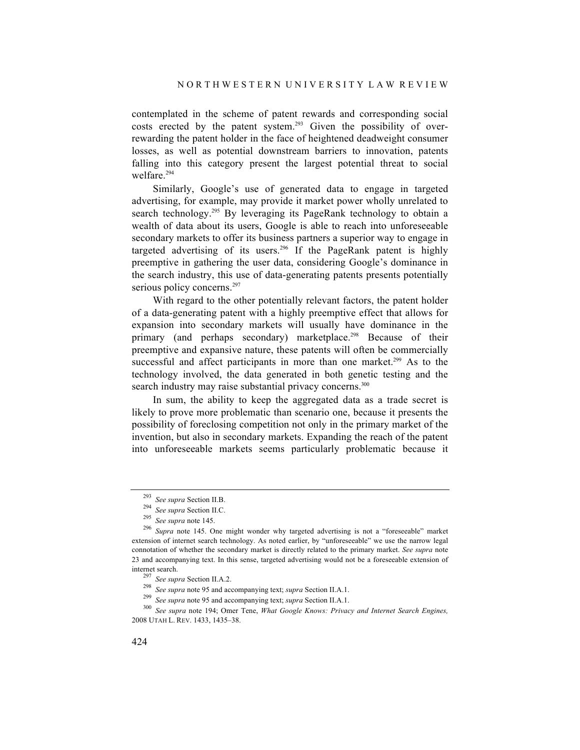contemplated in the scheme of patent rewards and corresponding social costs erected by the patent system.[293] Given the possibility of over-rewarding the patent holder in the face of heightened deadweight consumer losses, as well as potential downstream barriers to innovation, patents falling into this category present the largest potential threat to social welfare.[294]

Similarly, Google's use of generated data to engage in targeted advertising, for example, may provide it market power wholly unrelated to search technology.[295] By leveraging its PageRank technology to obtain a wealth of data about its users, Google is able to reach into unforeseeable secondary markets to offer its business partners a superior way to engage in targeted advertising of its users.[296] If the PageRank patent is highly preemptive in gathering the user data, considering Google's dominance in the search industry, this use of data-generating patents presents potentially serious policy concerns.[297]

With regard to the other potentially relevant factors, the patent holder of a data-generating patent with a highly preemptive effect that allows for expansion into secondary markets will usually have dominance in the primary (and perhaps secondary) marketplace.[298] Because of their preemptive and expansive nature, these patents will often be commercially successful and affect participants in more than one market.[299] As to the technology involved, the data generated in both genetic testing and the search industry may raise substantial privacy concerns.[300]

In sum, the ability to keep the aggregated data as a trade secret is likely to prove more problematic than scenario one, because it presents the possibility of foreclosing competition not only in the primary market of the invention, but also in secondary markets. Expanding the reach of the patent into unforeseeable markets seems particularly problematic because it

---

[293] *See supra* Section II.B.

[294] *See supra* Section II.C.

[295] *See supra* note 145.

[296] *Supra* note 145. One might wonder why targeted advertising is not a "foreseeable" market extension of internet search technology. As noted earlier, by "unforeseeable" we use the narrow legal connotation of whether the secondary market is directly related to the primary market. *See supra* note 23 and accompanying text. In this sense, targeted advertising would not be a foreseeable extension of internet search.

[297] *See supra* Section II.A.2.

[298] *See supra* note 95 and accompanying text; *supra* Section II.A.1.

[299] *See supra* note 95 and accompanying text; *supra* Section II.A.1.

[300] *See supra* note 194; Omer Tene, *What Google Knows: Privacy and Internet Search Engines,* 2008 UTAH L. REV. 1433, 1435–38.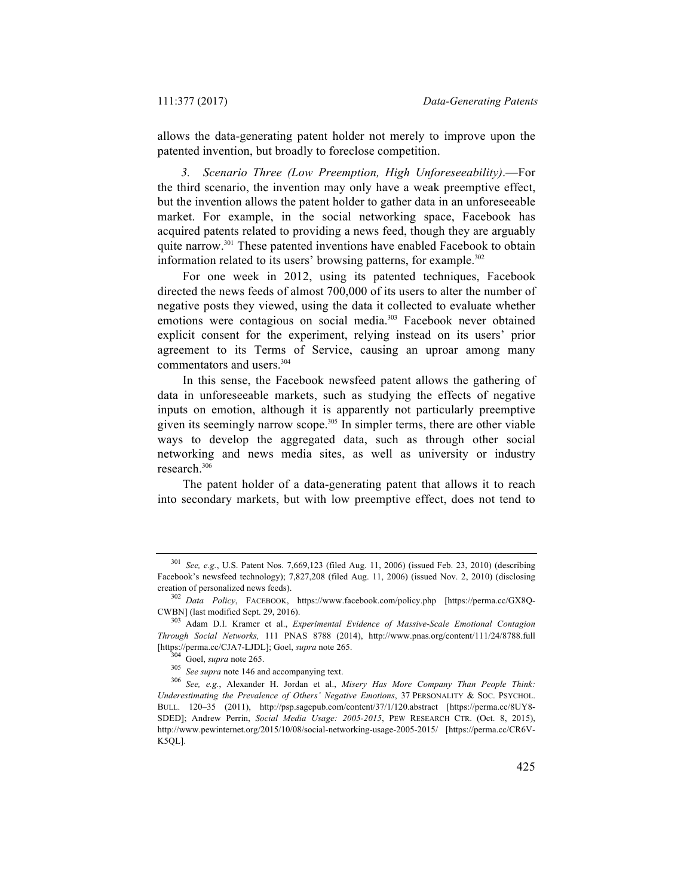allows the data-generating patent holder not merely to improve upon the patented invention, but broadly to foreclose competition.

*3. Scenario Three (Low Preemption, High Unforeseeability)*.—For the third scenario, the invention may only have a weak preemptive effect, but the invention allows the patent holder to gather data in an unforeseeable market. For example, in the social networking space, Facebook has acquired patents related to providing a news feed, though they are arguably quite narrow.[301] These patented inventions have enabled Facebook to obtain information related to its users' browsing patterns, for example.[302]

For one week in 2012, using its patented techniques, Facebook directed the news feeds of almost 700,000 of its users to alter the number of negative posts they viewed, using the data it collected to evaluate whether emotions were contagious on social media.[303] Facebook never obtained explicit consent for the experiment, relying instead on its users' prior agreement to its Terms of Service, causing an uproar among many commentators and users.[304]

In this sense, the Facebook newsfeed patent allows the gathering of data in unforeseeable markets, such as studying the effects of negative inputs on emotion, although it is apparently not particularly preemptive given its seemingly narrow scope.[305] In simpler terms, there are other viable ways to develop the aggregated data, such as through other social networking and news media sites, as well as university or industry research.[306]

The patent holder of a data-generating patent that allows it to reach into secondary markets, but with low preemptive effect, does not tend to

---

[301] *See, e.g.*, U.S. Patent Nos. 7,669,123 (filed Aug. 11, 2006) (issued Feb. 23, 2010) (describing Facebook's newsfeed technology); 7,827,208 (filed Aug. 11, 2006) (issued Nov. 2, 2010) (disclosing creation of personalized news feeds).

[302] *Data Policy*, FACEBOOK, https://www.facebook.com/policy.php [https://perma.cc/GX8Q-CWBN] (last modified Sept. 29, 2016).

[303] Adam D.I. Kramer et al., *Experimental Evidence of Massive-Scale Emotional Contagion Through Social Networks,* 111 PNAS 8788 (2014), http://www.pnas.org/content/111/24/8788.full [https://perma.cc/CJA7-LJDL]; Goel, *supra* note 265.

[304] Goel, *supra* note 265.

[305] *See supra* note 146 and accompanying text.

[306] *See, e.g.*, Alexander H. Jordan et al., *Misery Has More Company Than People Think: Underestimating the Prevalence of Others' Negative Emotions*, 37 PERSONALITY & SOC. PSYCHOL. BULL. 120–35 (2011), http://psp.sagepub.com/content/37/1/120.abstract [https://perma.cc/8UY8-SDED]; Andrew Perrin, *Social Media Usage: 2005-2015*, PEW RESEARCH CTR. (Oct. 8, 2015), http://www.pewinternet.org/2015/10/08/social-networking-usage-2005-2015/ [https://perma.cc/CR6V-K5QL].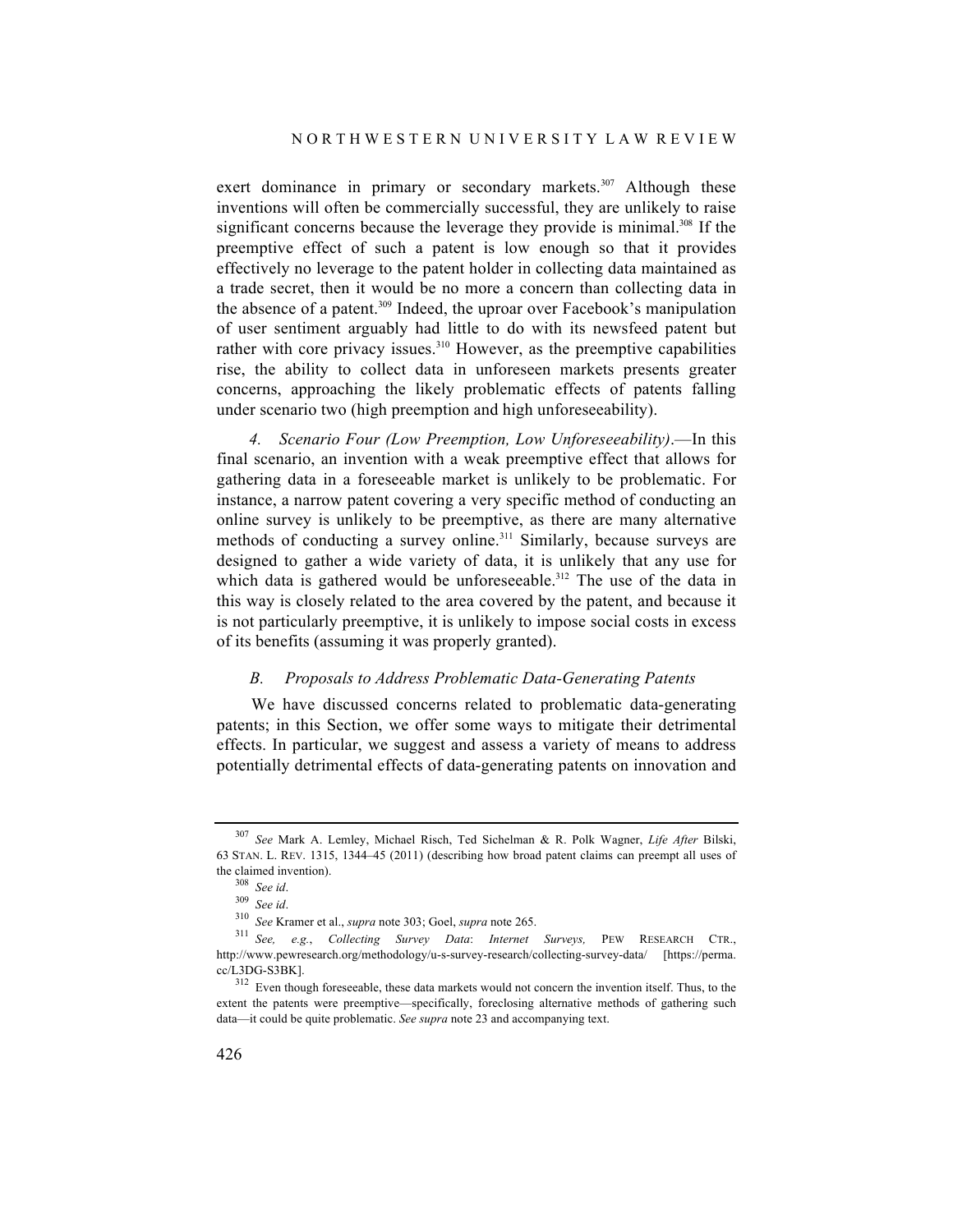exert dominance in primary or secondary markets.[307] Although these inventions will often be commercially successful, they are unlikely to raise significant concerns because the leverage they provide is minimal.[308] If the preemptive effect of such a patent is low enough so that it provides effectively no leverage to the patent holder in collecting data maintained as a trade secret, then it would be no more a concern than collecting data in the absence of a patent.[309] Indeed, the uproar over Facebook's manipulation of user sentiment arguably had little to do with its newsfeed patent but rather with core privacy issues.[310] However, as the preemptive capabilities rise, the ability to collect data in unforeseen markets presents greater concerns, approaching the likely problematic effects of patents falling under scenario two (high preemption and high unforeseeability).

*4. Scenario Four (Low Preemption, Low Unforeseeability)*.—In this final scenario, an invention with a weak preemptive effect that allows for gathering data in a foreseeable market is unlikely to be problematic. For instance, a narrow patent covering a very specific method of conducting an online survey is unlikely to be preemptive, as there are many alternative methods of conducting a survey online.[311] Similarly, because surveys are designed to gather a wide variety of data, it is unlikely that any use for which data is gathered would be unforeseeable.[312] The use of the data in this way is closely related to the area covered by the patent, and because it is not particularly preemptive, it is unlikely to impose social costs in excess of its benefits (assuming it was properly granted).

### *B. Proposals to Address Problematic Data-Generating Patents*

We have discussed concerns related to problematic data-generating patents; in this Section, we offer some ways to mitigate their detrimental effects. In particular, we suggest and assess a variety of means to address potentially detrimental effects of data-generating patents on innovation and

---

[307] *See* Mark A. Lemley, Michael Risch, Ted Sichelman & R. Polk Wagner, *Life After* Bilski, 63 STAN. L. REV. 1315, 1344–45 (2011) (describing how broad patent claims can preempt all uses of the claimed invention).

[308] *See id*.

[309] *See id*.

[310] *See* Kramer et al., *supra* note 303; Goel, *supra* note 265.

[311] *See, e.g.*, *Collecting Survey Data*: *Internet Surveys,* PEW RESEARCH CTR., http://www.pewresearch.org/methodology/u-s-survey-research/collecting-survey-data/ [https://perma.cc/L3DG-S3BK].

[312] Even though foreseeable, these data markets would not concern the invention itself. Thus, to the extent the patents were preemptive—specifically, foreclosing alternative methods of gathering such data—it could be quite problematic. *See supra* note 23 and accompanying text.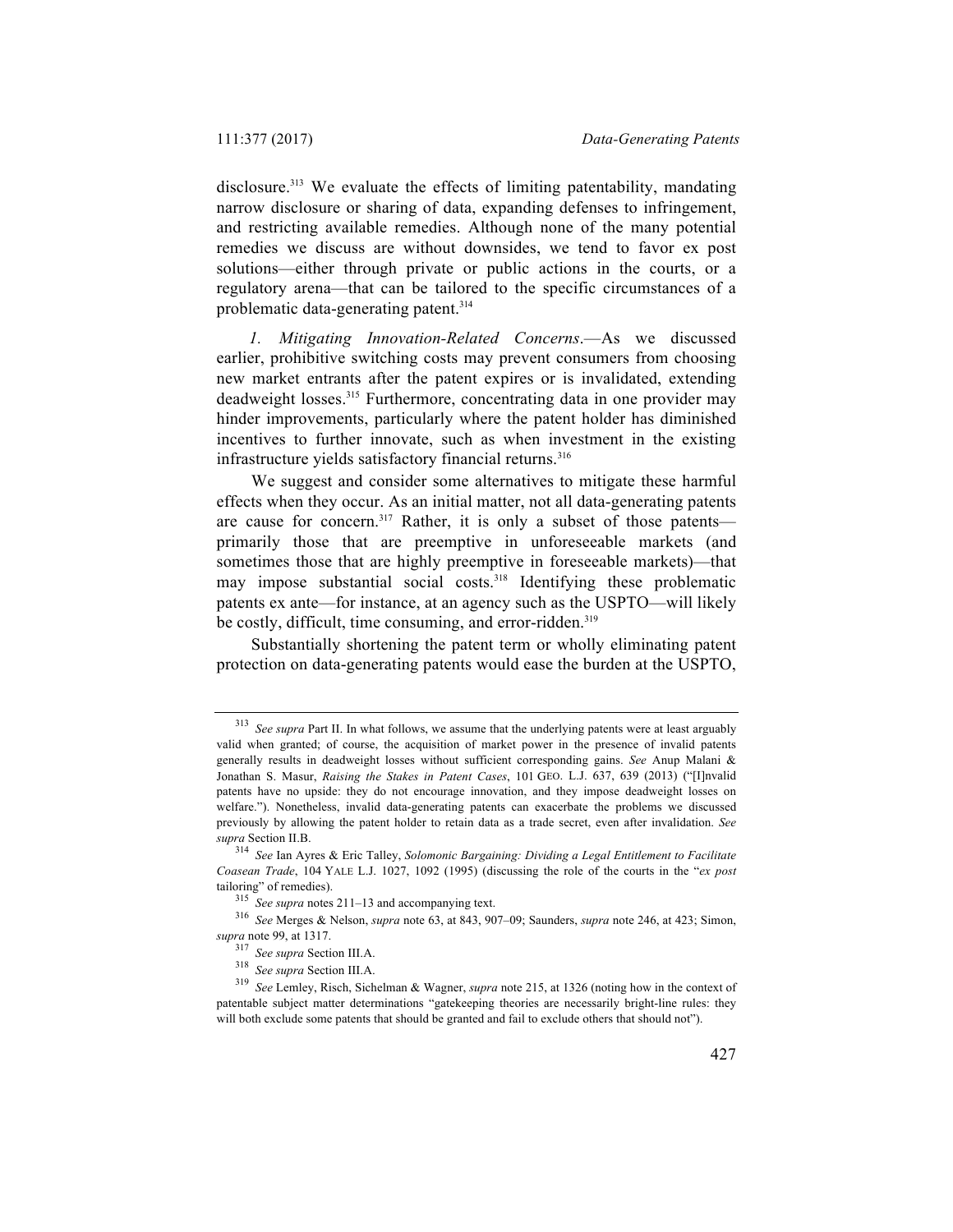disclosure.[313] We evaluate the effects of limiting patentability, mandating narrow disclosure or sharing of data, expanding defenses to infringement, and restricting available remedies. Although none of the many potential remedies we discuss are without downsides, we tend to favor ex post solutions—either through private or public actions in the courts, or a regulatory arena—that can be tailored to the specific circumstances of a problematic data-generating patent.[314]

*1. Mitigating Innovation-Related Concerns*.—As we discussed earlier, prohibitive switching costs may prevent consumers from choosing new market entrants after the patent expires or is invalidated, extending deadweight losses.[315] Furthermore, concentrating data in one provider may hinder improvements, particularly where the patent holder has diminished incentives to further innovate, such as when investment in the existing infrastructure yields satisfactory financial returns.[316]

We suggest and consider some alternatives to mitigate these harmful effects when they occur. As an initial matter, not all data-generating patents are cause for concern.[317] Rather, it is only a subset of those patents—primarily those that are preemptive in unforeseeable markets (and sometimes those that are highly preemptive in foreseeable markets)—that may impose substantial social costs.[318] Identifying these problematic patents ex ante—for instance, at an agency such as the USPTO—will likely be costly, difficult, time consuming, and error-ridden.[319]

Substantially shortening the patent term or wholly eliminating patent protection on data-generating patents would ease the burden at the USPTO,

---

[313] *See supra* Part II. In what follows, we assume that the underlying patents were at least arguably valid when granted; of course, the acquisition of market power in the presence of invalid patents generally results in deadweight losses without sufficient corresponding gains. *See* Anup Malani & Jonathan S. Masur, *Raising the Stakes in Patent Cases*, 101 GEO. L.J. 637, 639 (2013) ("[I]nvalid patents have no upside: they do not encourage innovation, and they impose deadweight losses on welfare."). Nonetheless, invalid data-generating patents can exacerbate the problems we discussed previously by allowing the patent holder to retain data as a trade secret, even after invalidation. *See supra* Section II.B.

[314] *See* Ian Ayres & Eric Talley, *Solomonic Bargaining: Dividing a Legal Entitlement to Facilitate Coasean Trade*, 104 YALE L.J. 1027, 1092 (1995) (discussing the role of the courts in the "*ex post* tailoring" of remedies).

[315] *See supra* notes 211–13 and accompanying text.

[316] *See* Merges & Nelson, *supra* note 63, at 843, 907–09; Saunders, *supra* note 246, at 423; Simon, *supra* note 99, at 1317.

[317] *See supra* Section III.A.

[318] *See supra* Section III.A.

[319] *See* Lemley, Risch, Sichelman & Wagner, *supra* note 215, at 1326 (noting how in the context of patentable subject matter determinations "gatekeeping theories are necessarily bright-line rules: they will both exclude some patents that should be granted and fail to exclude others that should not").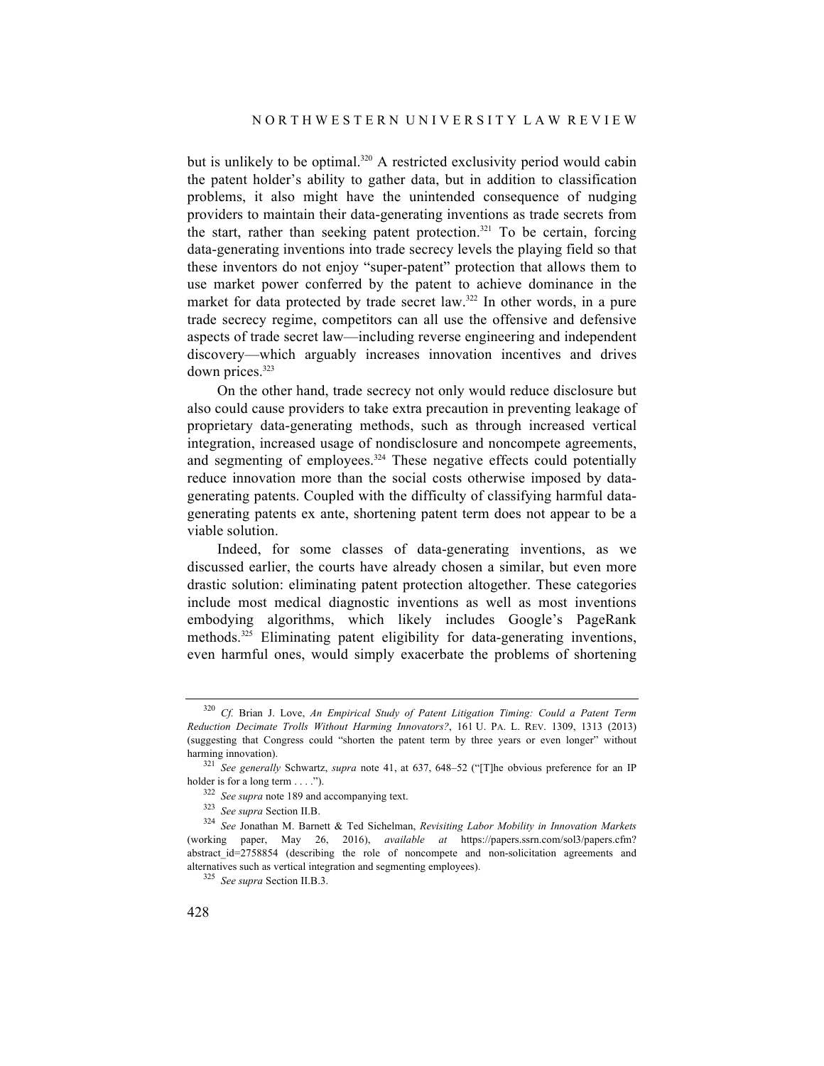but is unlikely to be optimal.[320] A restricted exclusivity period would cabin the patent holder's ability to gather data, but in addition to classification problems, it also might have the unintended consequence of nudging providers to maintain their data-generating inventions as trade secrets from the start, rather than seeking patent protection.[321] To be certain, forcing data-generating inventions into trade secrecy levels the playing field so that these inventors do not enjoy "super-patent" protection that allows them to use market power conferred by the patent to achieve dominance in the market for data protected by trade secret law.[322] In other words, in a pure trade secrecy regime, competitors can all use the offensive and defensive aspects of trade secret law—including reverse engineering and independent discovery—which arguably increases innovation incentives and drives down prices.[323]

On the other hand, trade secrecy not only would reduce disclosure but also could cause providers to take extra precaution in preventing leakage of proprietary data-generating methods, such as through increased vertical integration, increased usage of nondisclosure and noncompete agreements, and segmenting of employees.[324] These negative effects could potentially reduce innovation more than the social costs otherwise imposed by data-generating patents. Coupled with the difficulty of classifying harmful data-generating patents ex ante, shortening patent term does not appear to be a viable solution.

Indeed, for some classes of data-generating inventions, as we discussed earlier, the courts have already chosen a similar, but even more drastic solution: eliminating patent protection altogether. These categories include most medical diagnostic inventions as well as most inventions embodying algorithms, which likely includes Google's PageRank methods.[325] Eliminating patent eligibility for data-generating inventions, even harmful ones, would simply exacerbate the problems of shortening

---

[320] *Cf.* Brian J. Love, *An Empirical Study of Patent Litigation Timing: Could a Patent Term Reduction Decimate Trolls Without Harming Innovators?*, 161 U. PA. L. REV. 1309, 1313 (2013) (suggesting that Congress could "shorten the patent term by three years or even longer" without harming innovation).

[321] *See generally* Schwartz, *supra* note 41, at 637, 648–52 ("[T]he obvious preference for an IP holder is for a long term . . . .").

[322] *See supra* note 189 and accompanying text.

[323] *See supra* Section II.B.

[324] *See* Jonathan M. Barnett & Ted Sichelman, *Revisiting Labor Mobility in Innovation Markets* (working paper, May 26, 2016), *available at* https://papers.ssrn.com/sol3/papers.cfm?abstract_id=2758854 (describing the role of noncompete and non-solicitation agreements and alternatives such as vertical integration and segmenting employees).

[325] *See supra* Section II.B.3.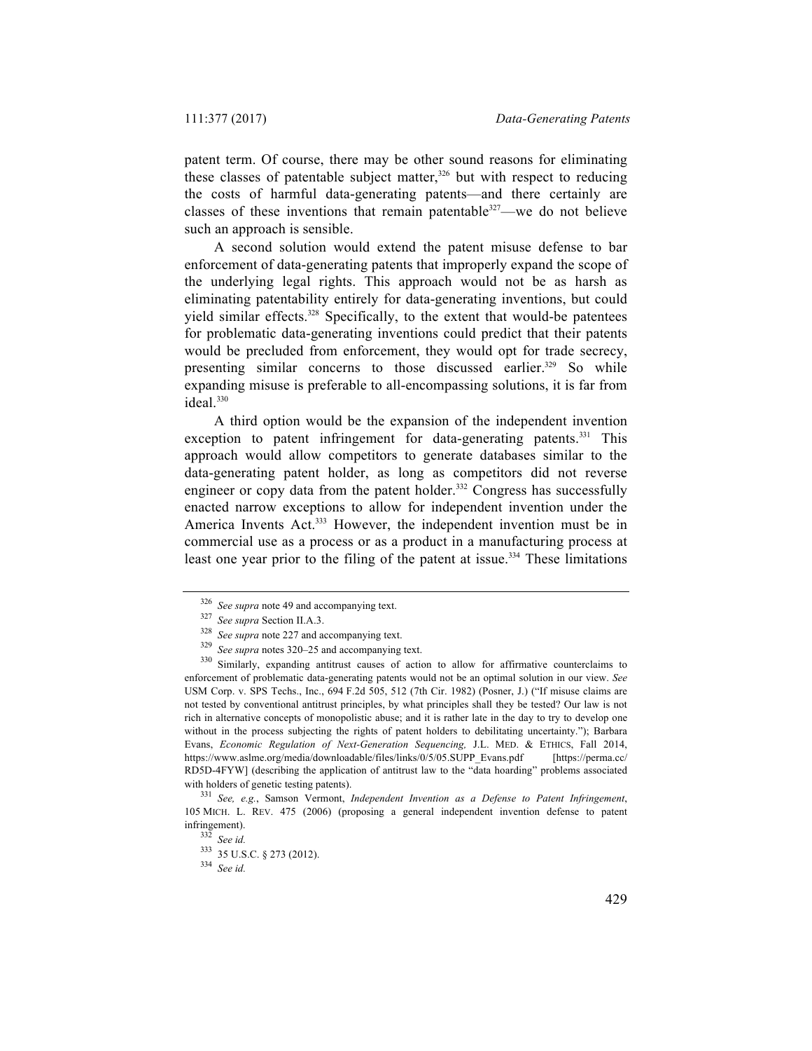patent term. Of course, there may be other sound reasons for eliminating these classes of patentable subject matter,[326] but with respect to reducing the costs of harmful data-generating patents—and there certainly are classes of these inventions that remain patentable[327]—we do not believe such an approach is sensible.

A second solution would extend the patent misuse defense to bar enforcement of data-generating patents that improperly expand the scope of the underlying legal rights. This approach would not be as harsh as eliminating patentability entirely for data-generating inventions, but could yield similar effects.[328] Specifically, to the extent that would-be patentees for problematic data-generating inventions could predict that their patents would be precluded from enforcement, they would opt for trade secrecy, presenting similar concerns to those discussed earlier.[329] So while expanding misuse is preferable to all-encompassing solutions, it is far from ideal.[330]

A third option would be the expansion of the independent invention exception to patent infringement for data-generating patents.[331] This approach would allow competitors to generate databases similar to the data-generating patent holder, as long as competitors did not reverse engineer or copy data from the patent holder.[332] Congress has successfully enacted narrow exceptions to allow for independent invention under the America Invents Act.[333] However, the independent invention must be in commercial use as a process or as a product in a manufacturing process at least one year prior to the filing of the patent at issue.[334] These limitations

---

[326] *See supra* note 49 and accompanying text.

[327] *See supra* Section II.A.3.

[328] *See supra* note 227 and accompanying text.

[329] *See supra* notes 320–25 and accompanying text.

[330] Similarly, expanding antitrust causes of action to allow for affirmative counterclaims to enforcement of problematic data-generating patents would not be an optimal solution in our view. *See* USM Corp. v. SPS Techs., Inc., 694 F.2d 505, 512 (7th Cir. 1982) (Posner, J.) ("If misuse claims are not tested by conventional antitrust principles, by what principles shall they be tested? Our law is not rich in alternative concepts of monopolistic abuse; and it is rather late in the day to try to develop one without in the process subjecting the rights of patent holders to debilitating uncertainty."); Barbara Evans, *Economic Regulation of Next-Generation Sequencing,* J.L. MED. & ETHICS, Fall 2014, https://www.aslme.org/media/downloadable/files/links/0/5/05.SUPP_Evans.pdf [https://perma.cc/RD5D-4FYW] (describing the application of antitrust law to the "data hoarding" problems associated with holders of genetic testing patents).

[331] *See, e.g.*, Samson Vermont, *Independent Invention as a Defense to Patent Infringement*, 105 MICH. L. REV. 475 (2006) (proposing a general independent invention defense to patent infringement).

[332] *See id.*

[333] 35 U.S.C. § 273 (2012).

[334] *See id.*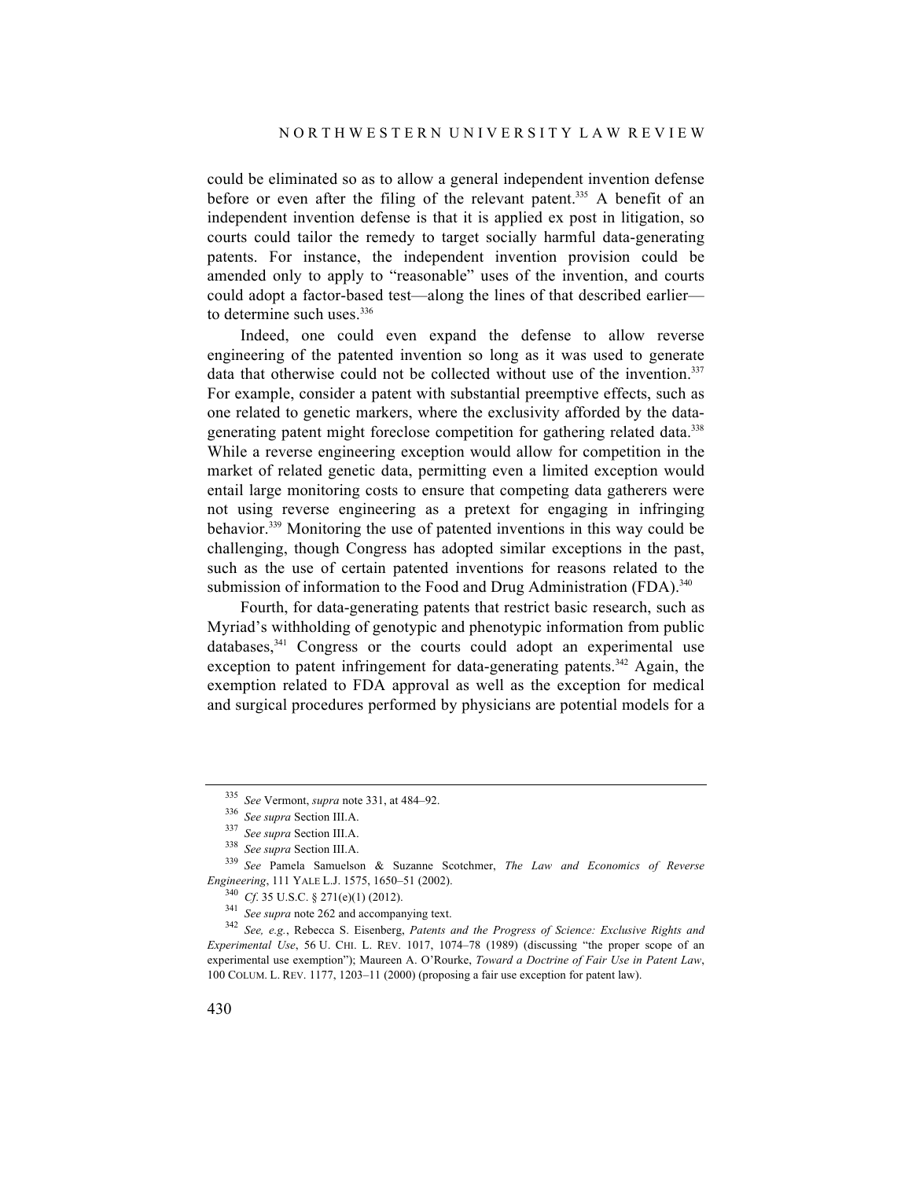could be eliminated so as to allow a general independent invention defense before or even after the filing of the relevant patent.[335] A benefit of an independent invention defense is that it is applied ex post in litigation, so courts could tailor the remedy to target socially harmful data-generating patents. For instance, the independent invention provision could be amended only to apply to "reasonable" uses of the invention, and courts could adopt a factor-based test—along the lines of that described earlier—to determine such uses.[336]

Indeed, one could even expand the defense to allow reverse engineering of the patented invention so long as it was used to generate data that otherwise could not be collected without use of the invention.[337] For example, consider a patent with substantial preemptive effects, such as one related to genetic markers, where the exclusivity afforded by the data-generating patent might foreclose competition for gathering related data.[338] While a reverse engineering exception would allow for competition in the market of related genetic data, permitting even a limited exception would entail large monitoring costs to ensure that competing data gatherers were not using reverse engineering as a pretext for engaging in infringing behavior.[339] Monitoring the use of patented inventions in this way could be challenging, though Congress has adopted similar exceptions in the past, such as the use of certain patented inventions for reasons related to the submission of information to the Food and Drug Administration (FDA).[340]

Fourth, for data-generating patents that restrict basic research, such as Myriad's withholding of genotypic and phenotypic information from public databases,[341] Congress or the courts could adopt an experimental use exception to patent infringement for data-generating patents.[342] Again, the exemption related to FDA approval as well as the exception for medical and surgical procedures performed by physicians are potential models for a

---

[335] *See* Vermont, *supra* note 331, at 484–92.

[336] *See supra* Section III.A.

[337] *See supra* Section III.A.

[338] *See supra* Section III.A.

[339] *See* Pamela Samuelson & Suzanne Scotchmer, *The Law and Economics of Reverse Engineering*, 111 YALE L.J. 1575, 1650–51 (2002).

[340] *Cf.* 35 U.S.C. § 271(e)(1) (2012).

[341] *See supra* note 262 and accompanying text.

[342] *See, e.g.*, Rebecca S. Eisenberg, *Patents and the Progress of Science: Exclusive Rights and Experimental Use*, 56 U. CHI. L. REV. 1017, 1074–78 (1989) (discussing "the proper scope of an experimental use exemption"); Maureen A. O'Rourke, *Toward a Doctrine of Fair Use in Patent Law*, 100 COLUM. L. REV. 1177, 1203–11 (2000) (proposing a fair use exception for patent law).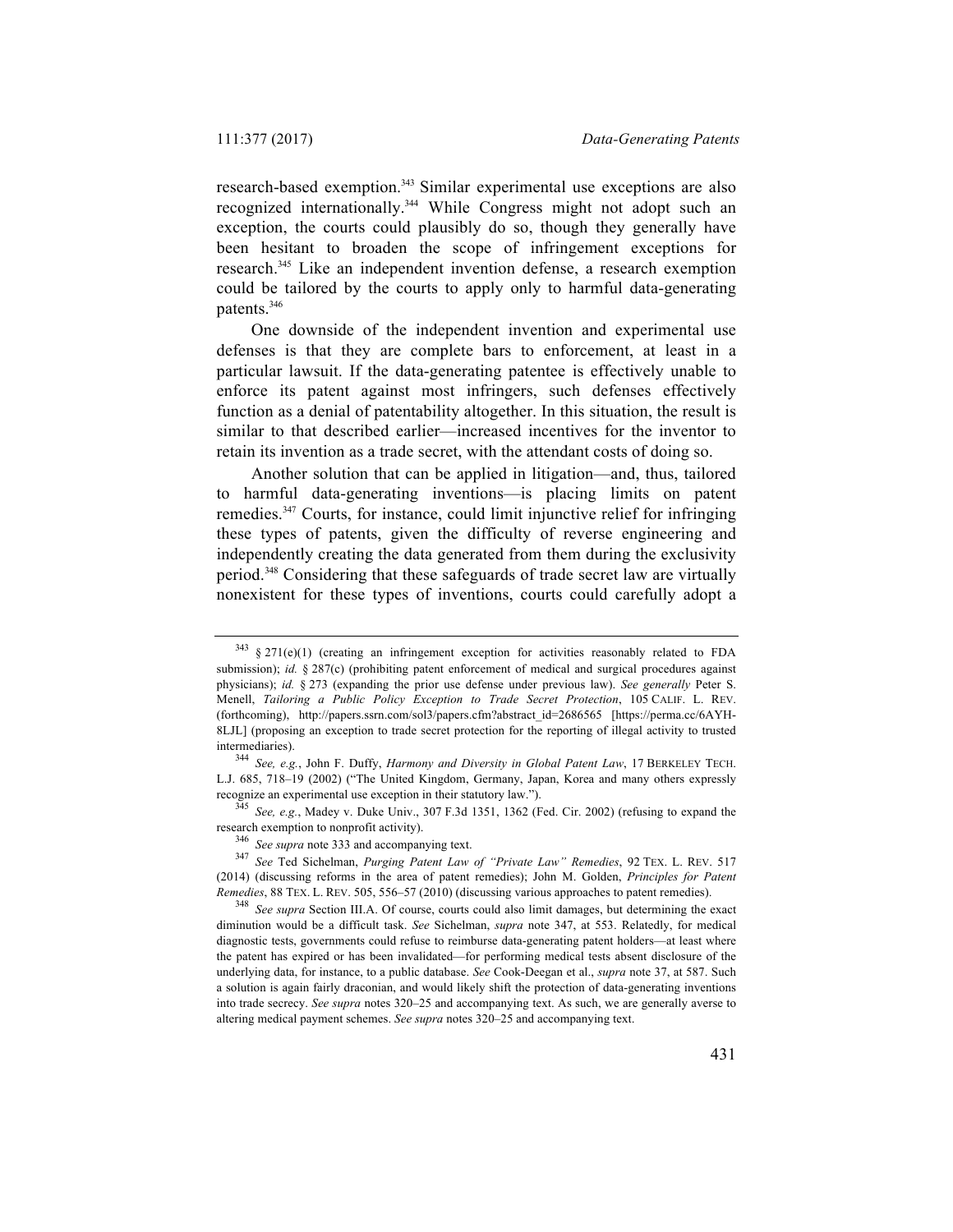research-based exemption.[343] Similar experimental use exceptions are also recognized internationally.[344] While Congress might not adopt such an exception, the courts could plausibly do so, though they generally have been hesitant to broaden the scope of infringement exceptions for research.[345] Like an independent invention defense, a research exemption could be tailored by the courts to apply only to harmful data-generating patents.[346]

One downside of the independent invention and experimental use defenses is that they are complete bars to enforcement, at least in a particular lawsuit. If the data-generating patentee is effectively unable to enforce its patent against most infringers, such defenses effectively function as a denial of patentability altogether. In this situation, the result is similar to that described earlier—increased incentives for the inventor to retain its invention as a trade secret, with the attendant costs of doing so.

Another solution that can be applied in litigation—and, thus, tailored to harmful data-generating inventions—is placing limits on patent remedies.[347] Courts, for instance, could limit injunctive relief for infringing these types of patents, given the difficulty of reverse engineering and independently creating the data generated from them during the exclusivity period.[348] Considering that these safeguards of trade secret law are virtually nonexistent for these types of inventions, courts could carefully adopt a

---

[343] § 271(e)(1) (creating an infringement exception for activities reasonably related to FDA submission); *id.* § 287(c) (prohibiting patent enforcement of medical and surgical procedures against physicians); *id.* § 273 (expanding the prior use defense under previous law). *See generally* Peter S. Menell, *Tailoring a Public Policy Exception to Trade Secret Protection*, 105 CALIF. L. REV. (forthcoming), http://papers.ssrn.com/sol3/papers.cfm?abstract_id=2686565 [https://perma.cc/6AYH-8LJL] (proposing an exception to trade secret protection for the reporting of illegal activity to trusted intermediaries).

[344] *See, e.g.*, John F. Duffy, *Harmony and Diversity in Global Patent Law*, 17 BERKELEY TECH. L.J. 685, 718–19 (2002) ("The United Kingdom, Germany, Japan, Korea and many others expressly recognize an experimental use exception in their statutory law.").

[345] *See, e.g.*, Madey v. Duke Univ., 307 F.3d 1351, 1362 (Fed. Cir. 2002) (refusing to expand the research exemption to nonprofit activity).

[346] *See supra* note 333 and accompanying text.

[347] *See* Ted Sichelman, *Purging Patent Law of "Private Law" Remedies*, 92 TEX. L. REV. 517 (2014) (discussing reforms in the area of patent remedies); John M. Golden, *Principles for Patent Remedies*, 88 TEX. L. REV. 505, 556–57 (2010) (discussing various approaches to patent remedies).

[348] *See supra* Section III.A. Of course, courts could also limit damages, but determining the exact diminution would be a difficult task. *See* Sichelman, *supra* note 347, at 553. Relatedly, for medical diagnostic tests, governments could refuse to reimburse data-generating patent holders—at least where the patent has expired or has been invalidated—for performing medical tests absent disclosure of the underlying data, for instance, to a public database. *See* Cook-Deegan et al., *supra* note 37, at 587. Such a solution is again fairly draconian, and would likely shift the protection of data-generating inventions into trade secrecy. *See supra* notes 320–25 and accompanying text. As such, we are generally averse to altering medical payment schemes. *See supra* notes 320–25 and accompanying text.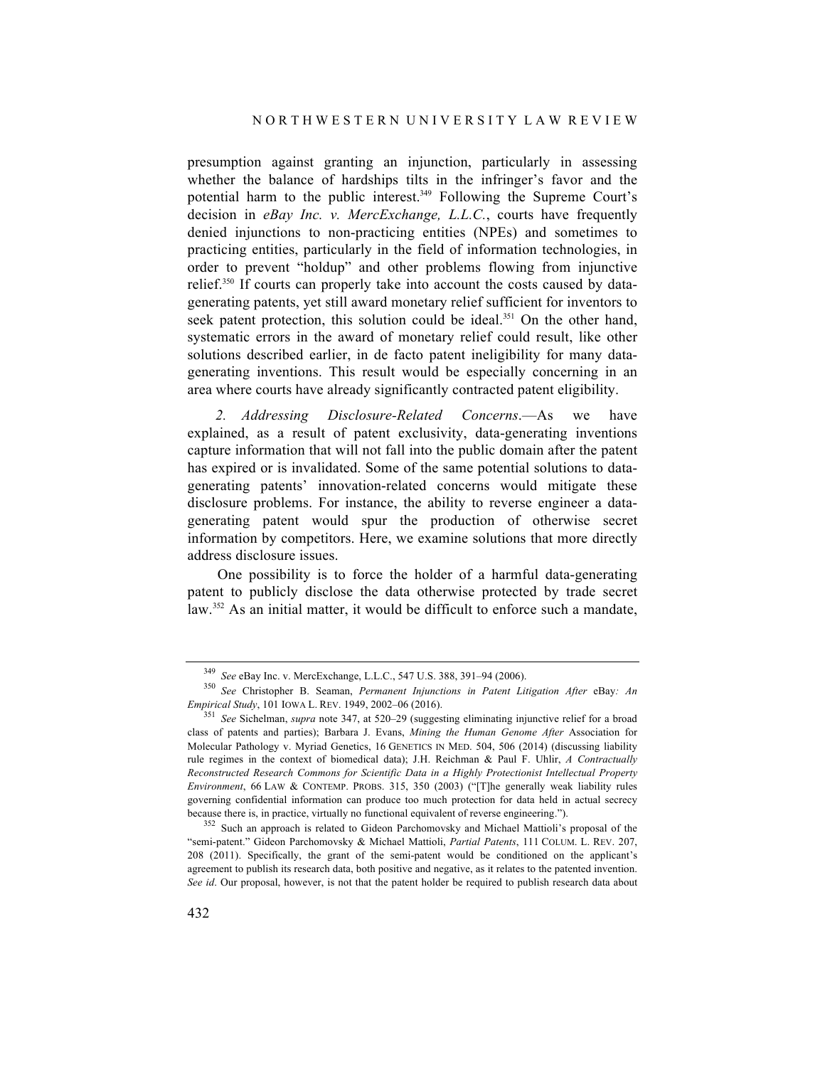presumption against granting an injunction, particularly in assessing whether the balance of hardships tilts in the infringer's favor and the potential harm to the public interest.[349] Following the Supreme Court's decision in *eBay Inc. v. MercExchange, L.L.C.*, courts have frequently denied injunctions to non-practicing entities (NPEs) and sometimes to practicing entities, particularly in the field of information technologies, in order to prevent "holdup" and other problems flowing from injunctive relief.[350] If courts can properly take into account the costs caused by data-generating patents, yet still award monetary relief sufficient for inventors to seek patent protection, this solution could be ideal.[351] On the other hand, systematic errors in the award of monetary relief could result, like other solutions described earlier, in de facto patent ineligibility for many data-generating inventions. This result would be especially concerning in an area where courts have already significantly contracted patent eligibility.

*2. Addressing Disclosure-Related Concerns*.—As we have explained, as a result of patent exclusivity, data-generating inventions capture information that will not fall into the public domain after the patent has expired or is invalidated. Some of the same potential solutions to data-generating patents' innovation-related concerns would mitigate these disclosure problems. For instance, the ability to reverse engineer a data-generating patent would spur the production of otherwise secret information by competitors. Here, we examine solutions that more directly address disclosure issues.

One possibility is to force the holder of a harmful data-generating patent to publicly disclose the data otherwise protected by trade secret law.[352] As an initial matter, it would be difficult to enforce such a mandate,

---

[349] *See* eBay Inc. v. MercExchange, L.L.C., 547 U.S. 388, 391–94 (2006).

[350] *See* Christopher B. Seaman, *Permanent Injunctions in Patent Litigation After* eBay*: An Empirical Study*, 101 IOWA L. REV. 1949, 2002–06 (2016).

[351] *See* Sichelman, *supra* note 347, at 520–29 (suggesting eliminating injunctive relief for a broad class of patents and parties); Barbara J. Evans, *Mining the Human Genome After* Association for Molecular Pathology v. Myriad Genetics, 16 GENETICS IN MED. 504, 506 (2014) (discussing liability rule regimes in the context of biomedical data); J.H. Reichman & Paul F. Uhlir, *A Contractually Reconstructed Research Commons for Scientific Data in a Highly Protectionist Intellectual Property Environment*, 66 LAW & CONTEMP. PROBS. 315, 350 (2003) ("[T]he generally weak liability rules governing confidential information can produce too much protection for data held in actual secrecy because there is, in practice, virtually no functional equivalent of reverse engineering.").

[352] Such an approach is related to Gideon Parchomovsky and Michael Mattioli's proposal of the "semi-patent." Gideon Parchomovsky & Michael Mattioli, *Partial Patents*, 111 COLUM. L. REV. 207, 208 (2011). Specifically, the grant of the semi-patent would be conditioned on the applicant's agreement to publish its research data, both positive and negative, as it relates to the patented invention. *See id*. Our proposal, however, is not that the patent holder be required to publish research data about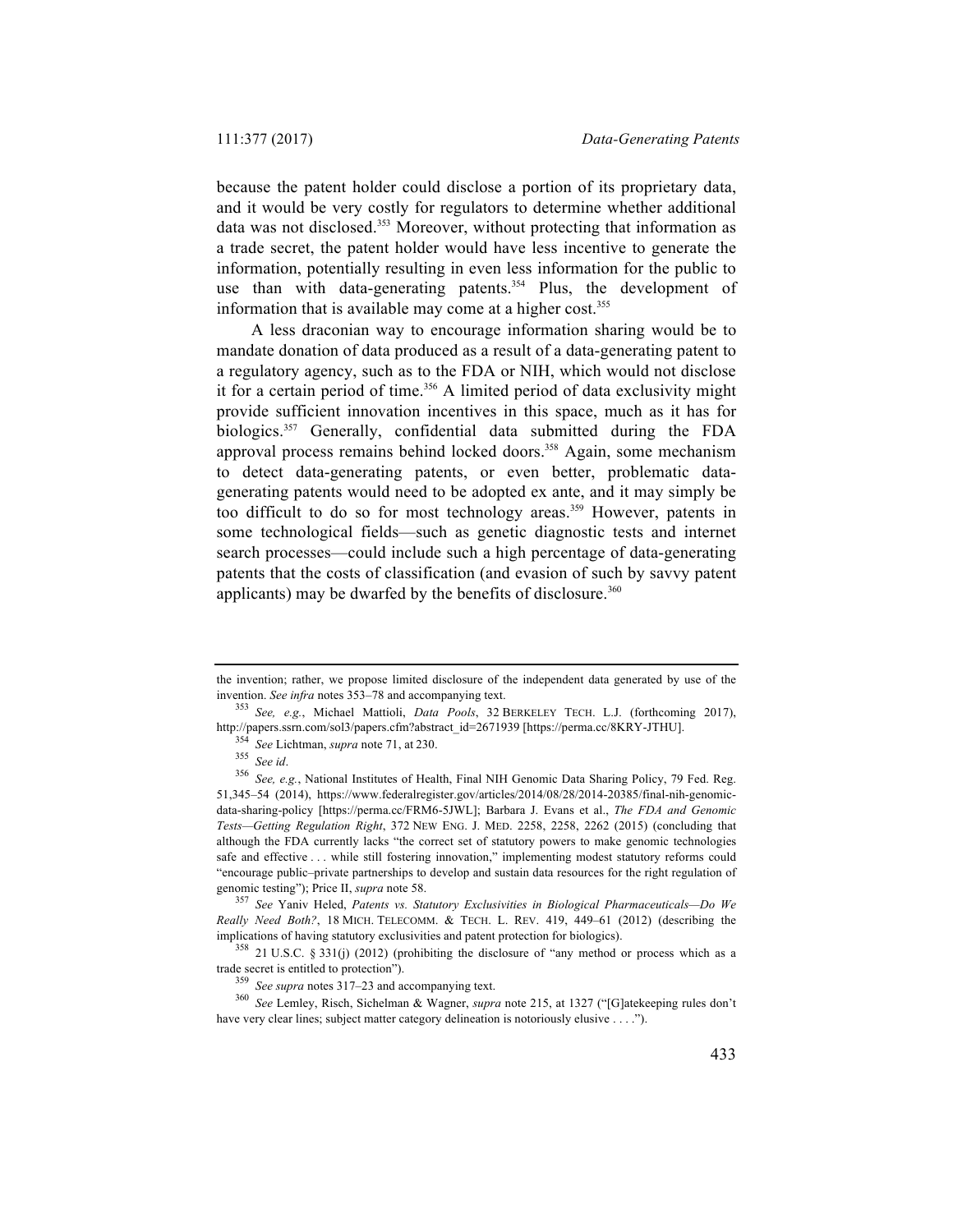because the patent holder could disclose a portion of its proprietary data, and it would be very costly for regulators to determine whether additional data was not disclosed.[353] Moreover, without protecting that information as a trade secret, the patent holder would have less incentive to generate the information, potentially resulting in even less information for the public to use than with data-generating patents.[354] Plus, the development of information that is available may come at a higher cost.[355]

A less draconian way to encourage information sharing would be to mandate donation of data produced as a result of a data-generating patent to a regulatory agency, such as to the FDA or NIH, which would not disclose it for a certain period of time.[356] A limited period of data exclusivity might provide sufficient innovation incentives in this space, much as it has for biologics.[357] Generally, confidential data submitted during the FDA approval process remains behind locked doors.[358] Again, some mechanism to detect data-generating patents, or even better, problematic data-generating patents would need to be adopted ex ante, and it may simply be too difficult to do so for most technology areas.[359] However, patents in some technological fields—such as genetic diagnostic tests and internet search processes—could include such a high percentage of data-generating patents that the costs of classification (and evasion of such by savvy patent applicants) may be dwarfed by the benefits of disclosure.[360]

---

the invention; rather, we propose limited disclosure of the independent data generated by use of the invention. *See infra* notes 353–78 and accompanying text.

[353] *See, e.g.*, Michael Mattioli, *Data Pools*, 32 BERKELEY TECH. L.J. (forthcoming 2017), http://papers.ssrn.com/sol3/papers.cfm?abstract_id=2671939 [https://perma.cc/8KRY-JTHU].

[354] *See* Lichtman, *supra* note 71, at 230.

[355] *See id*.

[356] *See, e.g.*, National Institutes of Health, Final NIH Genomic Data Sharing Policy, 79 Fed. Reg. 51,345–54 (2014), https://www.federalregister.gov/articles/2014/08/28/2014-20385/final-nih-genomic-data-sharing-policy [https://perma.cc/FRM6-5JWL]; Barbara J. Evans et al., *The FDA and Genomic Tests—Getting Regulation Right*, 372 NEW ENG. J. MED. 2258, 2258, 2262 (2015) (concluding that although the FDA currently lacks "the correct set of statutory powers to make genomic technologies safe and effective . . . while still fostering innovation," implementing modest statutory reforms could "encourage public–private partnerships to develop and sustain data resources for the right regulation of genomic testing"); Price II, *supra* note 58.

[357] *See* Yaniv Heled, *Patents vs. Statutory Exclusivities in Biological Pharmaceuticals—Do We Really Need Both?*, 18 MICH. TELECOMM. & TECH. L. REV. 419, 449–61 (2012) (describing the implications of having statutory exclusivities and patent protection for biologics).

[358] 21 U.S.C. § 331(j) (2012) (prohibiting the disclosure of "any method or process which as a trade secret is entitled to protection").

[359] *See supra* notes 317–23 and accompanying text.

[360] *See* Lemley, Risch, Sichelman & Wagner, *supra* note 215, at 1327 ("[G]atekeeping rules don't have very clear lines; subject matter category delineation is notoriously elusive . . . .").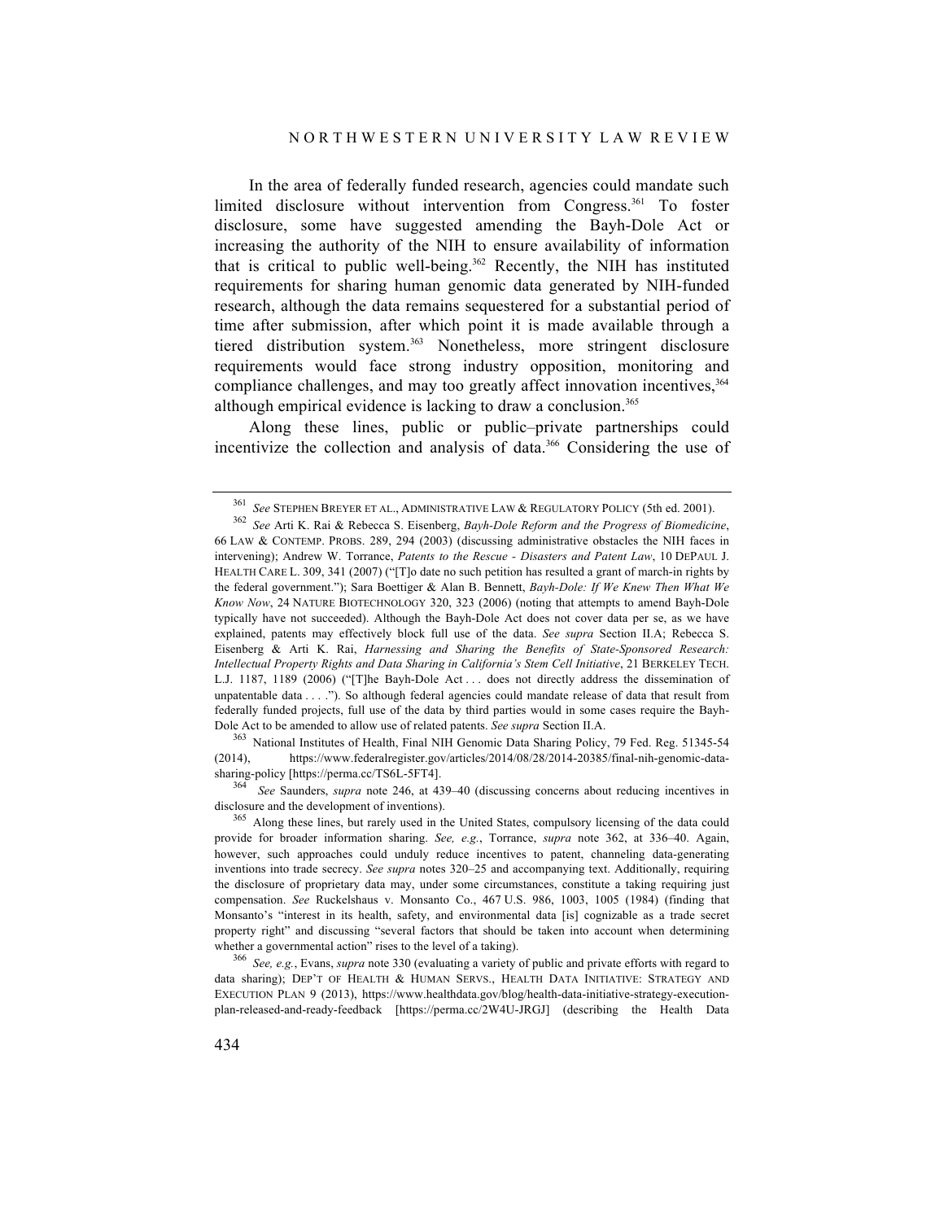In the area of federally funded research, agencies could mandate such limited disclosure without intervention from Congress.[361] To foster disclosure, some have suggested amending the Bayh-Dole Act or increasing the authority of the NIH to ensure availability of information that is critical to public well-being.[362] Recently, the NIH has instituted requirements for sharing human genomic data generated by NIH-funded research, although the data remains sequestered for a substantial period of time after submission, after which point it is made available through a tiered distribution system.[363] Nonetheless, more stringent disclosure requirements would face strong industry opposition, monitoring and compliance challenges, and may too greatly affect innovation incentives,[364] although empirical evidence is lacking to draw a conclusion.[365]

Along these lines, public or public–private partnerships could incentivize the collection and analysis of data.[366] Considering the use of

---

[361] *See* STEPHEN BREYER ET AL., ADMINISTRATIVE LAW & REGULATORY POLICY (5th ed. 2001).

[362] *See* Arti K. Rai & Rebecca S. Eisenberg, *Bayh-Dole Reform and the Progress of Biomedicine*, 66 LAW & CONTEMP. PROBS. 289, 294 (2003) (discussing administrative obstacles the NIH faces in intervening); Andrew W. Torrance, *Patents to the Rescue - Disasters and Patent Law*, 10 DEPAUL J. HEALTH CARE L. 309, 341 (2007) ("[T]o date no such petition has resulted a grant of march-in rights by the federal government."); Sara Boettiger & Alan B. Bennett, *Bayh-Dole: If We Knew Then What We Know Now*, 24 NATURE BIOTECHNOLOGY 320, 323 (2006) (noting that attempts to amend Bayh-Dole typically have not succeeded). Although the Bayh-Dole Act does not cover data per se, as we have explained, patents may effectively block full use of the data. *See supra* Section II.A; Rebecca S. Eisenberg & Arti K. Rai, *Harnessing and Sharing the Benefits of State-Sponsored Research: Intellectual Property Rights and Data Sharing in California's Stem Cell Initiative*, 21 BERKELEY TECH. L.J. 1187, 1189 (2006) ("[T]he Bayh-Dole Act . . . does not directly address the dissemination of unpatentable data . . . ."). So although federal agencies could mandate release of data that result from federally funded projects, full use of the data by third parties would in some cases require the Bayh-Dole Act to be amended to allow use of related patents. *See supra* Section II.A.

[363] National Institutes of Health, Final NIH Genomic Data Sharing Policy, 79 Fed. Reg. 51345-54 (2014), https://www.federalregister.gov/articles/2014/08/28/2014-20385/final-nih-genomic-data-sharing-policy [https://perma.cc/TS6L-5FT4].

[364] *See* Saunders, *supra* note 246, at 439–40 (discussing concerns about reducing incentives in disclosure and the development of inventions).

[365] Along these lines, but rarely used in the United States, compulsory licensing of the data could provide for broader information sharing. *See, e.g.*, Torrance, *supra* note 362, at 336–40. Again, however, such approaches could unduly reduce incentives to patent, channeling data-generating inventions into trade secrecy. *See supra* notes 320–25 and accompanying text. Additionally, requiring the disclosure of proprietary data may, under some circumstances, constitute a taking requiring just compensation. *See* Ruckelshaus v. Monsanto Co., 467 U.S. 986, 1003, 1005 (1984) (finding that Monsanto's "interest in its health, safety, and environmental data [is] cognizable as a trade secret property right" and discussing "several factors that should be taken into account when determining whether a governmental action" rises to the level of a taking).

[366] *See, e.g.*, Evans, *supra* note 330 (evaluating a variety of public and private efforts with regard to data sharing); DEP'T OF HEALTH & HUMAN SERVS., HEALTH DATA INITIATIVE: STRATEGY AND EXECUTION PLAN 9 (2013), https://www.healthdata.gov/blog/health-data-initiative-strategy-execution-plan-released-and-ready-feedback [https://perma.cc/2W4U-JRGJ] (describing the Health Data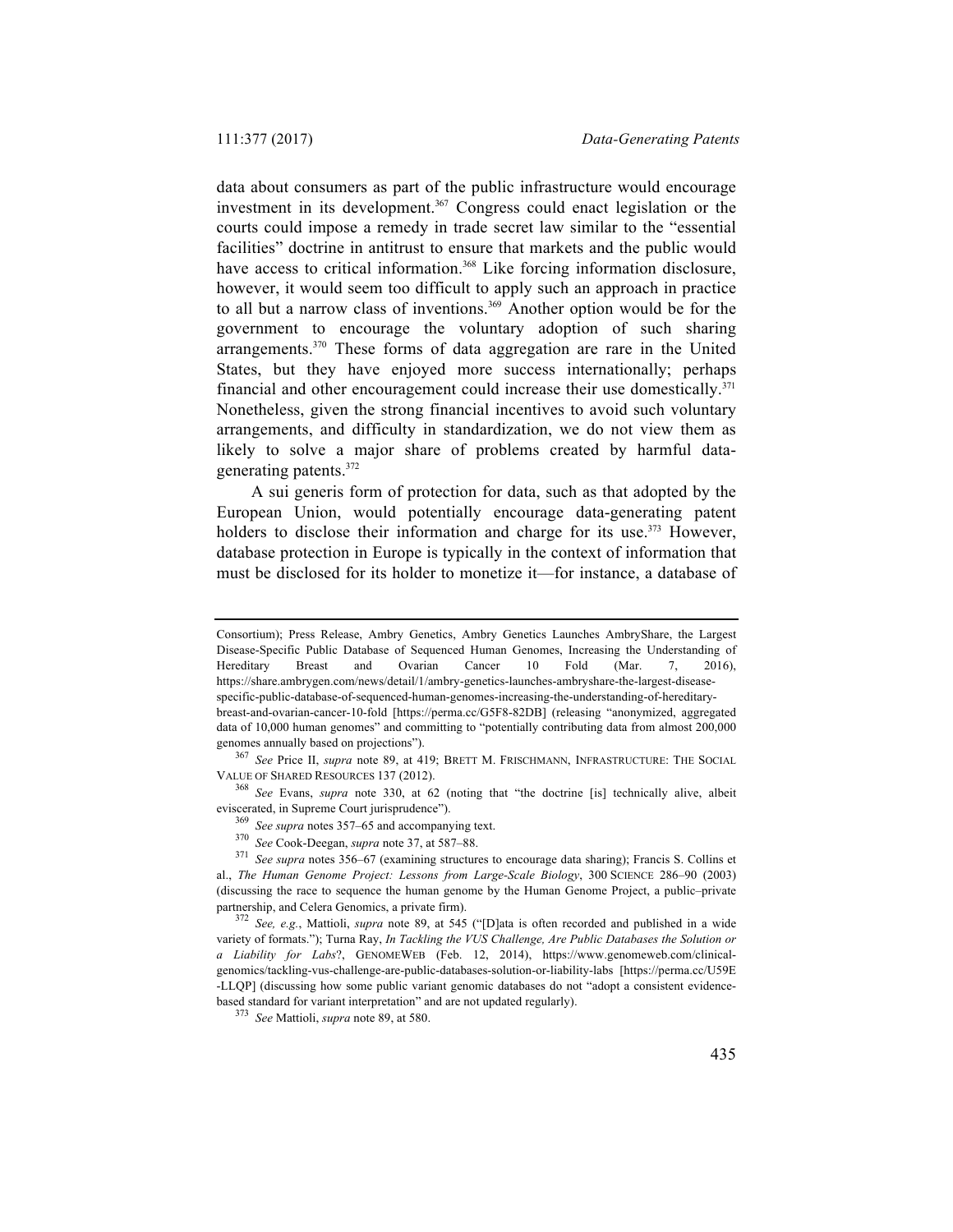data about consumers as part of the public infrastructure would encourage investment in its development.[367] Congress could enact legislation or the courts could impose a remedy in trade secret law similar to the "essential facilities" doctrine in antitrust to ensure that markets and the public would have access to critical information.[368] Like forcing information disclosure, however, it would seem too difficult to apply such an approach in practice to all but a narrow class of inventions.[369] Another option would be for the government to encourage the voluntary adoption of such sharing arrangements.[370] These forms of data aggregation are rare in the United States, but they have enjoyed more success internationally; perhaps financial and other encouragement could increase their use domestically.[371] Nonetheless, given the strong financial incentives to avoid such voluntary arrangements, and difficulty in standardization, we do not view them as likely to solve a major share of problems created by harmful data-generating patents.[372]

A sui generis form of protection for data, such as that adopted by the European Union, would potentially encourage data-generating patent holders to disclose their information and charge for its use.[373] However, database protection in Europe is typically in the context of information that must be disclosed for its holder to monetize it—for instance, a database of

---

Consortium); Press Release, Ambry Genetics, Ambry Genetics Launches AmbryShare, the Largest Disease-Specific Public Database of Sequenced Human Genomes, Increasing the Understanding of Hereditary Breast and Ovarian Cancer 10 Fold (Mar. 7, 2016), https://share.ambrygen.com/news/detail/1/ambry-genetics-launches-ambryshare-the-largest-disease-specific-public-database-of-sequenced-human-genomes-increasing-the-understanding-of-hereditary-breast-and-ovarian-cancer-10-fold [https://perma.cc/G5F8-82DB] (releasing "anonymized, aggregated data of 10,000 human genomes" and committing to "potentially contributing data from almost 200,000 genomes annually based on projections").

[367] *See* Price II, *supra* note 89, at 419; BRETT M. FRISCHMANN, INFRASTRUCTURE: THE SOCIAL VALUE OF SHARED RESOURCES 137 (2012).

[368] *See* Evans, *supra* note 330, at 62 (noting that "the doctrine [is] technically alive, albeit eviscerated, in Supreme Court jurisprudence").

[369] *See supra* notes 357–65 and accompanying text.

[370] *See* Cook-Deegan, *supra* note 37, at 587–88.

[371] *See supra* notes 356–67 (examining structures to encourage data sharing); Francis S. Collins et al., *The Human Genome Project: Lessons from Large-Scale Biology*, 300 SCIENCE 286–90 (2003) (discussing the race to sequence the human genome by the Human Genome Project, a public–private partnership, and Celera Genomics, a private firm).

[372] *See, e.g.*, Mattioli, *supra* note 89, at 545 ("[D]ata is often recorded and published in a wide variety of formats."); Turna Ray, *In Tackling the VUS Challenge, Are Public Databases the Solution or a Liability for Labs*?, GENOMEWEB (Feb. 12, 2014), https://www.genomeweb.com/clinical-genomics/tackling-vus-challenge-are-public-databases-solution-or-liability-labs [https://perma.cc/U59E-LLQP] (discussing how some public variant genomic databases do not "adopt a consistent evidence-based standard for variant interpretation" and are not updated regularly).

[373] *See* Mattioli, *supra* note 89, at 580.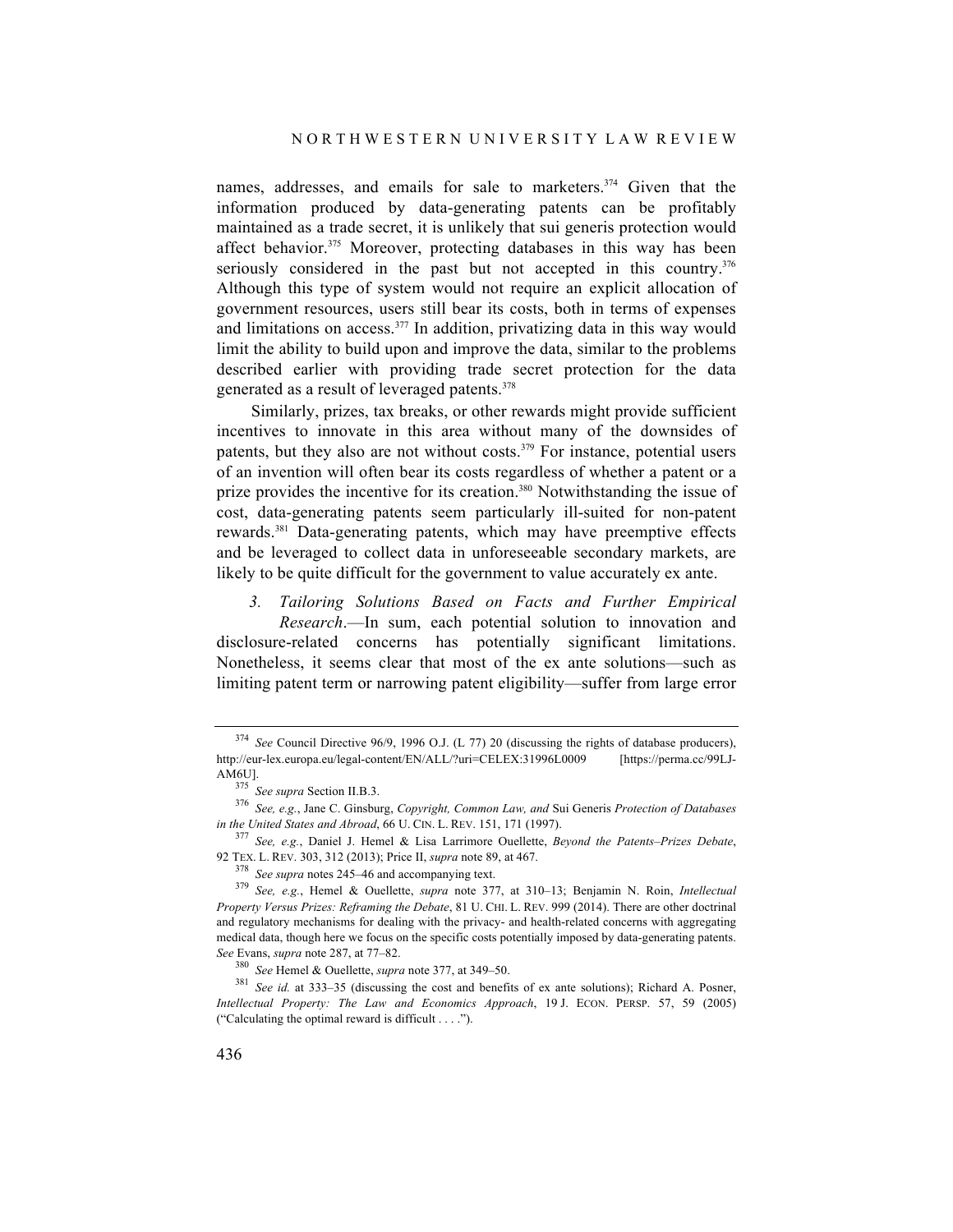names, addresses, and emails for sale to marketers.[374] Given that the information produced by data-generating patents can be profitably maintained as a trade secret, it is unlikely that sui generis protection would affect behavior.[375] Moreover, protecting databases in this way has been seriously considered in the past but not accepted in this country.[376] Although this type of system would not require an explicit allocation of government resources, users still bear its costs, both in terms of expenses and limitations on access.[377] In addition, privatizing data in this way would limit the ability to build upon and improve the data, similar to the problems described earlier with providing trade secret protection for the data generated as a result of leveraged patents.[378]

Similarly, prizes, tax breaks, or other rewards might provide sufficient incentives to innovate in this area without many of the downsides of patents, but they also are not without costs.[379] For instance, potential users of an invention will often bear its costs regardless of whether a patent or a prize provides the incentive for its creation.[380] Notwithstanding the issue of cost, data-generating patents seem particularly ill-suited for non-patent rewards.[381] Data-generating patents, which may have preemptive effects and be leveraged to collect data in unforeseeable secondary markets, are likely to be quite difficult for the government to value accurately ex ante.

*3. Tailoring Solutions Based on Facts and Further Empirical Research*.—In sum, each potential solution to innovation and disclosure-related concerns has potentially significant limitations. Nonetheless, it seems clear that most of the ex ante solutions—such as limiting patent term or narrowing patent eligibility—suffer from large error

---

[374] *See* Council Directive 96/9, 1996 O.J. (L 77) 20 (discussing the rights of database producers), http://eur-lex.europa.eu/legal-content/EN/ALL/?uri=CELEX:31996L0009 [https://perma.cc/99LJ-AM6U].

[375] *See supra* Section II.B.3.

[376] *See, e.g.*, Jane C. Ginsburg, *Copyright, Common Law, and* Sui Generis *Protection of Databases in the United States and Abroad*, 66 U. CIN. L. REV. 151, 171 (1997).

[377] *See, e.g.*, Daniel J. Hemel & Lisa Larrimore Ouellette, *Beyond the Patents–Prizes Debate*, 92 TEX. L. REV. 303, 312 (2013); Price II, *supra* note 89, at 467.

[378] *See supra* notes 245–46 and accompanying text.

[379] *See, e.g.*, Hemel & Ouellette, *supra* note 377, at 310–13; Benjamin N. Roin, *Intellectual Property Versus Prizes: Reframing the Debate*, 81 U. CHI. L. REV. 999 (2014). There are other doctrinal and regulatory mechanisms for dealing with the privacy- and health-related concerns with aggregating medical data, though here we focus on the specific costs potentially imposed by data-generating patents. *See* Evans, *supra* note 287, at 77–82.

[380] *See* Hemel & Ouellette, *supra* note 377, at 349–50.

[381] *See id.* at 333–35 (discussing the cost and benefits of ex ante solutions); Richard A. Posner, *Intellectual Property: The Law and Economics Approach*, 19 J. ECON. PERSP. 57, 59 (2005) ("Calculating the optimal reward is difficult . . . .").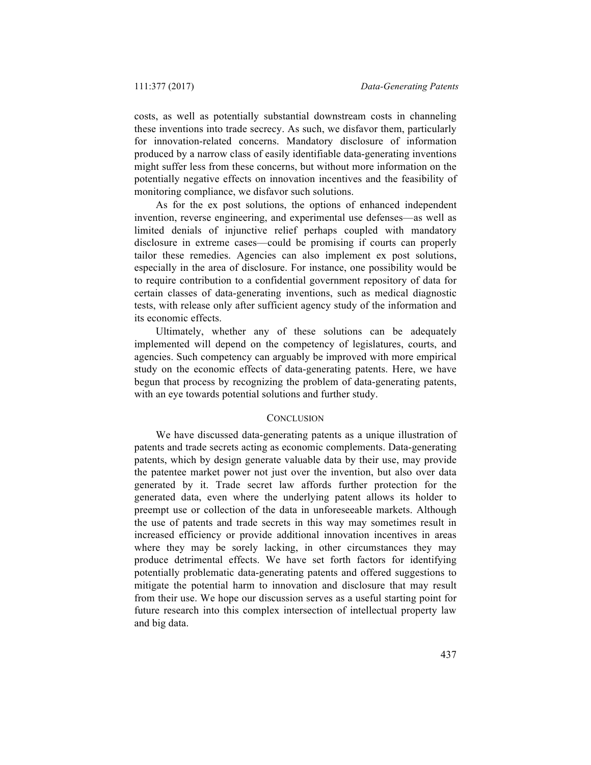costs, as well as potentially substantial downstream costs in channeling these inventions into trade secrecy. As such, we disfavor them, particularly for innovation-related concerns. Mandatory disclosure of information produced by a narrow class of easily identifiable data-generating inventions might suffer less from these concerns, but without more information on the potentially negative effects on innovation incentives and the feasibility of monitoring compliance, we disfavor such solutions.

As for the ex post solutions, the options of enhanced independent invention, reverse engineering, and experimental use defenses—as well as limited denials of injunctive relief perhaps coupled with mandatory disclosure in extreme cases—could be promising if courts can properly tailor these remedies. Agencies can also implement ex post solutions, especially in the area of disclosure. For instance, one possibility would be to require contribution to a confidential government repository of data for certain classes of data-generating inventions, such as medical diagnostic tests, with release only after sufficient agency study of the information and its economic effects.

Ultimately, whether any of these solutions can be adequately implemented will depend on the competency of legislatures, courts, and agencies. Such competency can arguably be improved with more empirical study on the economic effects of data-generating patents. Here, we have begun that process by recognizing the problem of data-generating patents, with an eye towards potential solutions and further study.

## CONCLUSION

We have discussed data-generating patents as a unique illustration of patents and trade secrets acting as economic complements. Data-generating patents, which by design generate valuable data by their use, may provide the patentee market power not just over the invention, but also over data generated by it. Trade secret law affords further protection for the generated data, even where the underlying patent allows its holder to preempt use or collection of the data in unforeseeable markets. Although the use of patents and trade secrets in this way may sometimes result in increased efficiency or provide additional innovation incentives in areas where they may be sorely lacking, in other circumstances they may produce detrimental effects. We have set forth factors for identifying potentially problematic data-generating patents and offered suggestions to mitigate the potential harm to innovation and disclosure that may result from their use. We hope our discussion serves as a useful starting point for future research into this complex intersection of intellectual property law and big data.